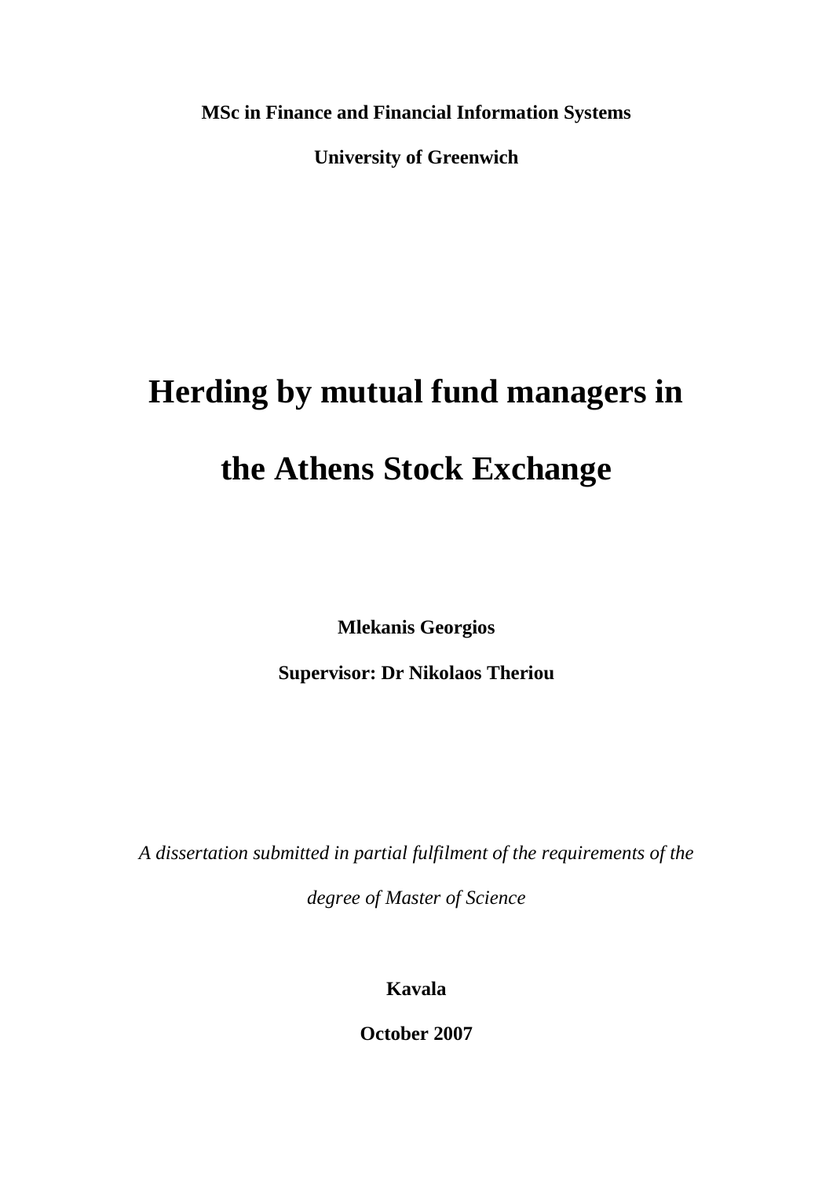**MSc in Finance and Financial Information Systems**

**University of Greenwich**

# Herding by mutual fund managers in the Athens Stock Exchange

**Mlekanis Georgios**

**Supervisor: Dr Nikolaos Theriou**

*A dissertation submitted in partial fulfilment of the requirements of the degree of Master of Science*

**Kavala**

**October 2007**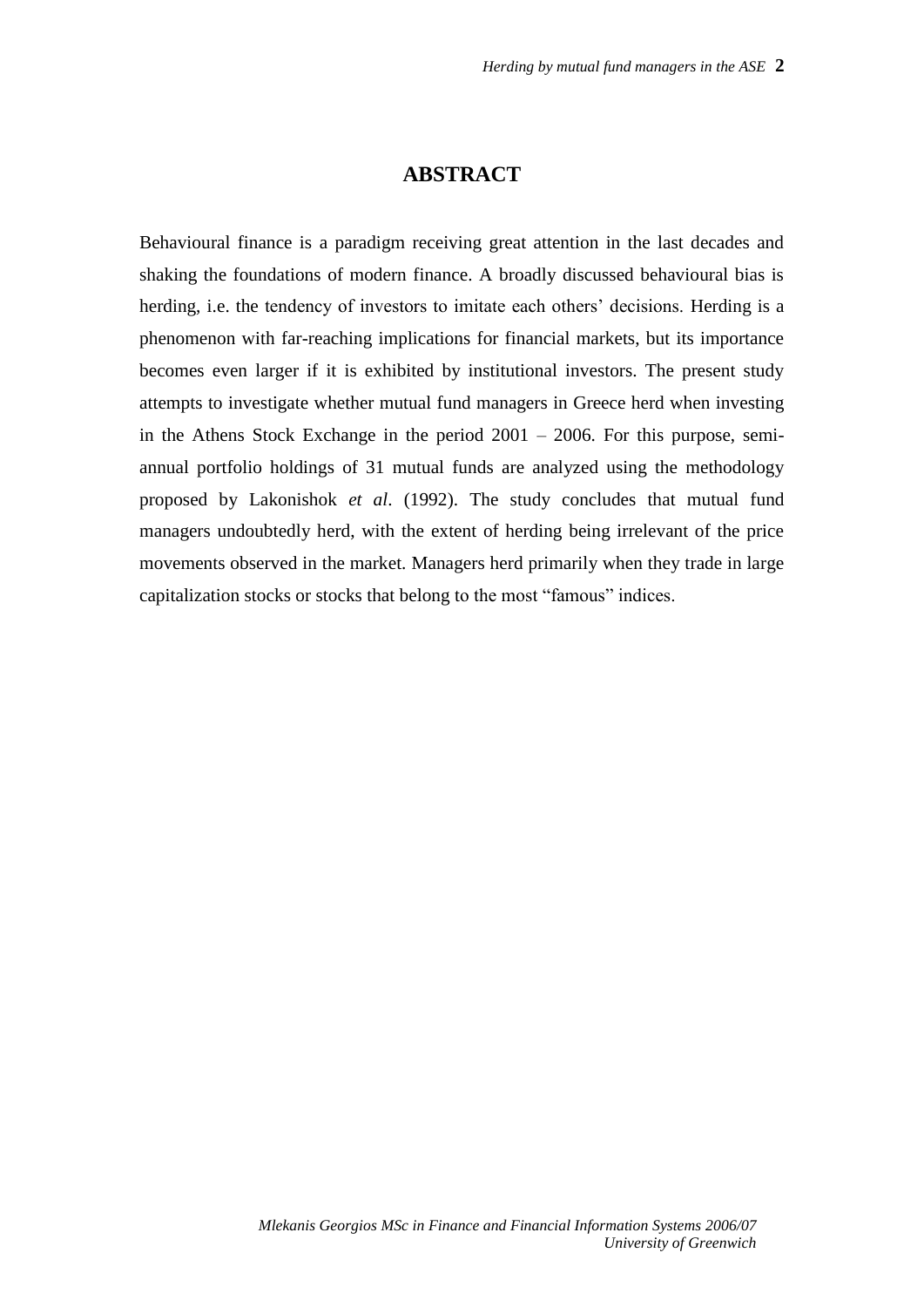# ABSTRACT

Behavioural finance is a paradigm receiving great attention in the last decades and shaking the foundations of modern finance. A broadly discussed behavioural bias is herding, i.e. the tendency of investors to imitate each others' decisions. Herding is a phenomenon with far-reaching implications for financial markets, but its importance becomes even larger if it is exhibited by institutional investors. The present study attempts to investigate whether mutual fund managers in Greece herd when investing in the Athens Stock Exchange in the period 2001 – 2006. For this purpose, semi-annual portfolio holdings of 31 mutual funds are analyzed using the methodology proposed by Lakonishok *et al*. (1992). The study concludes that mutual fund managers undoubtedly herd, with the extent of herding being irrelevant of the price movements observed in the market. Managers herd primarily when they trade in large capitalization stocks or stocks that belong to the most "famous" indices.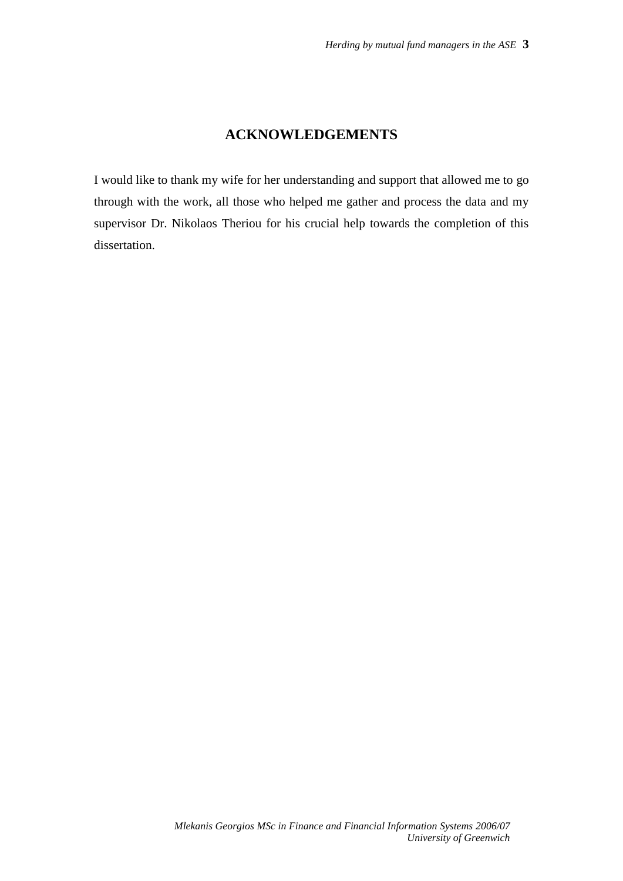## ACKNOWLEDGEMENTS

I would like to thank my wife for her understanding and support that allowed me to go through with the work, all those who helped me gather and process the data and my supervisor Dr. Nikolaos Theriou for his crucial help towards the completion of this dissertation.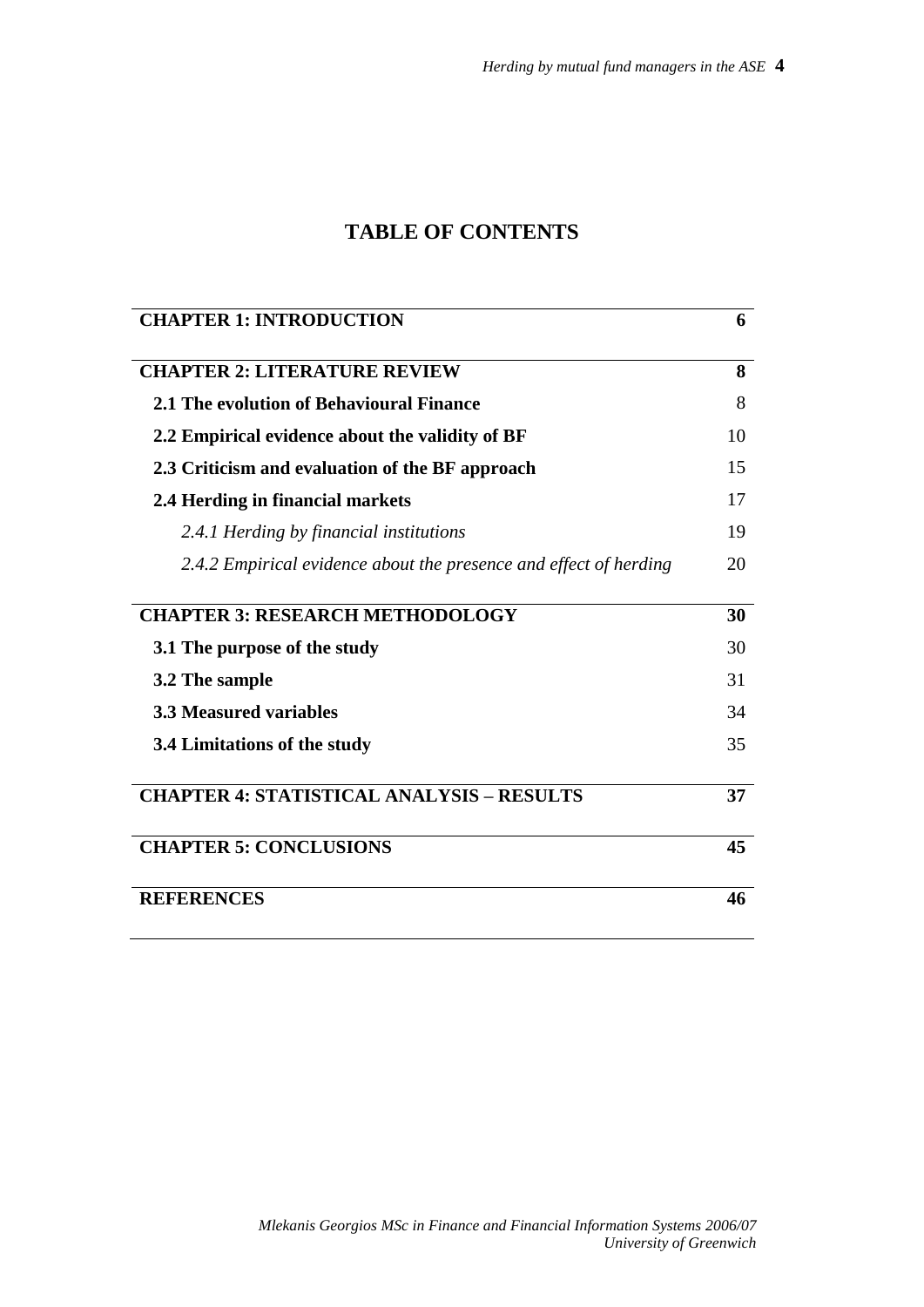# TABLE OF CONTENTS

| | |
|---|---|
| **CHAPTER 1: INTRODUCTION** | **6** |
| **CHAPTER 2: LITERATURE REVIEW** | **8** |
| **2.1 The evolution of Behavioural Finance** | 8 |
| **2.2 Empirical evidence about the validity of BF** | 10 |
| **2.3 Criticism and evaluation of the BF approach** | 15 |
| **2.4 Herding in financial markets** | 17 |
| *2.4.1 Herding by financial institutions* | 19 |
| *2.4.2 Empirical evidence about the presence and effect of herding* | 20 |
| **CHAPTER 3: RESEARCH METHODOLOGY** | **30** |
| **3.1 The purpose of the study** | 30 |
| **3.2 The sample** | 31 |
| **3.3 Measured variables** | 34 |
| **3.4 Limitations of the study** | 35 |
| **CHAPTER 4: STATISTICAL ANALYSIS – RESULTS** | **37** |
| **CHAPTER 5: CONCLUSIONS** | **45** |
| **REFERENCES** | **46** |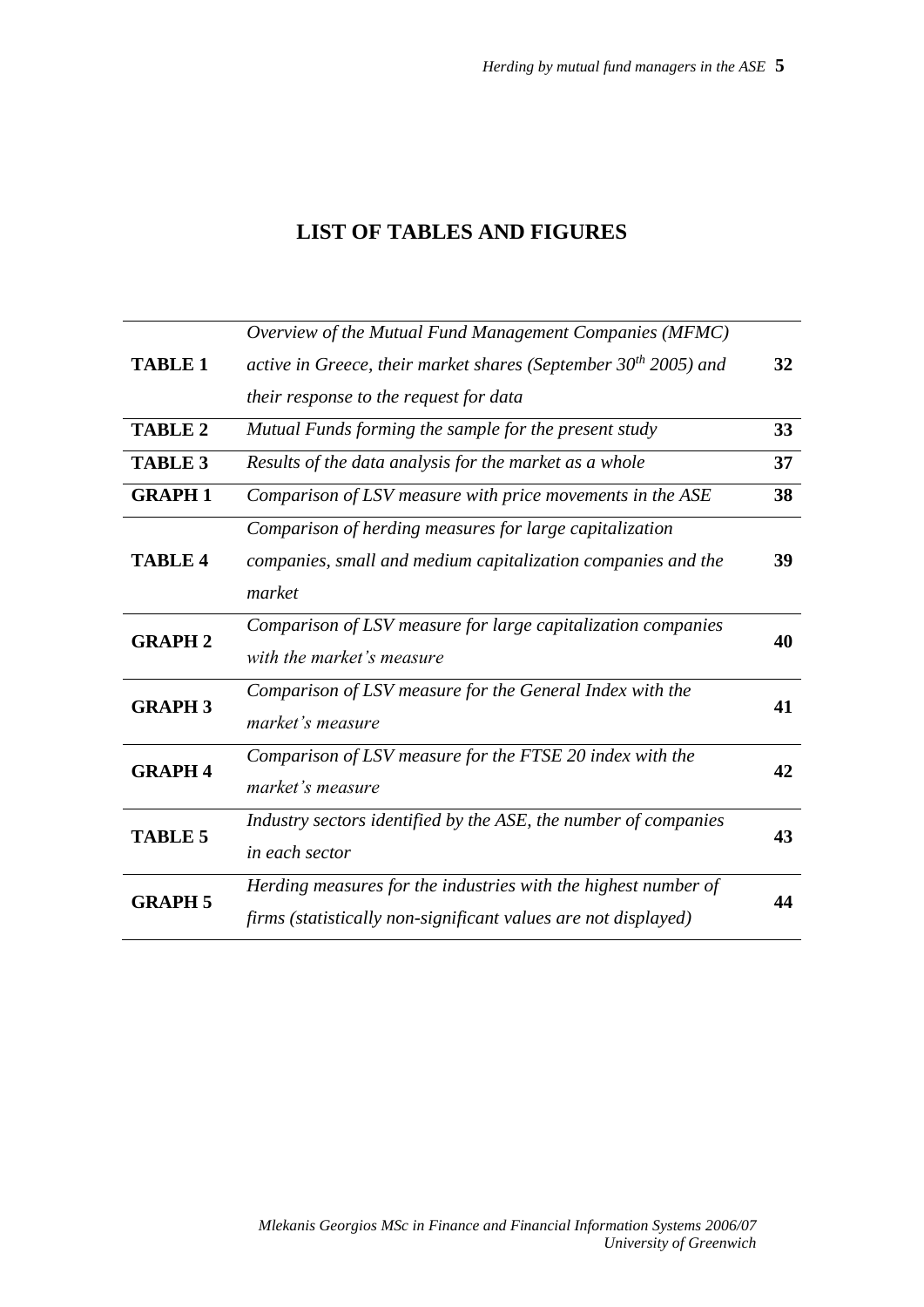# LIST OF TABLES AND FIGURES

| | | |
|---|---|---|
| **TABLE 1** | *Overview of the Mutual Fund Management Companies (MFMC) active in Greece, their market shares (September 30$^{th}$ 2005) and their response to the request for data* | **32** |
| **TABLE 2** | *Mutual Funds forming the sample for the present study* | **33** |
| **TABLE 3** | *Results of the data analysis for the market as a whole* | **37** |
| **GRAPH 1** | *Comparison of LSV measure with price movements in the ASE* | **38** |
| **TABLE 4** | *Comparison of herding measures for large capitalization companies, small and medium capitalization companies and the market* | **39** |
| **GRAPH 2** | *Comparison of LSV measure for large capitalization companies with the market's measure* | **40** |
| **GRAPH 3** | *Comparison of LSV measure for the General Index with the market's measure* | **41** |
| **GRAPH 4** | *Comparison of LSV measure for the FTSE 20 index with the market's measure* | **42** |
| **TABLE 5** | *Industry sectors identified by the ASE, the number of companies in each sector* | **43** |
| **GRAPH 5** | *Herding measures for the industries with the highest number of firms (statistically non-significant values are not displayed)* | **44** |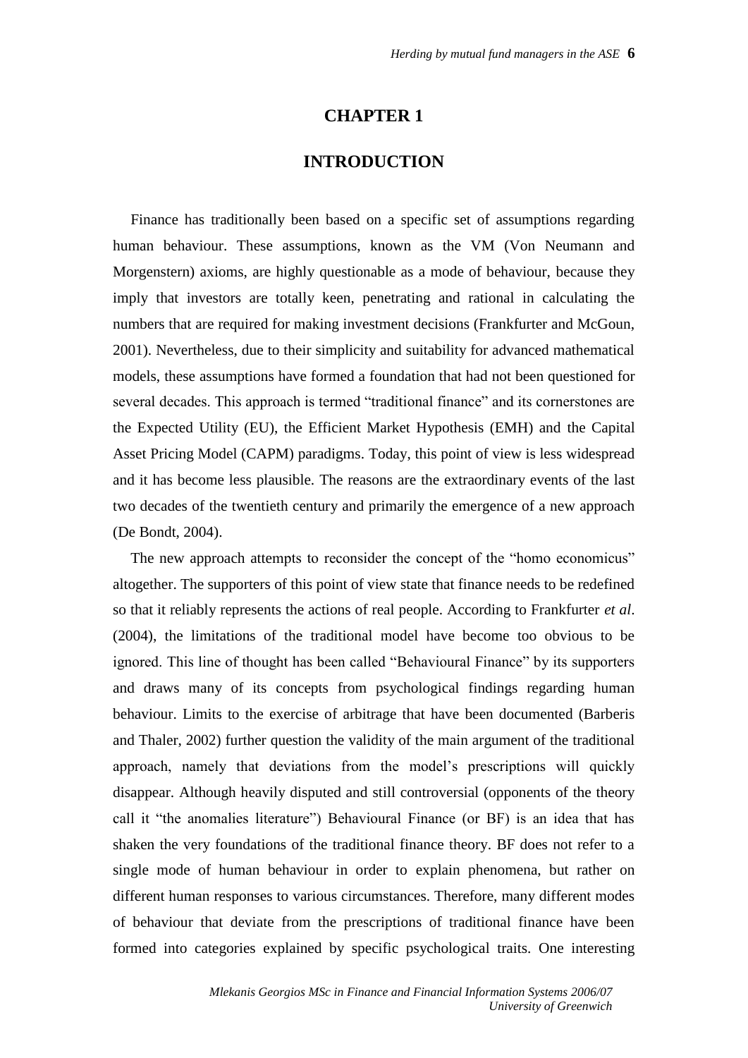# CHAPTER 1

# INTRODUCTION

Finance has traditionally been based on a specific set of assumptions regarding human behaviour. These assumptions, known as the VM (Von Neumann and Morgenstern) axioms, are highly questionable as a mode of behaviour, because they imply that investors are totally keen, penetrating and rational in calculating the numbers that are required for making investment decisions (Frankfurter and McGoun, 2001). Nevertheless, due to their simplicity and suitability for advanced mathematical models, these assumptions have formed a foundation that had not been questioned for several decades. This approach is termed "traditional finance" and its cornerstones are the Expected Utility (EU), the Efficient Market Hypothesis (EMH) and the Capital Asset Pricing Model (CAPM) paradigms. Today, this point of view is less widespread and it has become less plausible. The reasons are the extraordinary events of the last two decades of the twentieth century and primarily the emergence of a new approach (De Bondt, 2004).

The new approach attempts to reconsider the concept of the "homo economicus" altogether. The supporters of this point of view state that finance needs to be redefined so that it reliably represents the actions of real people. According to Frankfurter *et al*. (2004), the limitations of the traditional model have become too obvious to be ignored. This line of thought has been called "Behavioural Finance" by its supporters and draws many of its concepts from psychological findings regarding human behaviour. Limits to the exercise of arbitrage that have been documented (Barberis and Thaler, 2002) further question the validity of the main argument of the traditional approach, namely that deviations from the model's prescriptions will quickly disappear. Although heavily disputed and still controversial (opponents of the theory call it "the anomalies literature") Behavioural Finance (or BF) is an idea that has shaken the very foundations of the traditional finance theory. BF does not refer to a single mode of human behaviour in order to explain phenomena, but rather on different human responses to various circumstances. Therefore, many different modes of behaviour that deviate from the prescriptions of traditional finance have been formed into categories explained by specific psychological traits. One interesting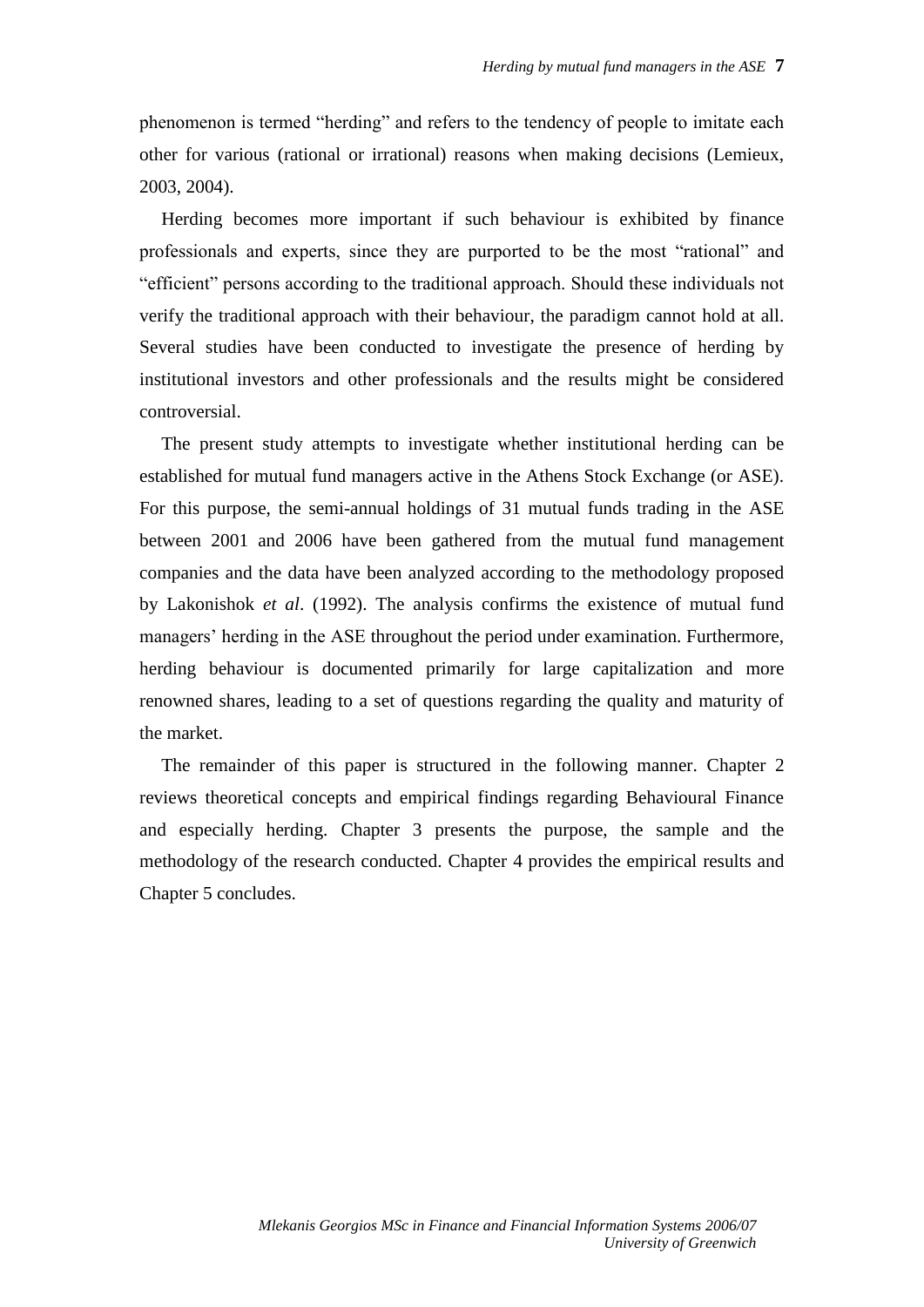phenomenon is termed "herding" and refers to the tendency of people to imitate each other for various (rational or irrational) reasons when making decisions (Lemieux, 2003, 2004).

Herding becomes more important if such behaviour is exhibited by finance professionals and experts, since they are purported to be the most "rational" and "efficient" persons according to the traditional approach. Should these individuals not verify the traditional approach with their behaviour, the paradigm cannot hold at all. Several studies have been conducted to investigate the presence of herding by institutional investors and other professionals and the results might be considered controversial.

The present study attempts to investigate whether institutional herding can be established for mutual fund managers active in the Athens Stock Exchange (or ASE). For this purpose, the semi-annual holdings of 31 mutual funds trading in the ASE between 2001 and 2006 have been gathered from the mutual fund management companies and the data have been analyzed according to the methodology proposed by Lakonishok *et al*. (1992). The analysis confirms the existence of mutual fund managers' herding in the ASE throughout the period under examination. Furthermore, herding behaviour is documented primarily for large capitalization and more renowned shares, leading to a set of questions regarding the quality and maturity of the market.

The remainder of this paper is structured in the following manner. Chapter 2 reviews theoretical concepts and empirical findings regarding Behavioural Finance and especially herding. Chapter 3 presents the purpose, the sample and the methodology of the research conducted. Chapter 4 provides the empirical results and Chapter 5 concludes.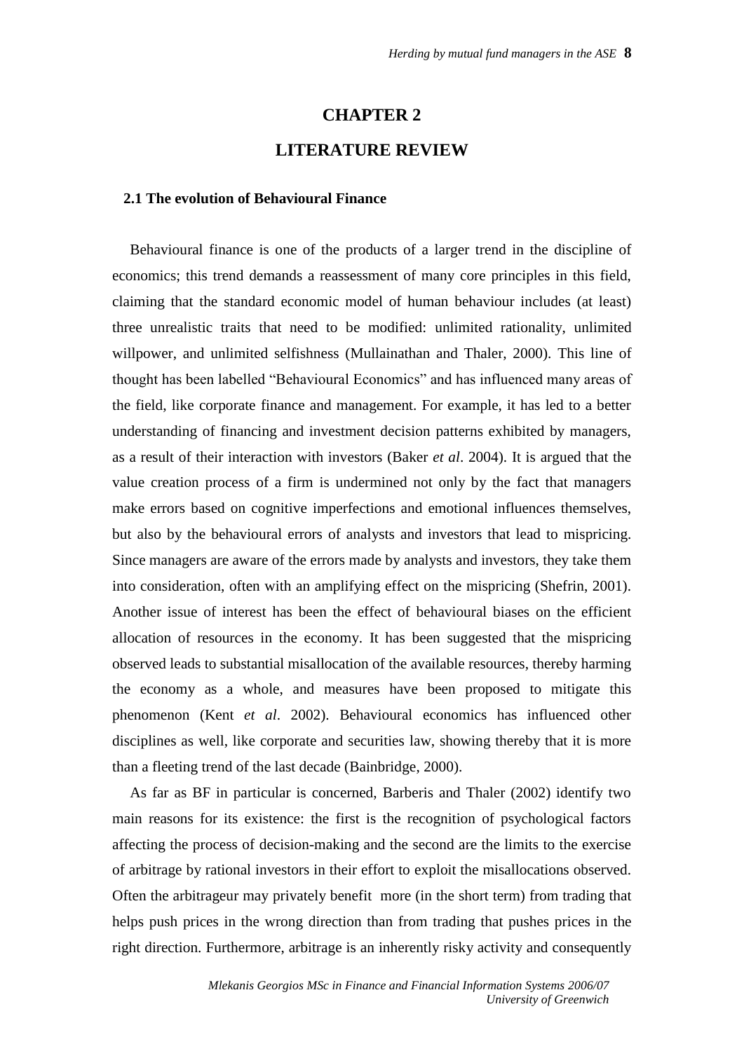# CHAPTER 2

# LITERATURE REVIEW

## 2.1 The evolution of Behavioural Finance

Behavioural finance is one of the products of a larger trend in the discipline of economics; this trend demands a reassessment of many core principles in this field, claiming that the standard economic model of human behaviour includes (at least) three unrealistic traits that need to be modified: unlimited rationality, unlimited willpower, and unlimited selfishness (Mullainathan and Thaler, 2000). This line of thought has been labelled "Behavioural Economics" and has influenced many areas of the field, like corporate finance and management. For example, it has led to a better understanding of financing and investment decision patterns exhibited by managers, as a result of their interaction with investors (Baker *et al*. 2004). It is argued that the value creation process of a firm is undermined not only by the fact that managers make errors based on cognitive imperfections and emotional influences themselves, but also by the behavioural errors of analysts and investors that lead to mispricing. Since managers are aware of the errors made by analysts and investors, they take them into consideration, often with an amplifying effect on the mispricing (Shefrin, 2001). Another issue of interest has been the effect of behavioural biases on the efficient allocation of resources in the economy. It has been suggested that the mispricing observed leads to substantial misallocation of the available resources, thereby harming the economy as a whole, and measures have been proposed to mitigate this phenomenon (Kent *et al*. 2002). Behavioural economics has influenced other disciplines as well, like corporate and securities law, showing thereby that it is more than a fleeting trend of the last decade (Bainbridge, 2000).

As far as BF in particular is concerned, Barberis and Thaler (2002) identify two main reasons for its existence: the first is the recognition of psychological factors affecting the process of decision-making and the second are the limits to the exercise of arbitrage by rational investors in their effort to exploit the misallocations observed. Often the arbitrageur may privately benefit more (in the short term) from trading that helps push prices in the wrong direction than from trading that pushes prices in the right direction. Furthermore, arbitrage is an inherently risky activity and consequently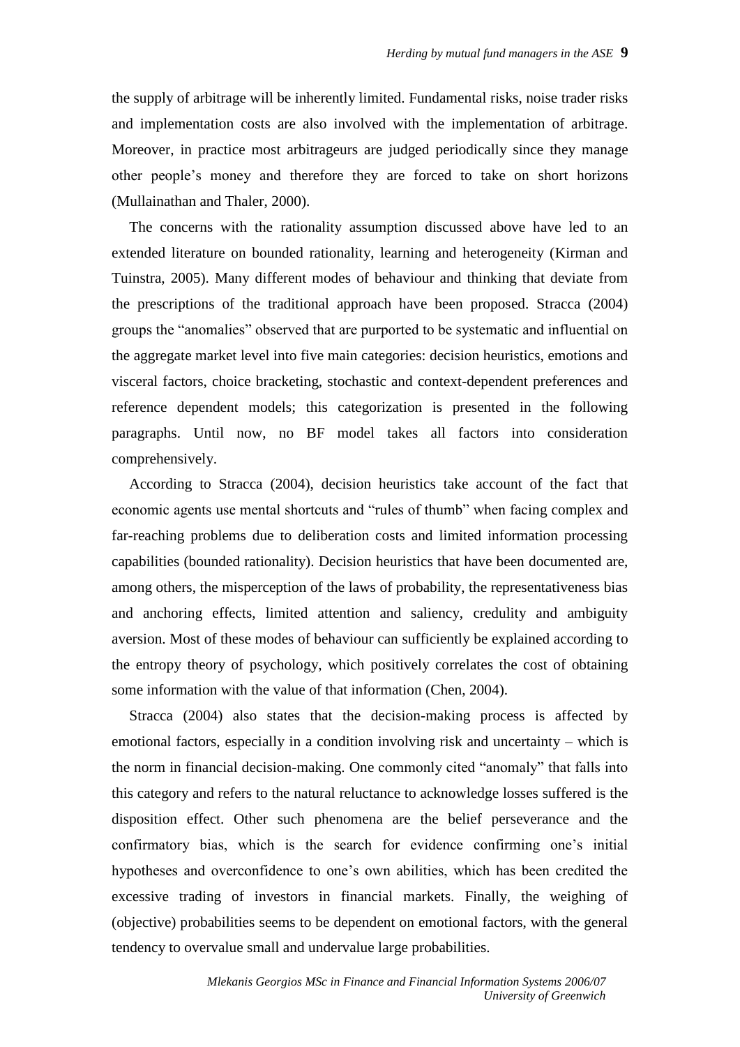the supply of arbitrage will be inherently limited. Fundamental risks, noise trader risks and implementation costs are also involved with the implementation of arbitrage. Moreover, in practice most arbitrageurs are judged periodically since they manage other people's money and therefore they are forced to take on short horizons (Mullainathan and Thaler, 2000).

The concerns with the rationality assumption discussed above have led to an extended literature on bounded rationality, learning and heterogeneity (Kirman and Tuinstra, 2005). Many different modes of behaviour and thinking that deviate from the prescriptions of the traditional approach have been proposed. Stracca (2004) groups the "anomalies" observed that are purported to be systematic and influential on the aggregate market level into five main categories: decision heuristics, emotions and visceral factors, choice bracketing, stochastic and context-dependent preferences and reference dependent models; this categorization is presented in the following paragraphs. Until now, no BF model takes all factors into consideration comprehensively.

According to Stracca (2004), decision heuristics take account of the fact that economic agents use mental shortcuts and "rules of thumb" when facing complex and far-reaching problems due to deliberation costs and limited information processing capabilities (bounded rationality). Decision heuristics that have been documented are, among others, the misperception of the laws of probability, the representativeness bias and anchoring effects, limited attention and saliency, credulity and ambiguity aversion. Most of these modes of behaviour can sufficiently be explained according to the entropy theory of psychology, which positively correlates the cost of obtaining some information with the value of that information (Chen, 2004).

Stracca (2004) also states that the decision-making process is affected by emotional factors, especially in a condition involving risk and uncertainty – which is the norm in financial decision-making. One commonly cited "anomaly" that falls into this category and refers to the natural reluctance to acknowledge losses suffered is the disposition effect. Other such phenomena are the belief perseverance and the confirmatory bias, which is the search for evidence confirming one's initial hypotheses and overconfidence to one's own abilities, which has been credited the excessive trading of investors in financial markets. Finally, the weighing of (objective) probabilities seems to be dependent on emotional factors, with the general tendency to overvalue small and undervalue large probabilities.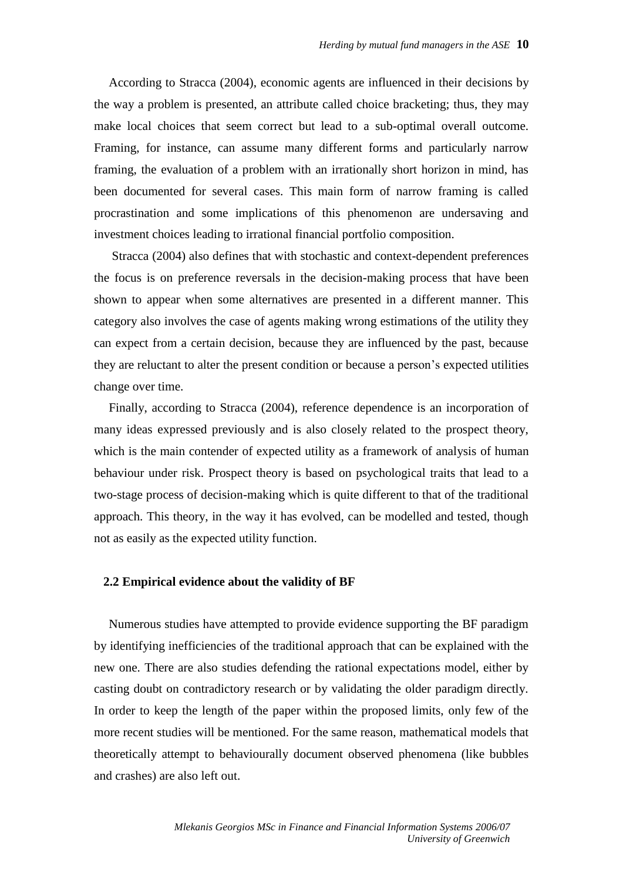According to Stracca (2004), economic agents are influenced in their decisions by the way a problem is presented, an attribute called choice bracketing; thus, they may make local choices that seem correct but lead to a sub-optimal overall outcome. Framing, for instance, can assume many different forms and particularly narrow framing, the evaluation of a problem with an irrationally short horizon in mind, has been documented for several cases. This main form of narrow framing is called procrastination and some implications of this phenomenon are undersaving and investment choices leading to irrational financial portfolio composition.

Stracca (2004) also defines that with stochastic and context-dependent preferences the focus is on preference reversals in the decision-making process that have been shown to appear when some alternatives are presented in a different manner. This category also involves the case of agents making wrong estimations of the utility they can expect from a certain decision, because they are influenced by the past, because they are reluctant to alter the present condition or because a person's expected utilities change over time.

Finally, according to Stracca (2004), reference dependence is an incorporation of many ideas expressed previously and is also closely related to the prospect theory, which is the main contender of expected utility as a framework of analysis of human behaviour under risk. Prospect theory is based on psychological traits that lead to a two-stage process of decision-making which is quite different to that of the traditional approach. This theory, in the way it has evolved, can be modelled and tested, though not as easily as the expected utility function.

### 2.2 Empirical evidence about the validity of BF

Numerous studies have attempted to provide evidence supporting the BF paradigm by identifying inefficiencies of the traditional approach that can be explained with the new one. There are also studies defending the rational expectations model, either by casting doubt on contradictory research or by validating the older paradigm directly. In order to keep the length of the paper within the proposed limits, only few of the more recent studies will be mentioned. For the same reason, mathematical models that theoretically attempt to behaviourally document observed phenomena (like bubbles and crashes) are also left out.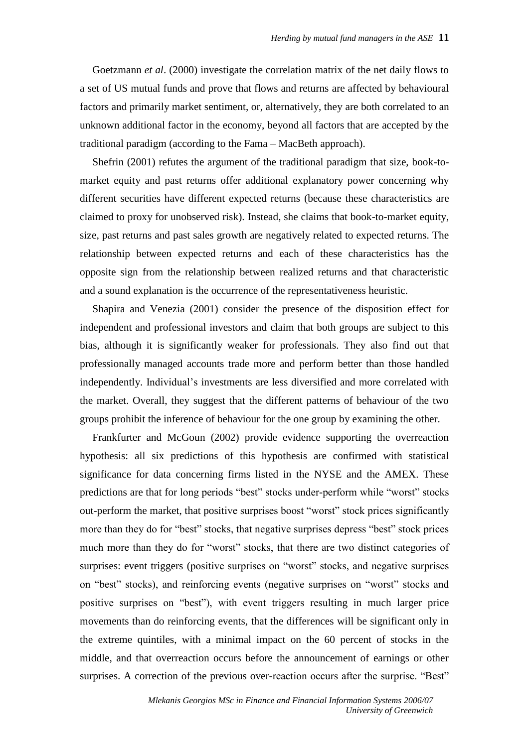Goetzmann *et al*. (2000) investigate the correlation matrix of the net daily flows to a set of US mutual funds and prove that flows and returns are affected by behavioural factors and primarily market sentiment, or, alternatively, they are both correlated to an unknown additional factor in the economy, beyond all factors that are accepted by the traditional paradigm (according to the Fama – MacBeth approach).

Shefrin (2001) refutes the argument of the traditional paradigm that size, book-to-market equity and past returns offer additional explanatory power concerning why different securities have different expected returns (because these characteristics are claimed to proxy for unobserved risk). Instead, she claims that book-to-market equity, size, past returns and past sales growth are negatively related to expected returns. The relationship between expected returns and each of these characteristics has the opposite sign from the relationship between realized returns and that characteristic and a sound explanation is the occurrence of the representativeness heuristic.

Shapira and Venezia (2001) consider the presence of the disposition effect for independent and professional investors and claim that both groups are subject to this bias, although it is significantly weaker for professionals. They also find out that professionally managed accounts trade more and perform better than those handled independently. Individual's investments are less diversified and more correlated with the market. Overall, they suggest that the different patterns of behaviour of the two groups prohibit the inference of behaviour for the one group by examining the other.

Frankfurter and McGoun (2002) provide evidence supporting the overreaction hypothesis: all six predictions of this hypothesis are confirmed with statistical significance for data concerning firms listed in the NYSE and the AMEX. These predictions are that for long periods "best" stocks under-perform while "worst" stocks out-perform the market, that positive surprises boost "worst" stock prices significantly more than they do for "best" stocks, that negative surprises depress "best" stock prices much more than they do for "worst" stocks, that there are two distinct categories of surprises: event triggers (positive surprises on "worst" stocks, and negative surprises on "best" stocks), and reinforcing events (negative surprises on "worst" stocks and positive surprises on "best"), with event triggers resulting in much larger price movements than do reinforcing events, that the differences will be significant only in the extreme quintiles, with a minimal impact on the 60 percent of stocks in the middle, and that overreaction occurs before the announcement of earnings or other surprises. A correction of the previous over-reaction occurs after the surprise. "Best"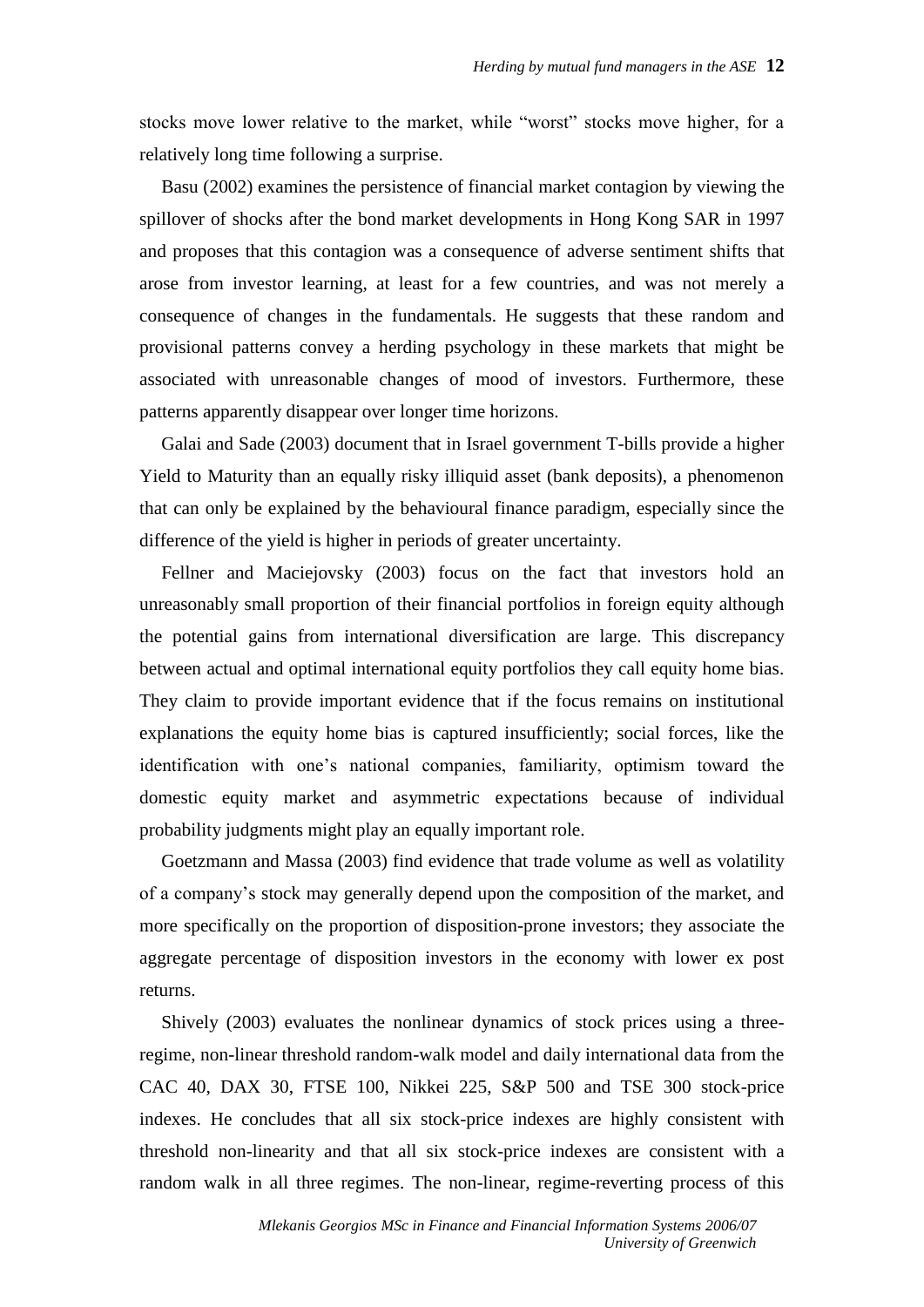stocks move lower relative to the market, while "worst" stocks move higher, for a relatively long time following a surprise.

Basu (2002) examines the persistence of financial market contagion by viewing the spillover of shocks after the bond market developments in Hong Kong SAR in 1997 and proposes that this contagion was a consequence of adverse sentiment shifts that arose from investor learning, at least for a few countries, and was not merely a consequence of changes in the fundamentals. He suggests that these random and provisional patterns convey a herding psychology in these markets that might be associated with unreasonable changes of mood of investors. Furthermore, these patterns apparently disappear over longer time horizons.

Galai and Sade (2003) document that in Israel government T-bills provide a higher Yield to Maturity than an equally risky illiquid asset (bank deposits), a phenomenon that can only be explained by the behavioural finance paradigm, especially since the difference of the yield is higher in periods of greater uncertainty.

Fellner and Maciejovsky (2003) focus on the fact that investors hold an unreasonably small proportion of their financial portfolios in foreign equity although the potential gains from international diversification are large. This discrepancy between actual and optimal international equity portfolios they call equity home bias. They claim to provide important evidence that if the focus remains on institutional explanations the equity home bias is captured insufficiently; social forces, like the identification with one's national companies, familiarity, optimism toward the domestic equity market and asymmetric expectations because of individual probability judgments might play an equally important role.

Goetzmann and Massa (2003) find evidence that trade volume as well as volatility of a company's stock may generally depend upon the composition of the market, and more specifically on the proportion of disposition-prone investors; they associate the aggregate percentage of disposition investors in the economy with lower ex post returns.

Shively (2003) evaluates the nonlinear dynamics of stock prices using a three-regime, non-linear threshold random-walk model and daily international data from the CAC 40, DAX 30, FTSE 100, Nikkei 225, S&P 500 and TSE 300 stock-price indexes. He concludes that all six stock-price indexes are highly consistent with threshold non-linearity and that all six stock-price indexes are consistent with a random walk in all three regimes. The non-linear, regime-reverting process of this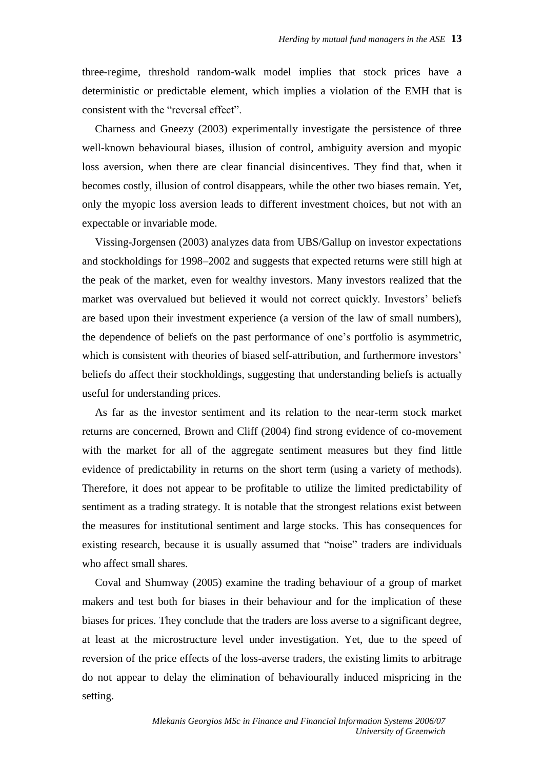three-regime, threshold random-walk model implies that stock prices have a deterministic or predictable element, which implies a violation of the EMH that is consistent with the "reversal effect".

Charness and Gneezy (2003) experimentally investigate the persistence of three well-known behavioural biases, illusion of control, ambiguity aversion and myopic loss aversion, when there are clear financial disincentives. They find that, when it becomes costly, illusion of control disappears, while the other two biases remain. Yet, only the myopic loss aversion leads to different investment choices, but not with an expectable or invariable mode.

Vissing-Jorgensen (2003) analyzes data from UBS/Gallup on investor expectations and stockholdings for 1998–2002 and suggests that expected returns were still high at the peak of the market, even for wealthy investors. Many investors realized that the market was overvalued but believed it would not correct quickly. Investors' beliefs are based upon their investment experience (a version of the law of small numbers), the dependence of beliefs on the past performance of one's portfolio is asymmetric, which is consistent with theories of biased self-attribution, and furthermore investors' beliefs do affect their stockholdings, suggesting that understanding beliefs is actually useful for understanding prices.

As far as the investor sentiment and its relation to the near-term stock market returns are concerned, Brown and Cliff (2004) find strong evidence of co-movement with the market for all of the aggregate sentiment measures but they find little evidence of predictability in returns on the short term (using a variety of methods). Therefore, it does not appear to be profitable to utilize the limited predictability of sentiment as a trading strategy. It is notable that the strongest relations exist between the measures for institutional sentiment and large stocks. This has consequences for existing research, because it is usually assumed that "noise" traders are individuals who affect small shares.

Coval and Shumway (2005) examine the trading behaviour of a group of market makers and test both for biases in their behaviour and for the implication of these biases for prices. They conclude that the traders are loss averse to a significant degree, at least at the microstructure level under investigation. Yet, due to the speed of reversion of the price effects of the loss-averse traders, the existing limits to arbitrage do not appear to delay the elimination of behaviourally induced mispricing in the setting.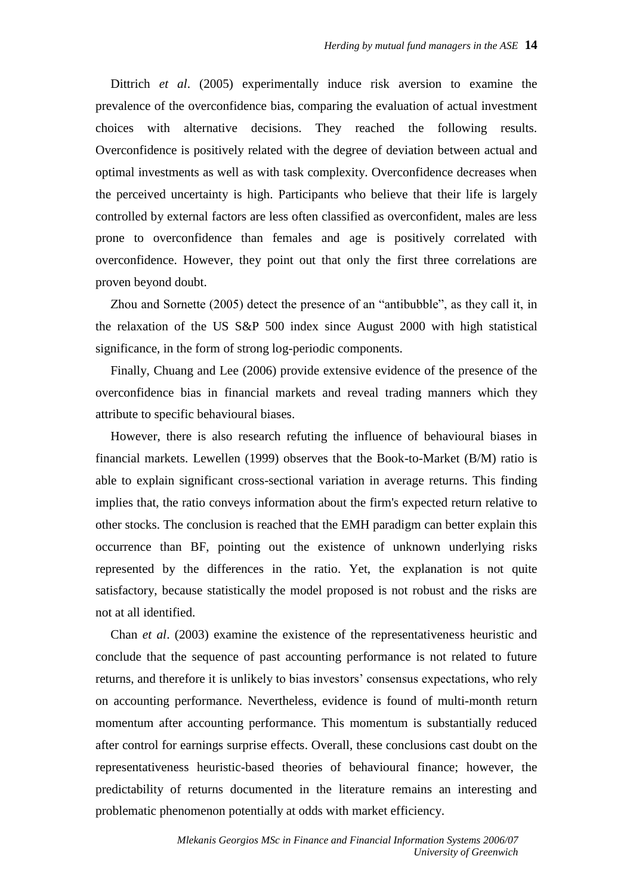Dittrich *et al*. (2005) experimentally induce risk aversion to examine the prevalence of the overconfidence bias, comparing the evaluation of actual investment choices with alternative decisions. They reached the following results. Overconfidence is positively related with the degree of deviation between actual and optimal investments as well as with task complexity. Overconfidence decreases when the perceived uncertainty is high. Participants who believe that their life is largely controlled by external factors are less often classified as overconfident, males are less prone to overconfidence than females and age is positively correlated with overconfidence. However, they point out that only the first three correlations are proven beyond doubt.

Zhou and Sornette (2005) detect the presence of an "antibubble", as they call it, in the relaxation of the US S&P 500 index since August 2000 with high statistical significance, in the form of strong log-periodic components.

Finally, Chuang and Lee (2006) provide extensive evidence of the presence of the overconfidence bias in financial markets and reveal trading manners which they attribute to specific behavioural biases.

However, there is also research refuting the influence of behavioural biases in financial markets. Lewellen (1999) observes that the Book-to-Market (B/M) ratio is able to explain significant cross-sectional variation in average returns. This finding implies that, the ratio conveys information about the firm's expected return relative to other stocks. The conclusion is reached that the EMH paradigm can better explain this occurrence than BF, pointing out the existence of unknown underlying risks represented by the differences in the ratio. Yet, the explanation is not quite satisfactory, because statistically the model proposed is not robust and the risks are not at all identified.

Chan *et al*. (2003) examine the existence of the representativeness heuristic and conclude that the sequence of past accounting performance is not related to future returns, and therefore it is unlikely to bias investors' consensus expectations, who rely on accounting performance. Nevertheless, evidence is found of multi-month return momentum after accounting performance. This momentum is substantially reduced after control for earnings surprise effects. Overall, these conclusions cast doubt on the representativeness heuristic-based theories of behavioural finance; however, the predictability of returns documented in the literature remains an interesting and problematic phenomenon potentially at odds with market efficiency.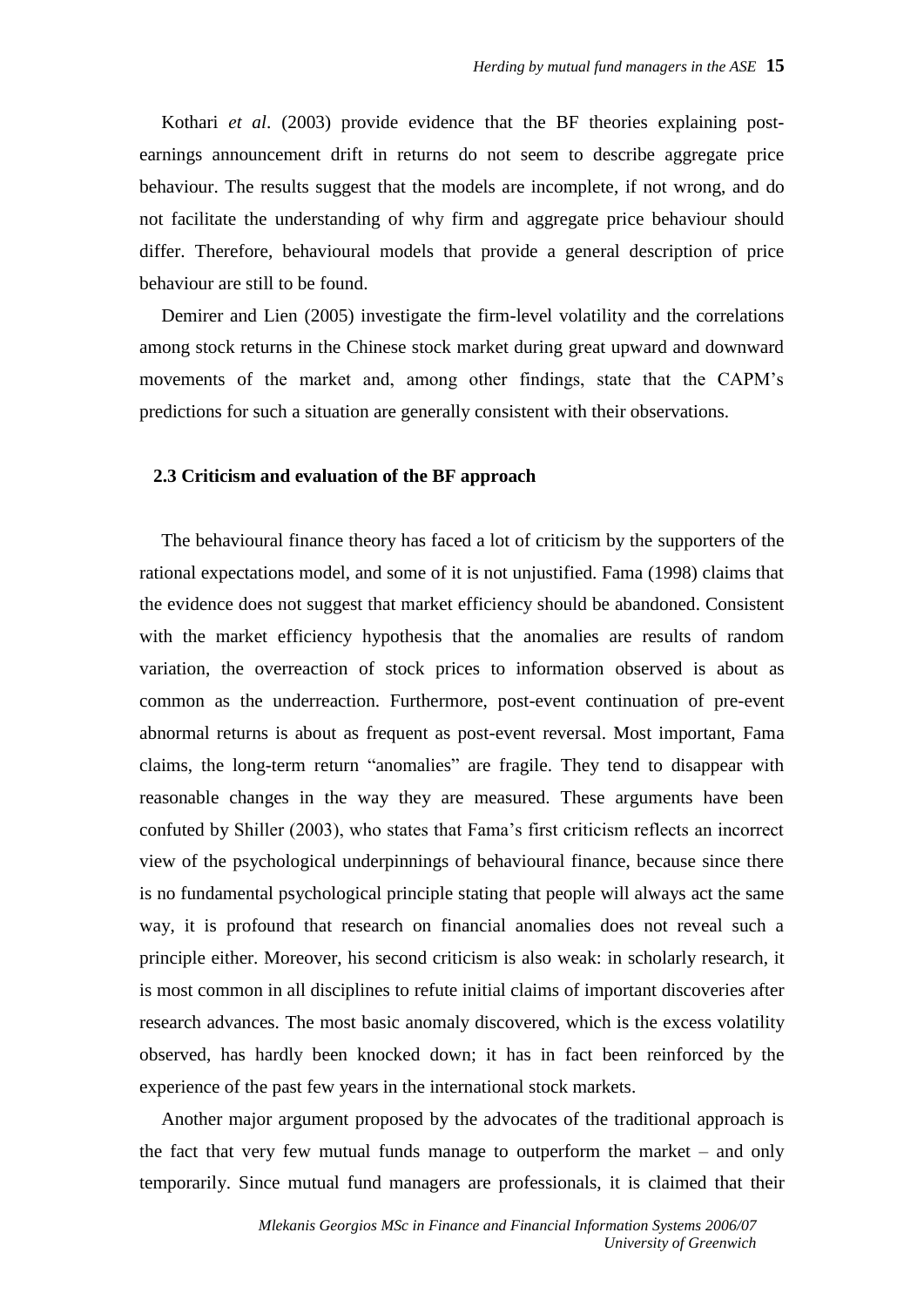Kothari *et al*. (2003) provide evidence that the BF theories explaining post-earnings announcement drift in returns do not seem to describe aggregate price behaviour. The results suggest that the models are incomplete, if not wrong, and do not facilitate the understanding of why firm and aggregate price behaviour should differ. Therefore, behavioural models that provide a general description of price behaviour are still to be found.

Demirer and Lien (2005) investigate the firm-level volatility and the correlations among stock returns in the Chinese stock market during great upward and downward movements of the market and, among other findings, state that the CAPM's predictions for such a situation are generally consistent with their observations.

### 2.3 Criticism and evaluation of the BF approach

The behavioural finance theory has faced a lot of criticism by the supporters of the rational expectations model, and some of it is not unjustified. Fama (1998) claims that the evidence does not suggest that market efficiency should be abandoned. Consistent with the market efficiency hypothesis that the anomalies are results of random variation, the overreaction of stock prices to information observed is about as common as the underreaction. Furthermore, post-event continuation of pre-event abnormal returns is about as frequent as post-event reversal. Most important, Fama claims, the long-term return "anomalies" are fragile. They tend to disappear with reasonable changes in the way they are measured. These arguments have been confuted by Shiller (2003), who states that Fama's first criticism reflects an incorrect view of the psychological underpinnings of behavioural finance, because since there is no fundamental psychological principle stating that people will always act the same way, it is profound that research on financial anomalies does not reveal such a principle either. Moreover, his second criticism is also weak: in scholarly research, it is most common in all disciplines to refute initial claims of important discoveries after research advances. The most basic anomaly discovered, which is the excess volatility observed, has hardly been knocked down; it has in fact been reinforced by the experience of the past few years in the international stock markets.

Another major argument proposed by the advocates of the traditional approach is the fact that very few mutual funds manage to outperform the market – and only temporarily. Since mutual fund managers are professionals, it is claimed that their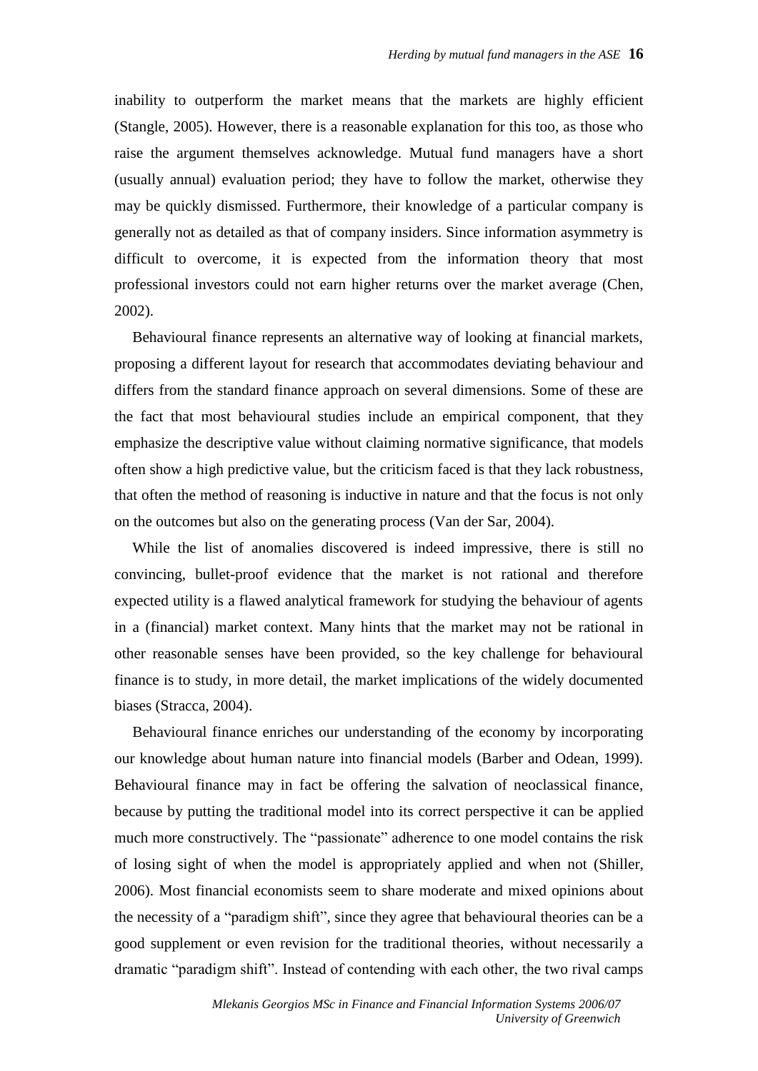inability to outperform the market means that the markets are highly efficient (Stangle, 2005). However, there is a reasonable explanation for this too, as those who raise the argument themselves acknowledge. Mutual fund managers have a short (usually annual) evaluation period; they have to follow the market, otherwise they may be quickly dismissed. Furthermore, their knowledge of a particular company is generally not as detailed as that of company insiders. Since information asymmetry is difficult to overcome, it is expected from the information theory that most professional investors could not earn higher returns over the market average (Chen, 2002).

Behavioural finance represents an alternative way of looking at financial markets, proposing a different layout for research that accommodates deviating behaviour and differs from the standard finance approach on several dimensions. Some of these are the fact that most behavioural studies include an empirical component, that they emphasize the descriptive value without claiming normative significance, that models often show a high predictive value, but the criticism faced is that they lack robustness, that often the method of reasoning is inductive in nature and that the focus is not only on the outcomes but also on the generating process (Van der Sar, 2004).

While the list of anomalies discovered is indeed impressive, there is still no convincing, bullet-proof evidence that the market is not rational and therefore expected utility is a flawed analytical framework for studying the behaviour of agents in a (financial) market context. Many hints that the market may not be rational in other reasonable senses have been provided, so the key challenge for behavioural finance is to study, in more detail, the market implications of the widely documented biases (Stracca, 2004).

Behavioural finance enriches our understanding of the economy by incorporating our knowledge about human nature into financial models (Barber and Odean, 1999). Behavioural finance may in fact be offering the salvation of neoclassical finance, because by putting the traditional model into its correct perspective it can be applied much more constructively. The "passionate" adherence to one model contains the risk of losing sight of when the model is appropriately applied and when not (Shiller, 2006). Most financial economists seem to share moderate and mixed opinions about the necessity of a "paradigm shift", since they agree that behavioural theories can be a good supplement or even revision for the traditional theories, without necessarily a dramatic "paradigm shift". Instead of contending with each other, the two rival camps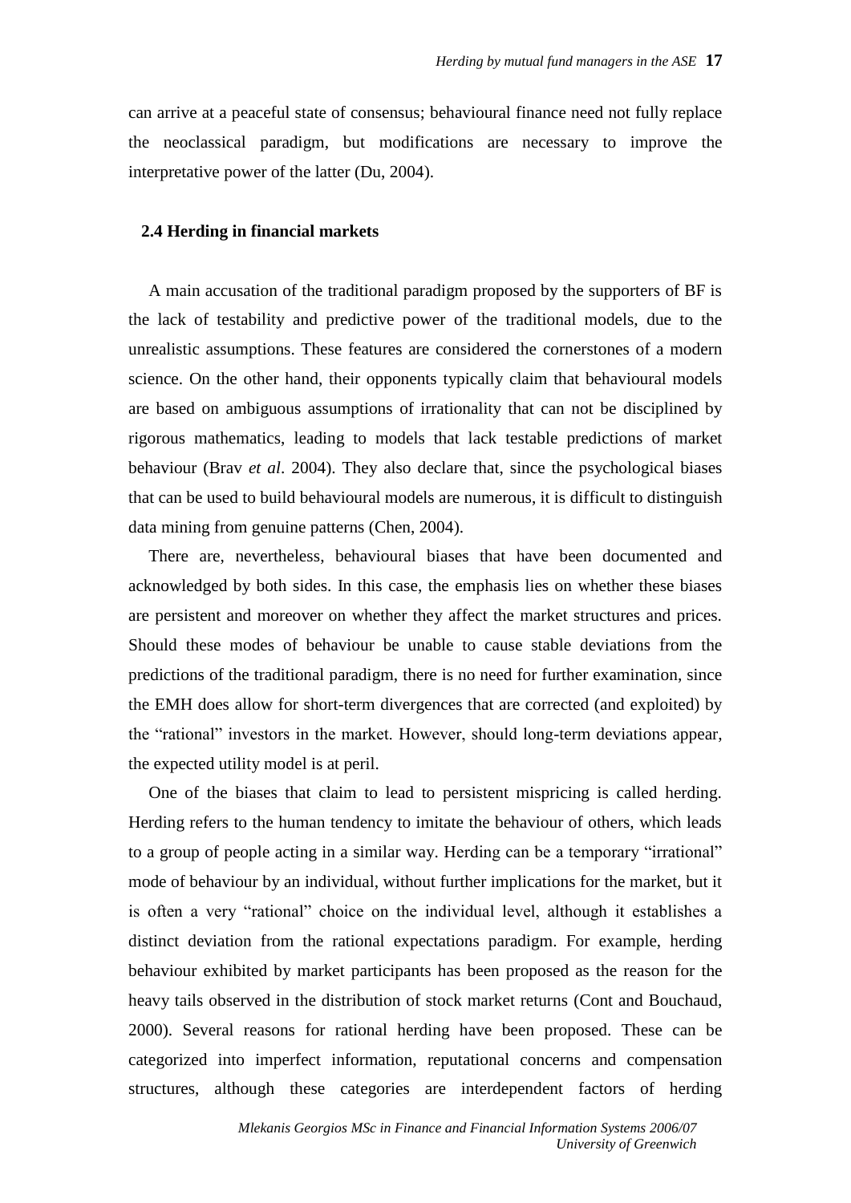can arrive at a peaceful state of consensus; behavioural finance need not fully replace the neoclassical paradigm, but modifications are necessary to improve the interpretative power of the latter (Du, 2004).

## 2.4 Herding in financial markets

A main accusation of the traditional paradigm proposed by the supporters of BF is the lack of testability and predictive power of the traditional models, due to the unrealistic assumptions. These features are considered the cornerstones of a modern science. On the other hand, their opponents typically claim that behavioural models are based on ambiguous assumptions of irrationality that can not be disciplined by rigorous mathematics, leading to models that lack testable predictions of market behaviour (Brav *et al*. 2004). They also declare that, since the psychological biases that can be used to build behavioural models are numerous, it is difficult to distinguish data mining from genuine patterns (Chen, 2004).

There are, nevertheless, behavioural biases that have been documented and acknowledged by both sides. In this case, the emphasis lies on whether these biases are persistent and moreover on whether they affect the market structures and prices. Should these modes of behaviour be unable to cause stable deviations from the predictions of the traditional paradigm, there is no need for further examination, since the EMH does allow for short-term divergences that are corrected (and exploited) by the "rational" investors in the market. However, should long-term deviations appear, the expected utility model is at peril.

One of the biases that claim to lead to persistent mispricing is called herding. Herding refers to the human tendency to imitate the behaviour of others, which leads to a group of people acting in a similar way. Herding can be a temporary "irrational" mode of behaviour by an individual, without further implications for the market, but it is often a very "rational" choice on the individual level, although it establishes a distinct deviation from the rational expectations paradigm. For example, herding behaviour exhibited by market participants has been proposed as the reason for the heavy tails observed in the distribution of stock market returns (Cont and Bouchaud, 2000). Several reasons for rational herding have been proposed. These can be categorized into imperfect information, reputational concerns and compensation structures, although these categories are interdependent factors of herding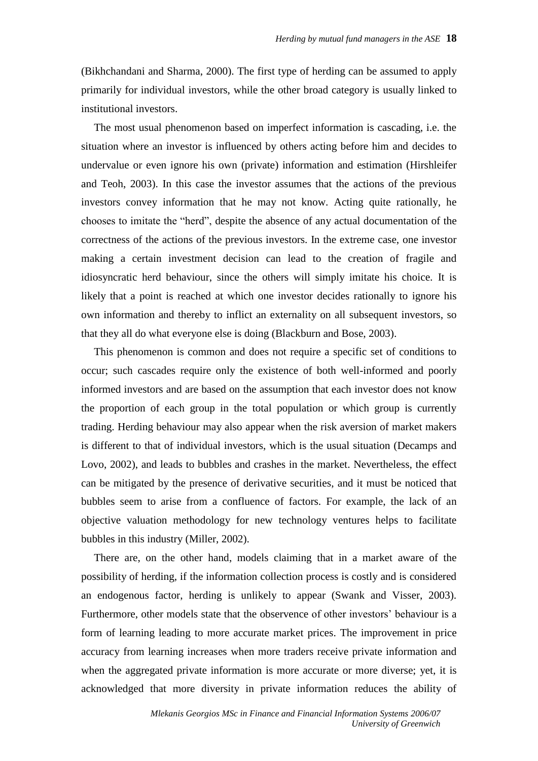(Bikhchandani and Sharma, 2000). The first type of herding can be assumed to apply primarily for individual investors, while the other broad category is usually linked to institutional investors.

The most usual phenomenon based on imperfect information is cascading, i.e. the situation where an investor is influenced by others acting before him and decides to undervalue or even ignore his own (private) information and estimation (Hirshleifer and Teoh, 2003). In this case the investor assumes that the actions of the previous investors convey information that he may not know. Acting quite rationally, he chooses to imitate the "herd", despite the absence of any actual documentation of the correctness of the actions of the previous investors. In the extreme case, one investor making a certain investment decision can lead to the creation of fragile and idiosyncratic herd behaviour, since the others will simply imitate his choice. It is likely that a point is reached at which one investor decides rationally to ignore his own information and thereby to inflict an externality on all subsequent investors, so that they all do what everyone else is doing (Blackburn and Bose, 2003).

This phenomenon is common and does not require a specific set of conditions to occur; such cascades require only the existence of both well-informed and poorly informed investors and are based on the assumption that each investor does not know the proportion of each group in the total population or which group is currently trading. Herding behaviour may also appear when the risk aversion of market makers is different to that of individual investors, which is the usual situation (Decamps and Lovo, 2002), and leads to bubbles and crashes in the market. Nevertheless, the effect can be mitigated by the presence of derivative securities, and it must be noticed that bubbles seem to arise from a confluence of factors. For example, the lack of an objective valuation methodology for new technology ventures helps to facilitate bubbles in this industry (Miller, 2002).

There are, on the other hand, models claiming that in a market aware of the possibility of herding, if the information collection process is costly and is considered an endogenous factor, herding is unlikely to appear (Swank and Visser, 2003). Furthermore, other models state that the observence of other investors' behaviour is a form of learning leading to more accurate market prices. The improvement in price accuracy from learning increases when more traders receive private information and when the aggregated private information is more accurate or more diverse; yet, it is acknowledged that more diversity in private information reduces the ability of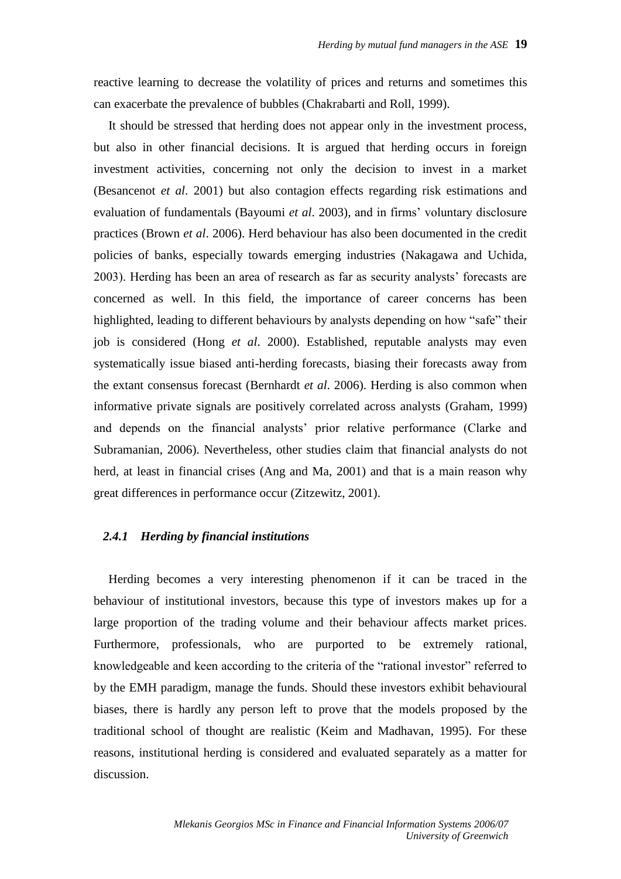reactive learning to decrease the volatility of prices and returns and sometimes this can exacerbate the prevalence of bubbles (Chakrabarti and Roll, 1999).

It should be stressed that herding does not appear only in the investment process, but also in other financial decisions. It is argued that herding occurs in foreign investment activities, concerning not only the decision to invest in a market (Besancenot *et al*. 2001) but also contagion effects regarding risk estimations and evaluation of fundamentals (Bayoumi *et al*. 2003), and in firms' voluntary disclosure practices (Brown *et al*. 2006). Herd behaviour has also been documented in the credit policies of banks, especially towards emerging industries (Nakagawa and Uchida, 2003). Herding has been an area of research as far as security analysts' forecasts are concerned as well. In this field, the importance of career concerns has been highlighted, leading to different behaviours by analysts depending on how "safe" their job is considered (Hong *et al*. 2000). Established, reputable analysts may even systematically issue biased anti-herding forecasts, biasing their forecasts away from the extant consensus forecast (Bernhardt *et al*. 2006). Herding is also common when informative private signals are positively correlated across analysts (Graham, 1999) and depends on the financial analysts' prior relative performance (Clarke and Subramanian, 2006). Nevertheless, other studies claim that financial analysts do not herd, at least in financial crises (Ang and Ma, 2001) and that is a main reason why great differences in performance occur (Zitzewitz, 2001).

### *2.4.1 Herding by financial institutions*

Herding becomes a very interesting phenomenon if it can be traced in the behaviour of institutional investors, because this type of investors makes up for a large proportion of the trading volume and their behaviour affects market prices. Furthermore, professionals, who are purported to be extremely rational, knowledgeable and keen according to the criteria of the "rational investor" referred to by the EMH paradigm, manage the funds. Should these investors exhibit behavioural biases, there is hardly any person left to prove that the models proposed by the traditional school of thought are realistic (Keim and Madhavan, 1995). For these reasons, institutional herding is considered and evaluated separately as a matter for discussion.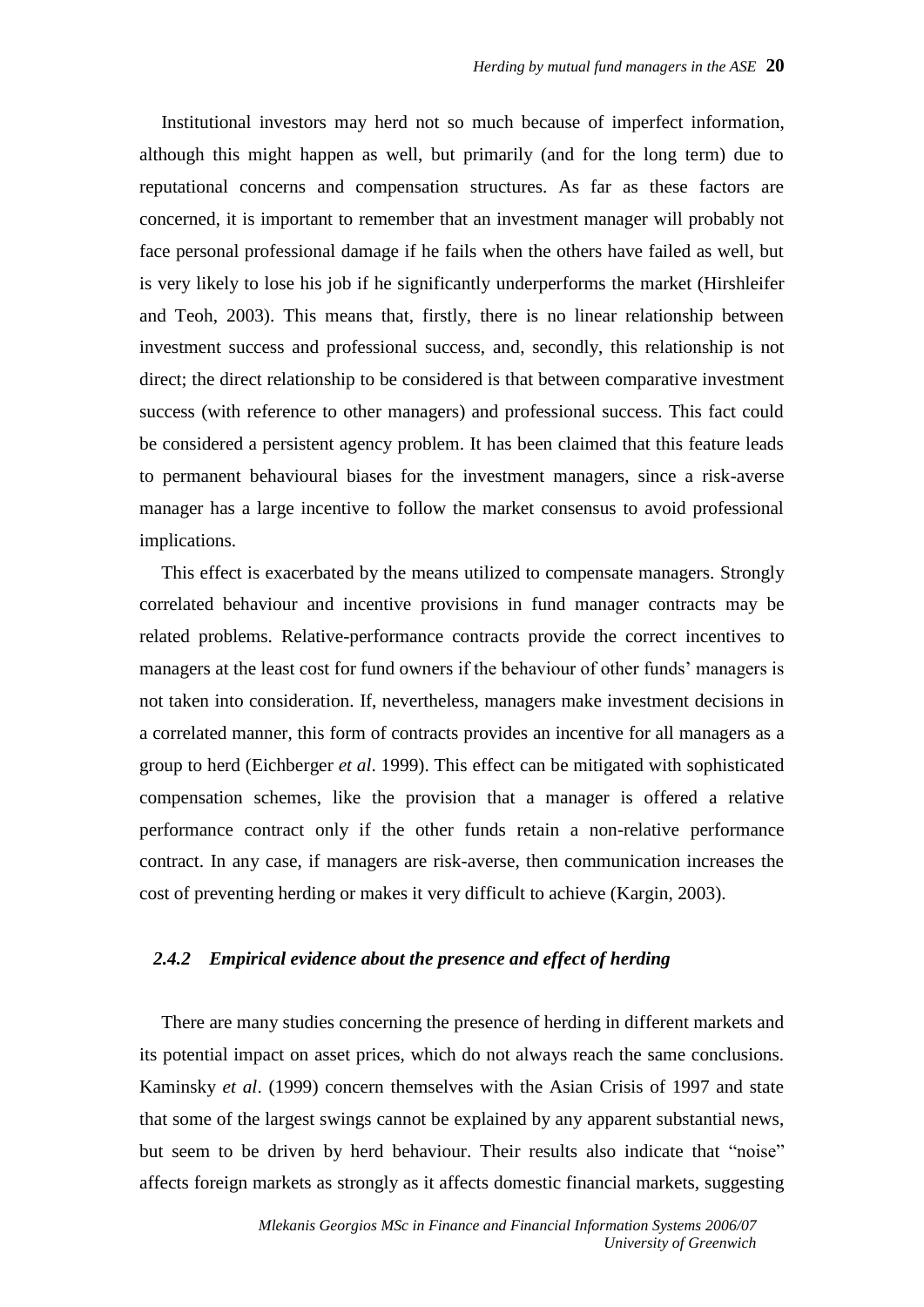Institutional investors may herd not so much because of imperfect information, although this might happen as well, but primarily (and for the long term) due to reputational concerns and compensation structures. As far as these factors are concerned, it is important to remember that an investment manager will probably not face personal professional damage if he fails when the others have failed as well, but is very likely to lose his job if he significantly underperforms the market (Hirshleifer and Teoh, 2003). This means that, firstly, there is no linear relationship between investment success and professional success, and, secondly, this relationship is not direct; the direct relationship to be considered is that between comparative investment success (with reference to other managers) and professional success. This fact could be considered a persistent agency problem. It has been claimed that this feature leads to permanent behavioural biases for the investment managers, since a risk-averse manager has a large incentive to follow the market consensus to avoid professional implications.

This effect is exacerbated by the means utilized to compensate managers. Strongly correlated behaviour and incentive provisions in fund manager contracts may be related problems. Relative-performance contracts provide the correct incentives to managers at the least cost for fund owners if the behaviour of other funds' managers is not taken into consideration. If, nevertheless, managers make investment decisions in a correlated manner, this form of contracts provides an incentive for all managers as a group to herd (Eichberger *et al*. 1999). This effect can be mitigated with sophisticated compensation schemes, like the provision that a manager is offered a relative performance contract only if the other funds retain a non-relative performance contract. In any case, if managers are risk-averse, then communication increases the cost of preventing herding or makes it very difficult to achieve (Kargin, 2003).

### *2.4.2 Empirical evidence about the presence and effect of herding*

There are many studies concerning the presence of herding in different markets and its potential impact on asset prices, which do not always reach the same conclusions. Kaminsky *et al*. (1999) concern themselves with the Asian Crisis of 1997 and state that some of the largest swings cannot be explained by any apparent substantial news, but seem to be driven by herd behaviour. Their results also indicate that "noise" affects foreign markets as strongly as it affects domestic financial markets, suggesting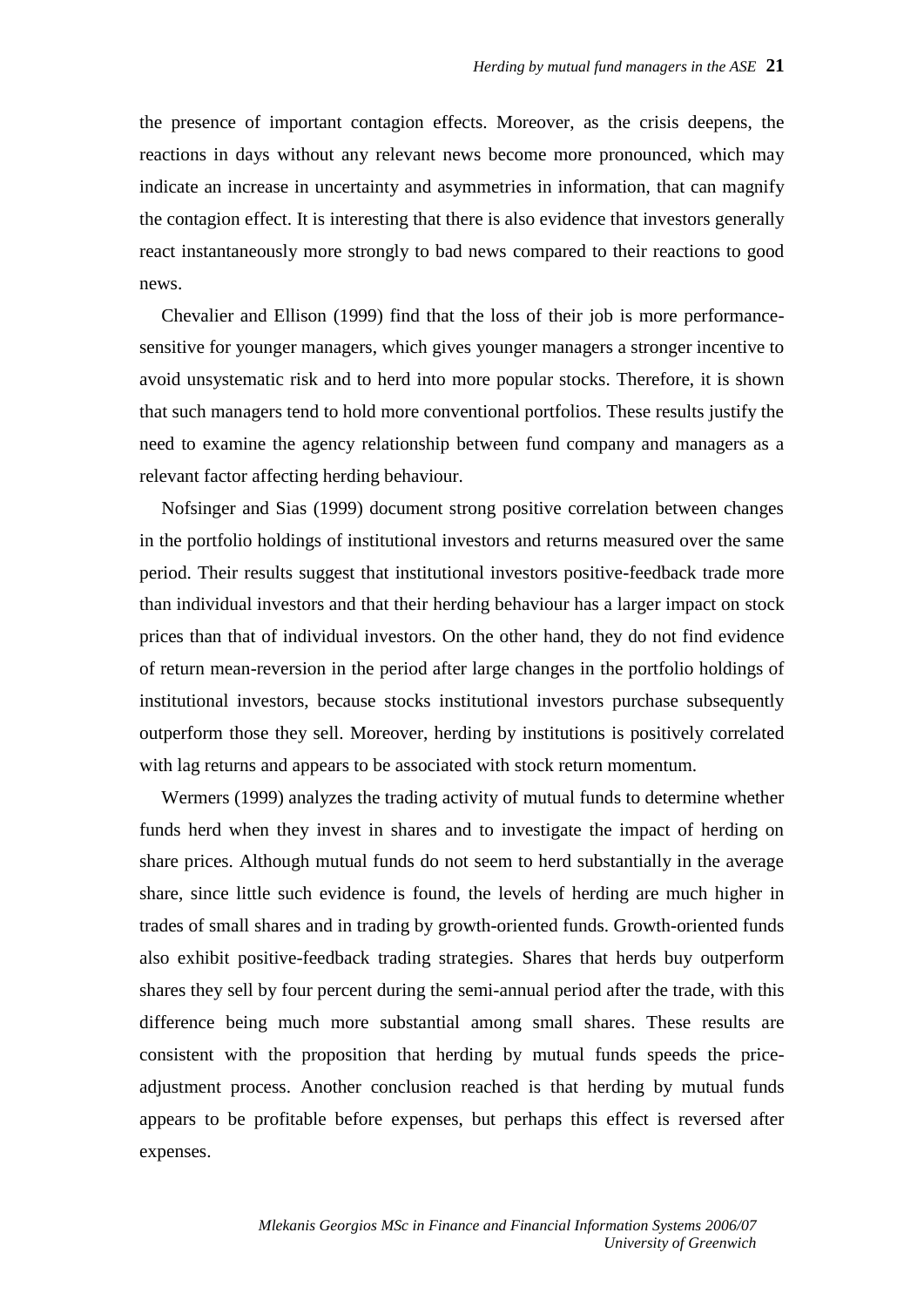the presence of important contagion effects. Moreover, as the crisis deepens, the reactions in days without any relevant news become more pronounced, which may indicate an increase in uncertainty and asymmetries in information, that can magnify the contagion effect. It is interesting that there is also evidence that investors generally react instantaneously more strongly to bad news compared to their reactions to good news.

Chevalier and Ellison (1999) find that the loss of their job is more performance-sensitive for younger managers, which gives younger managers a stronger incentive to avoid unsystematic risk and to herd into more popular stocks. Therefore, it is shown that such managers tend to hold more conventional portfolios. These results justify the need to examine the agency relationship between fund company and managers as a relevant factor affecting herding behaviour.

Nofsinger and Sias (1999) document strong positive correlation between changes in the portfolio holdings of institutional investors and returns measured over the same period. Their results suggest that institutional investors positive-feedback trade more than individual investors and that their herding behaviour has a larger impact on stock prices than that of individual investors. On the other hand, they do not find evidence of return mean-reversion in the period after large changes in the portfolio holdings of institutional investors, because stocks institutional investors purchase subsequently outperform those they sell. Moreover, herding by institutions is positively correlated with lag returns and appears to be associated with stock return momentum.

Wermers (1999) analyzes the trading activity of mutual funds to determine whether funds herd when they invest in shares and to investigate the impact of herding on share prices. Although mutual funds do not seem to herd substantially in the average share, since little such evidence is found, the levels of herding are much higher in trades of small shares and in trading by growth-oriented funds. Growth-oriented funds also exhibit positive-feedback trading strategies. Shares that herds buy outperform shares they sell by four percent during the semi-annual period after the trade, with this difference being much more substantial among small shares. These results are consistent with the proposition that herding by mutual funds speeds the price-adjustment process. Another conclusion reached is that herding by mutual funds appears to be profitable before expenses, but perhaps this effect is reversed after expenses.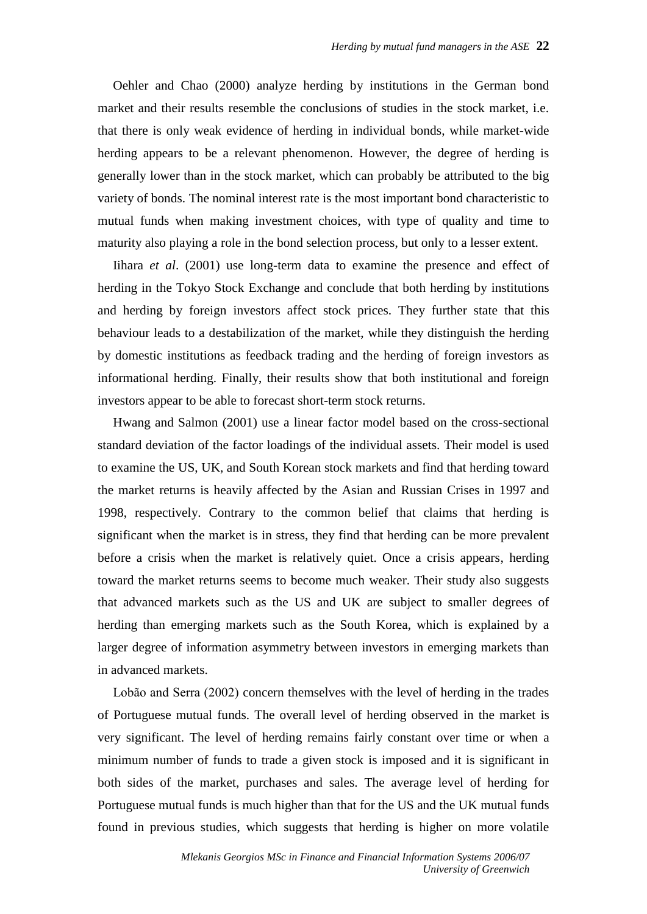Oehler and Chao (2000) analyze herding by institutions in the German bond market and their results resemble the conclusions of studies in the stock market, i.e. that there is only weak evidence of herding in individual bonds, while market-wide herding appears to be a relevant phenomenon. However, the degree of herding is generally lower than in the stock market, which can probably be attributed to the big variety of bonds. The nominal interest rate is the most important bond characteristic to mutual funds when making investment choices, with type of quality and time to maturity also playing a role in the bond selection process, but only to a lesser extent.

Iihara *et al*. (2001) use long-term data to examine the presence and effect of herding in the Tokyo Stock Exchange and conclude that both herding by institutions and herding by foreign investors affect stock prices. They further state that this behaviour leads to a destabilization of the market, while they distinguish the herding by domestic institutions as feedback trading and the herding of foreign investors as informational herding. Finally, their results show that both institutional and foreign investors appear to be able to forecast short-term stock returns.

Hwang and Salmon (2001) use a linear factor model based on the cross-sectional standard deviation of the factor loadings of the individual assets. Their model is used to examine the US, UK, and South Korean stock markets and find that herding toward the market returns is heavily affected by the Asian and Russian Crises in 1997 and 1998, respectively. Contrary to the common belief that claims that herding is significant when the market is in stress, they find that herding can be more prevalent before a crisis when the market is relatively quiet. Once a crisis appears, herding toward the market returns seems to become much weaker. Their study also suggests that advanced markets such as the US and UK are subject to smaller degrees of herding than emerging markets such as the South Korea, which is explained by a larger degree of information asymmetry between investors in emerging markets than in advanced markets.

Lobão and Serra (2002) concern themselves with the level of herding in the trades of Portuguese mutual funds. The overall level of herding observed in the market is very significant. The level of herding remains fairly constant over time or when a minimum number of funds to trade a given stock is imposed and it is significant in both sides of the market, purchases and sales. The average level of herding for Portuguese mutual funds is much higher than that for the US and the UK mutual funds found in previous studies, which suggests that herding is higher on more volatile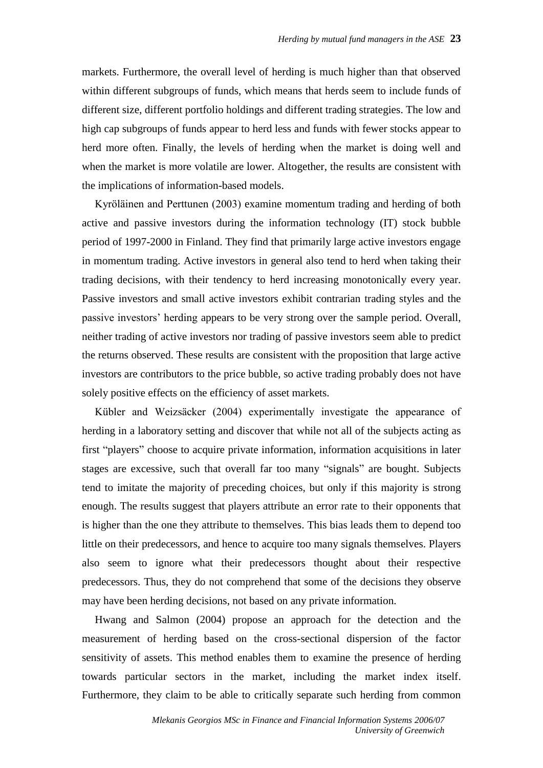markets. Furthermore, the overall level of herding is much higher than that observed within different subgroups of funds, which means that herds seem to include funds of different size, different portfolio holdings and different trading strategies. The low and high cap subgroups of funds appear to herd less and funds with fewer stocks appear to herd more often. Finally, the levels of herding when the market is doing well and when the market is more volatile are lower. Altogether, the results are consistent with the implications of information-based models.

Kyröläinen and Perttunen (2003) examine momentum trading and herding of both active and passive investors during the information technology (IT) stock bubble period of 1997-2000 in Finland. They find that primarily large active investors engage in momentum trading. Active investors in general also tend to herd when taking their trading decisions, with their tendency to herd increasing monotonically every year. Passive investors and small active investors exhibit contrarian trading styles and the passive investors' herding appears to be very strong over the sample period. Overall, neither trading of active investors nor trading of passive investors seem able to predict the returns observed. These results are consistent with the proposition that large active investors are contributors to the price bubble, so active trading probably does not have solely positive effects on the efficiency of asset markets.

Kübler and Weizsäcker (2004) experimentally investigate the appearance of herding in a laboratory setting and discover that while not all of the subjects acting as first "players" choose to acquire private information, information acquisitions in later stages are excessive, such that overall far too many "signals" are bought. Subjects tend to imitate the majority of preceding choices, but only if this majority is strong enough. The results suggest that players attribute an error rate to their opponents that is higher than the one they attribute to themselves. This bias leads them to depend too little on their predecessors, and hence to acquire too many signals themselves. Players also seem to ignore what their predecessors thought about their respective predecessors. Thus, they do not comprehend that some of the decisions they observe may have been herding decisions, not based on any private information.

Hwang and Salmon (2004) propose an approach for the detection and the measurement of herding based on the cross-sectional dispersion of the factor sensitivity of assets. This method enables them to examine the presence of herding towards particular sectors in the market, including the market index itself. Furthermore, they claim to be able to critically separate such herding from common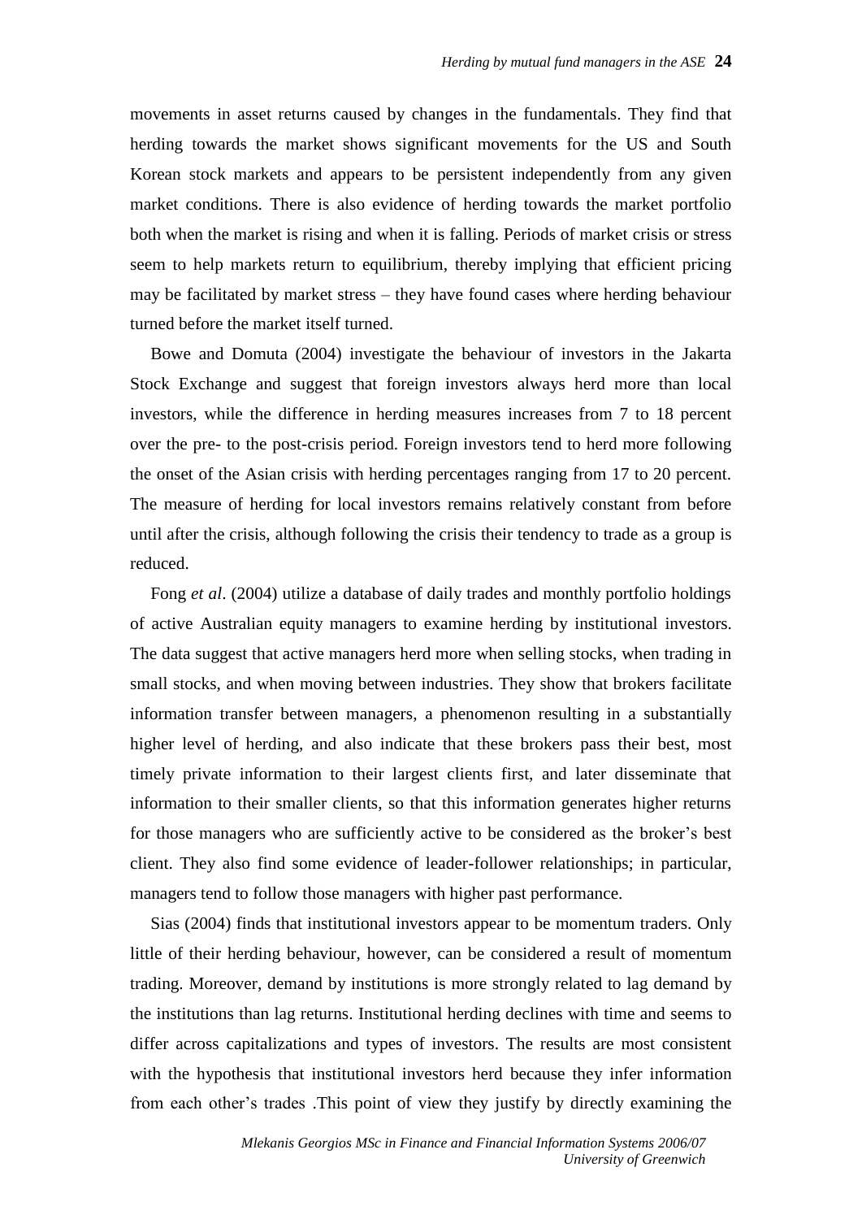movements in asset returns caused by changes in the fundamentals. They find that herding towards the market shows significant movements for the US and South Korean stock markets and appears to be persistent independently from any given market conditions. There is also evidence of herding towards the market portfolio both when the market is rising and when it is falling. Periods of market crisis or stress seem to help markets return to equilibrium, thereby implying that efficient pricing may be facilitated by market stress – they have found cases where herding behaviour turned before the market itself turned.

Bowe and Domuta (2004) investigate the behaviour of investors in the Jakarta Stock Exchange and suggest that foreign investors always herd more than local investors, while the difference in herding measures increases from 7 to 18 percent over the pre- to the post-crisis period. Foreign investors tend to herd more following the onset of the Asian crisis with herding percentages ranging from 17 to 20 percent. The measure of herding for local investors remains relatively constant from before until after the crisis, although following the crisis their tendency to trade as a group is reduced.

Fong *et al*. (2004) utilize a database of daily trades and monthly portfolio holdings of active Australian equity managers to examine herding by institutional investors. The data suggest that active managers herd more when selling stocks, when trading in small stocks, and when moving between industries. They show that brokers facilitate information transfer between managers, a phenomenon resulting in a substantially higher level of herding, and also indicate that these brokers pass their best, most timely private information to their largest clients first, and later disseminate that information to their smaller clients, so that this information generates higher returns for those managers who are sufficiently active to be considered as the broker's best client. They also find some evidence of leader-follower relationships; in particular, managers tend to follow those managers with higher past performance.

Sias (2004) finds that institutional investors appear to be momentum traders. Only little of their herding behaviour, however, can be considered a result of momentum trading. Moreover, demand by institutions is more strongly related to lag demand by the institutions than lag returns. Institutional herding declines with time and seems to differ across capitalizations and types of investors. The results are most consistent with the hypothesis that institutional investors herd because they infer information from each other's trades .This point of view they justify by directly examining the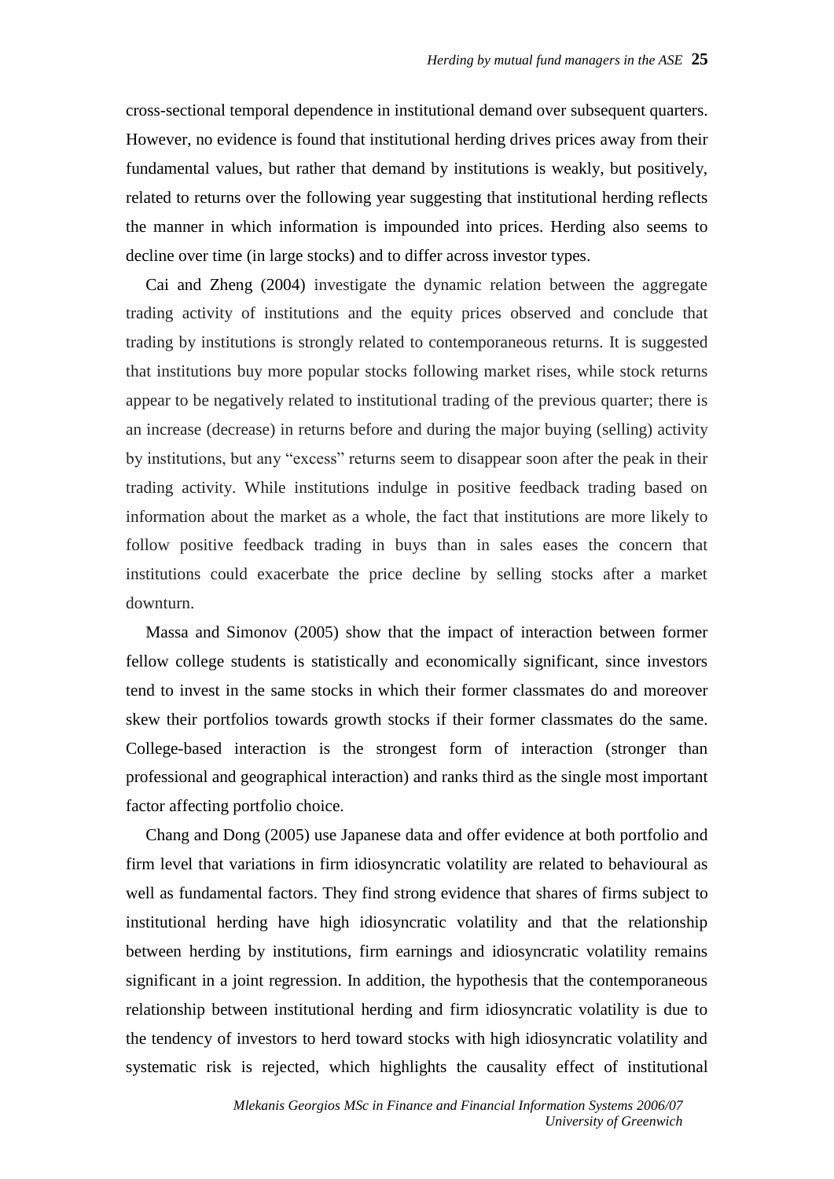cross-sectional temporal dependence in institutional demand over subsequent quarters. However, no evidence is found that institutional herding drives prices away from their fundamental values, but rather that demand by institutions is weakly, but positively, related to returns over the following year suggesting that institutional herding reflects the manner in which information is impounded into prices. Herding also seems to decline over time (in large stocks) and to differ across investor types.

Cai and Zheng (2004) investigate the dynamic relation between the aggregate trading activity of institutions and the equity prices observed and conclude that trading by institutions is strongly related to contemporaneous returns. It is suggested that institutions buy more popular stocks following market rises, while stock returns appear to be negatively related to institutional trading of the previous quarter; there is an increase (decrease) in returns before and during the major buying (selling) activity by institutions, but any "excess" returns seem to disappear soon after the peak in their trading activity. While institutions indulge in positive feedback trading based on information about the market as a whole, the fact that institutions are more likely to follow positive feedback trading in buys than in sales eases the concern that institutions could exacerbate the price decline by selling stocks after a market downturn.

Massa and Simonov (2005) show that the impact of interaction between former fellow college students is statistically and economically significant, since investors tend to invest in the same stocks in which their former classmates do and moreover skew their portfolios towards growth stocks if their former classmates do the same. College-based interaction is the strongest form of interaction (stronger than professional and geographical interaction) and ranks third as the single most important factor affecting portfolio choice.

Chang and Dong (2005) use Japanese data and offer evidence at both portfolio and firm level that variations in firm idiosyncratic volatility are related to behavioural as well as fundamental factors. They find strong evidence that shares of firms subject to institutional herding have high idiosyncratic volatility and that the relationship between herding by institutions, firm earnings and idiosyncratic volatility remains significant in a joint regression. In addition, the hypothesis that the contemporaneous relationship between institutional herding and firm idiosyncratic volatility is due to the tendency of investors to herd toward stocks with high idiosyncratic volatility and systematic risk is rejected, which highlights the causality effect of institutional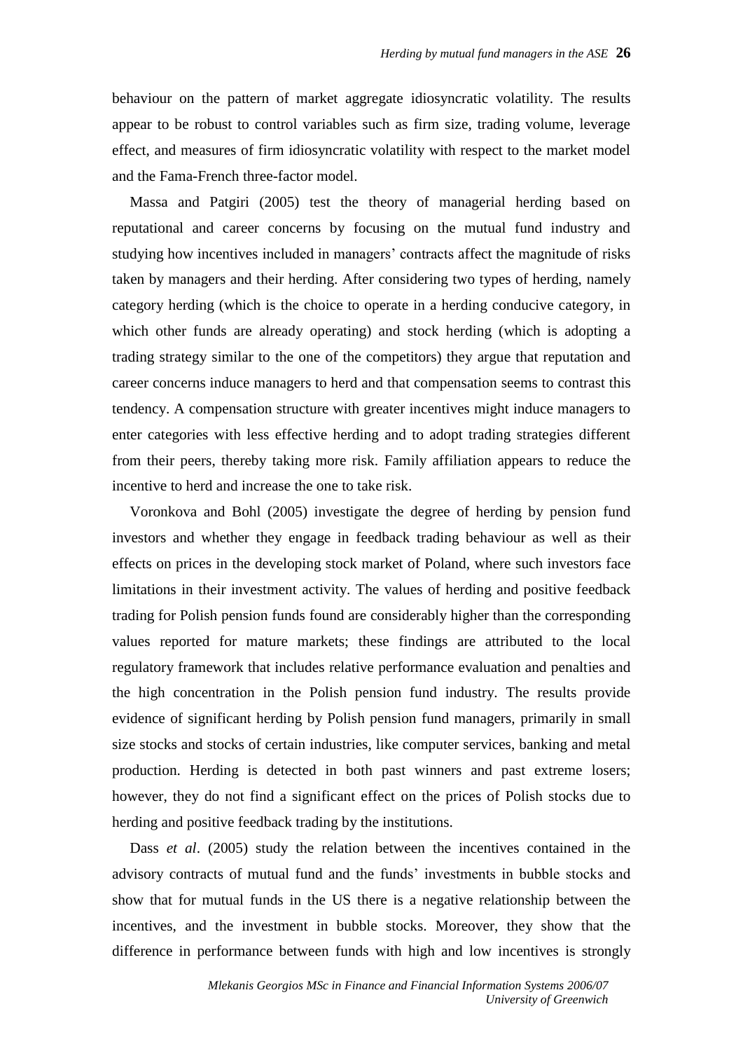behaviour on the pattern of market aggregate idiosyncratic volatility. The results appear to be robust to control variables such as firm size, trading volume, leverage effect, and measures of firm idiosyncratic volatility with respect to the market model and the Fama-French three-factor model.

Massa and Patgiri (2005) test the theory of managerial herding based on reputational and career concerns by focusing on the mutual fund industry and studying how incentives included in managers' contracts affect the magnitude of risks taken by managers and their herding. After considering two types of herding, namely category herding (which is the choice to operate in a herding conducive category, in which other funds are already operating) and stock herding (which is adopting a trading strategy similar to the one of the competitors) they argue that reputation and career concerns induce managers to herd and that compensation seems to contrast this tendency. A compensation structure with greater incentives might induce managers to enter categories with less effective herding and to adopt trading strategies different from their peers, thereby taking more risk. Family affiliation appears to reduce the incentive to herd and increase the one to take risk.

Voronkova and Bohl (2005) investigate the degree of herding by pension fund investors and whether they engage in feedback trading behaviour as well as their effects on prices in the developing stock market of Poland, where such investors face limitations in their investment activity. The values of herding and positive feedback trading for Polish pension funds found are considerably higher than the corresponding values reported for mature markets; these findings are attributed to the local regulatory framework that includes relative performance evaluation and penalties and the high concentration in the Polish pension fund industry. The results provide evidence of significant herding by Polish pension fund managers, primarily in small size stocks and stocks of certain industries, like computer services, banking and metal production. Herding is detected in both past winners and past extreme losers; however, they do not find a significant effect on the prices of Polish stocks due to herding and positive feedback trading by the institutions.

Dass *et al*. (2005) study the relation between the incentives contained in the advisory contracts of mutual fund and the funds' investments in bubble stocks and show that for mutual funds in the US there is a negative relationship between the incentives, and the investment in bubble stocks. Moreover, they show that the difference in performance between funds with high and low incentives is strongly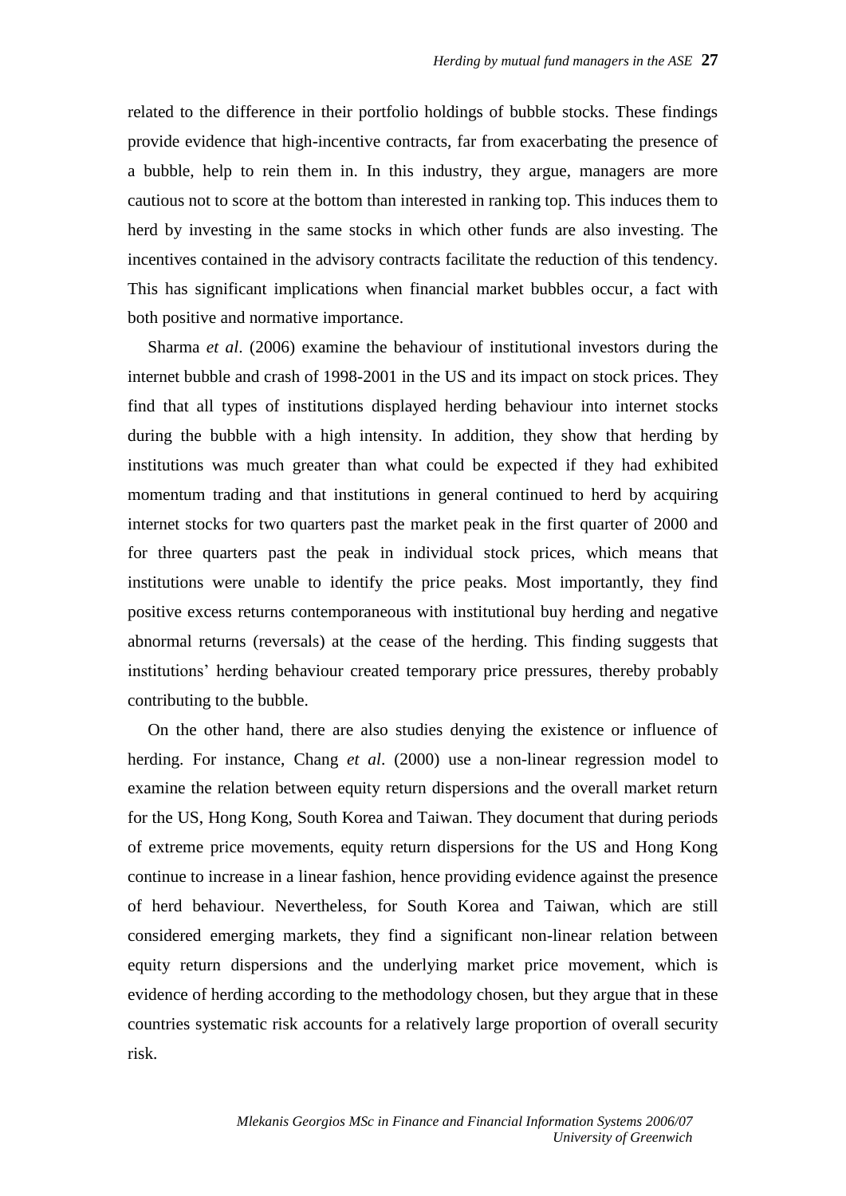related to the difference in their portfolio holdings of bubble stocks. These findings provide evidence that high-incentive contracts, far from exacerbating the presence of a bubble, help to rein them in. In this industry, they argue, managers are more cautious not to score at the bottom than interested in ranking top. This induces them to herd by investing in the same stocks in which other funds are also investing. The incentives contained in the advisory contracts facilitate the reduction of this tendency. This has significant implications when financial market bubbles occur, a fact with both positive and normative importance.

Sharma *et al*. (2006) examine the behaviour of institutional investors during the internet bubble and crash of 1998-2001 in the US and its impact on stock prices. They find that all types of institutions displayed herding behaviour into internet stocks during the bubble with a high intensity. In addition, they show that herding by institutions was much greater than what could be expected if they had exhibited momentum trading and that institutions in general continued to herd by acquiring internet stocks for two quarters past the market peak in the first quarter of 2000 and for three quarters past the peak in individual stock prices, which means that institutions were unable to identify the price peaks. Most importantly, they find positive excess returns contemporaneous with institutional buy herding and negative abnormal returns (reversals) at the cease of the herding. This finding suggests that institutions' herding behaviour created temporary price pressures, thereby probably contributing to the bubble.

On the other hand, there are also studies denying the existence or influence of herding. For instance, Chang *et al*. (2000) use a non-linear regression model to examine the relation between equity return dispersions and the overall market return for the US, Hong Kong, South Korea and Taiwan. They document that during periods of extreme price movements, equity return dispersions for the US and Hong Kong continue to increase in a linear fashion, hence providing evidence against the presence of herd behaviour. Nevertheless, for South Korea and Taiwan, which are still considered emerging markets, they find a significant non-linear relation between equity return dispersions and the underlying market price movement, which is evidence of herding according to the methodology chosen, but they argue that in these countries systematic risk accounts for a relatively large proportion of overall security risk.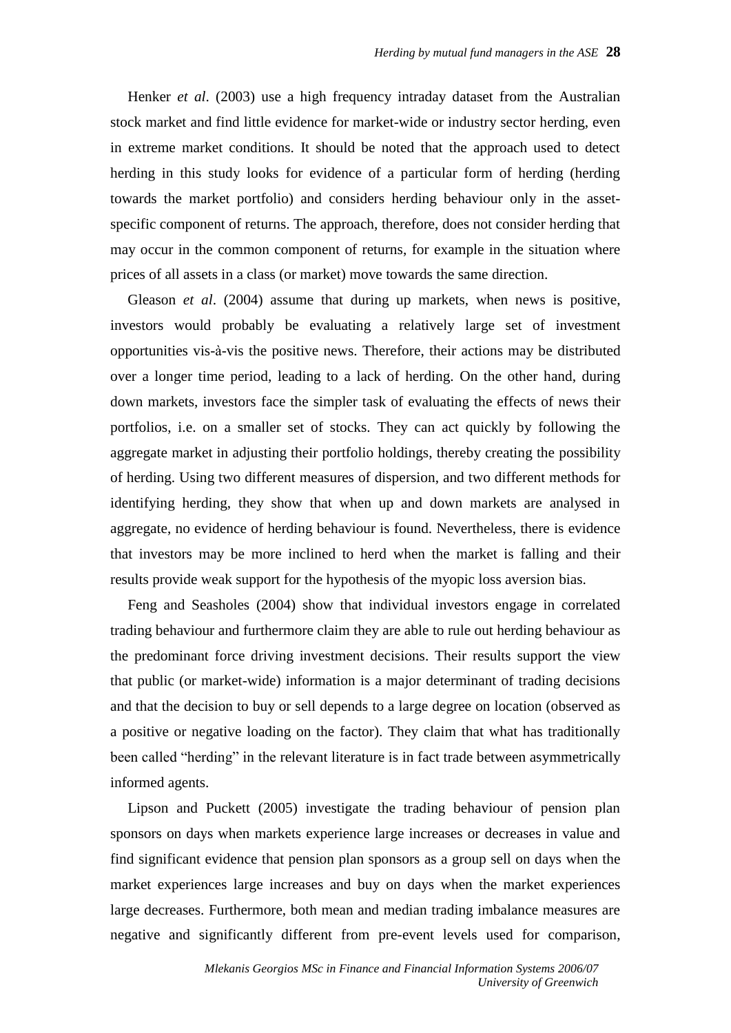Henker *et al*. (2003) use a high frequency intraday dataset from the Australian stock market and find little evidence for market-wide or industry sector herding, even in extreme market conditions. It should be noted that the approach used to detect herding in this study looks for evidence of a particular form of herding (herding towards the market portfolio) and considers herding behaviour only in the asset-specific component of returns. The approach, therefore, does not consider herding that may occur in the common component of returns, for example in the situation where prices of all assets in a class (or market) move towards the same direction.

Gleason *et al*. (2004) assume that during up markets, when news is positive, investors would probably be evaluating a relatively large set of investment opportunities vis-à-vis the positive news. Therefore, their actions may be distributed over a longer time period, leading to a lack of herding. On the other hand, during down markets, investors face the simpler task of evaluating the effects of news their portfolios, i.e. on a smaller set of stocks. They can act quickly by following the aggregate market in adjusting their portfolio holdings, thereby creating the possibility of herding. Using two different measures of dispersion, and two different methods for identifying herding, they show that when up and down markets are analysed in aggregate, no evidence of herding behaviour is found. Nevertheless, there is evidence that investors may be more inclined to herd when the market is falling and their results provide weak support for the hypothesis of the myopic loss aversion bias.

Feng and Seasholes (2004) show that individual investors engage in correlated trading behaviour and furthermore claim they are able to rule out herding behaviour as the predominant force driving investment decisions. Their results support the view that public (or market-wide) information is a major determinant of trading decisions and that the decision to buy or sell depends to a large degree on location (observed as a positive or negative loading on the factor). They claim that what has traditionally been called "herding" in the relevant literature is in fact trade between asymmetrically informed agents.

Lipson and Puckett (2005) investigate the trading behaviour of pension plan sponsors on days when markets experience large increases or decreases in value and find significant evidence that pension plan sponsors as a group sell on days when the market experiences large increases and buy on days when the market experiences large decreases. Furthermore, both mean and median trading imbalance measures are negative and significantly different from pre-event levels used for comparison,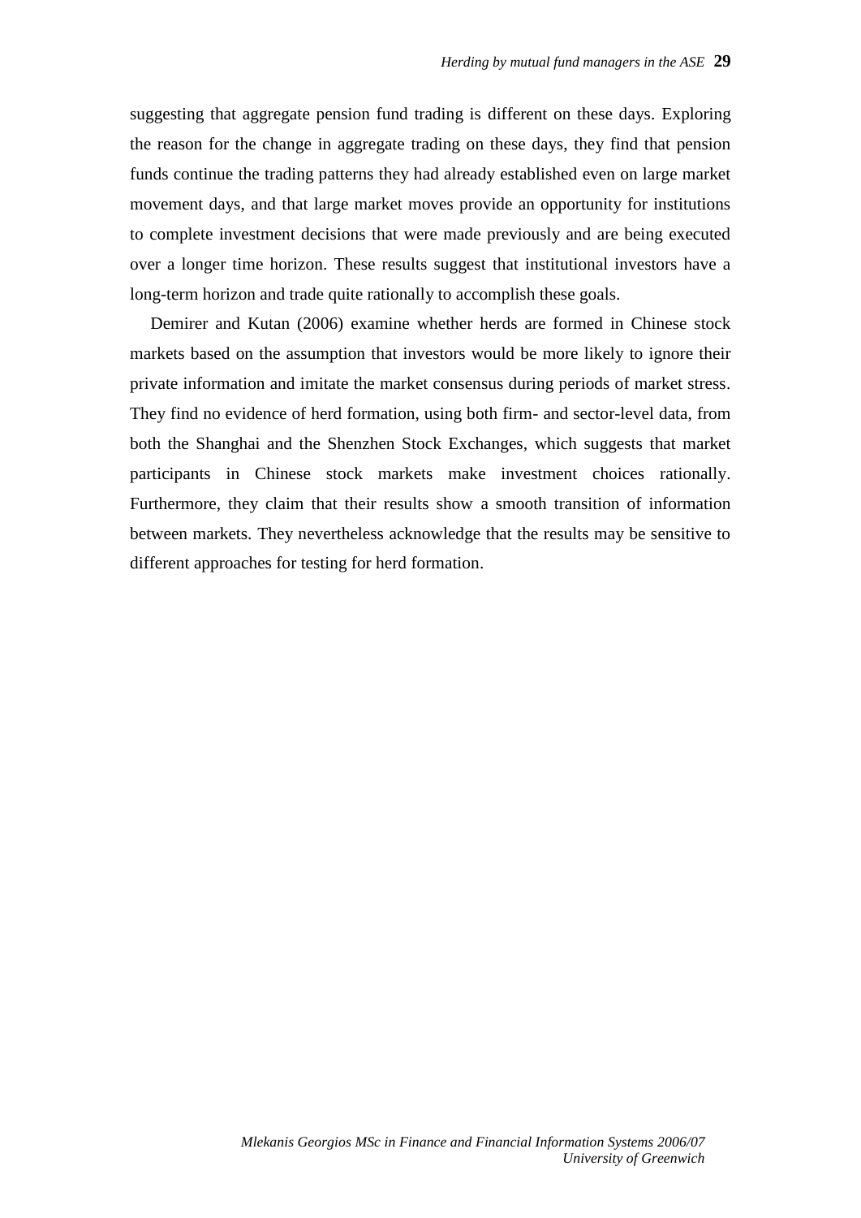suggesting that aggregate pension fund trading is different on these days. Exploring the reason for the change in aggregate trading on these days, they find that pension funds continue the trading patterns they had already established even on large market movement days, and that large market moves provide an opportunity for institutions to complete investment decisions that were made previously and are being executed over a longer time horizon. These results suggest that institutional investors have a long-term horizon and trade quite rationally to accomplish these goals.

Demirer and Kutan (2006) examine whether herds are formed in Chinese stock markets based on the assumption that investors would be more likely to ignore their private information and imitate the market consensus during periods of market stress. They find no evidence of herd formation, using both firm- and sector-level data, from both the Shanghai and the Shenzhen Stock Exchanges, which suggests that market participants in Chinese stock markets make investment choices rationally. Furthermore, they claim that their results show a smooth transition of information between markets. They nevertheless acknowledge that the results may be sensitive to different approaches for testing for herd formation.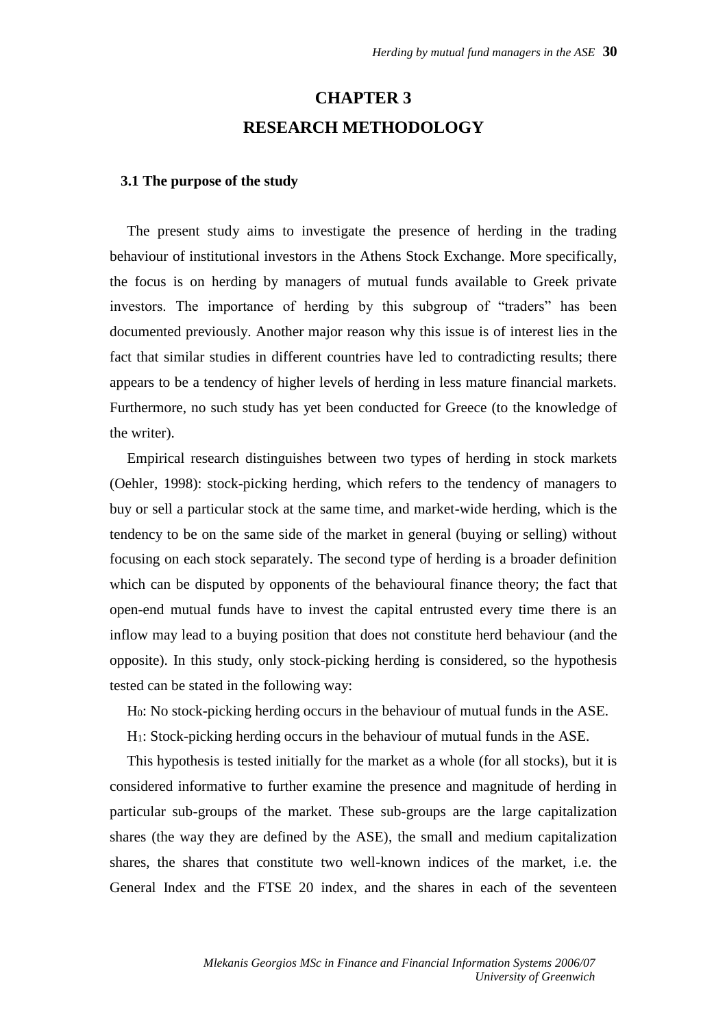# CHAPTER 3

# RESEARCH METHODOLOGY

## 3.1 The purpose of the study

The present study aims to investigate the presence of herding in the trading behaviour of institutional investors in the Athens Stock Exchange. More specifically, the focus is on herding by managers of mutual funds available to Greek private investors. The importance of herding by this subgroup of "traders" has been documented previously. Another major reason why this issue is of interest lies in the fact that similar studies in different countries have led to contradicting results; there appears to be a tendency of higher levels of herding in less mature financial markets. Furthermore, no such study has yet been conducted for Greece (to the knowledge of the writer).

Empirical research distinguishes between two types of herding in stock markets (Oehler, 1998): stock-picking herding, which refers to the tendency of managers to buy or sell a particular stock at the same time, and market-wide herding, which is the tendency to be on the same side of the market in general (buying or selling) without focusing on each stock separately. The second type of herding is a broader definition which can be disputed by opponents of the behavioural finance theory; the fact that open-end mutual funds have to invest the capital entrusted every time there is an inflow may lead to a buying position that does not constitute herd behaviour (and the opposite). In this study, only stock-picking herding is considered, so the hypothesis tested can be stated in the following way:

$H_0$: No stock-picking herding occurs in the behaviour of mutual funds in the ASE.

$H_1$: Stock-picking herding occurs in the behaviour of mutual funds in the ASE.

This hypothesis is tested initially for the market as a whole (for all stocks), but it is considered informative to further examine the presence and magnitude of herding in particular sub-groups of the market. These sub-groups are the large capitalization shares (the way they are defined by the ASE), the small and medium capitalization shares, the shares that constitute two well-known indices of the market, i.e. the General Index and the FTSE 20 index, and the shares in each of the seventeen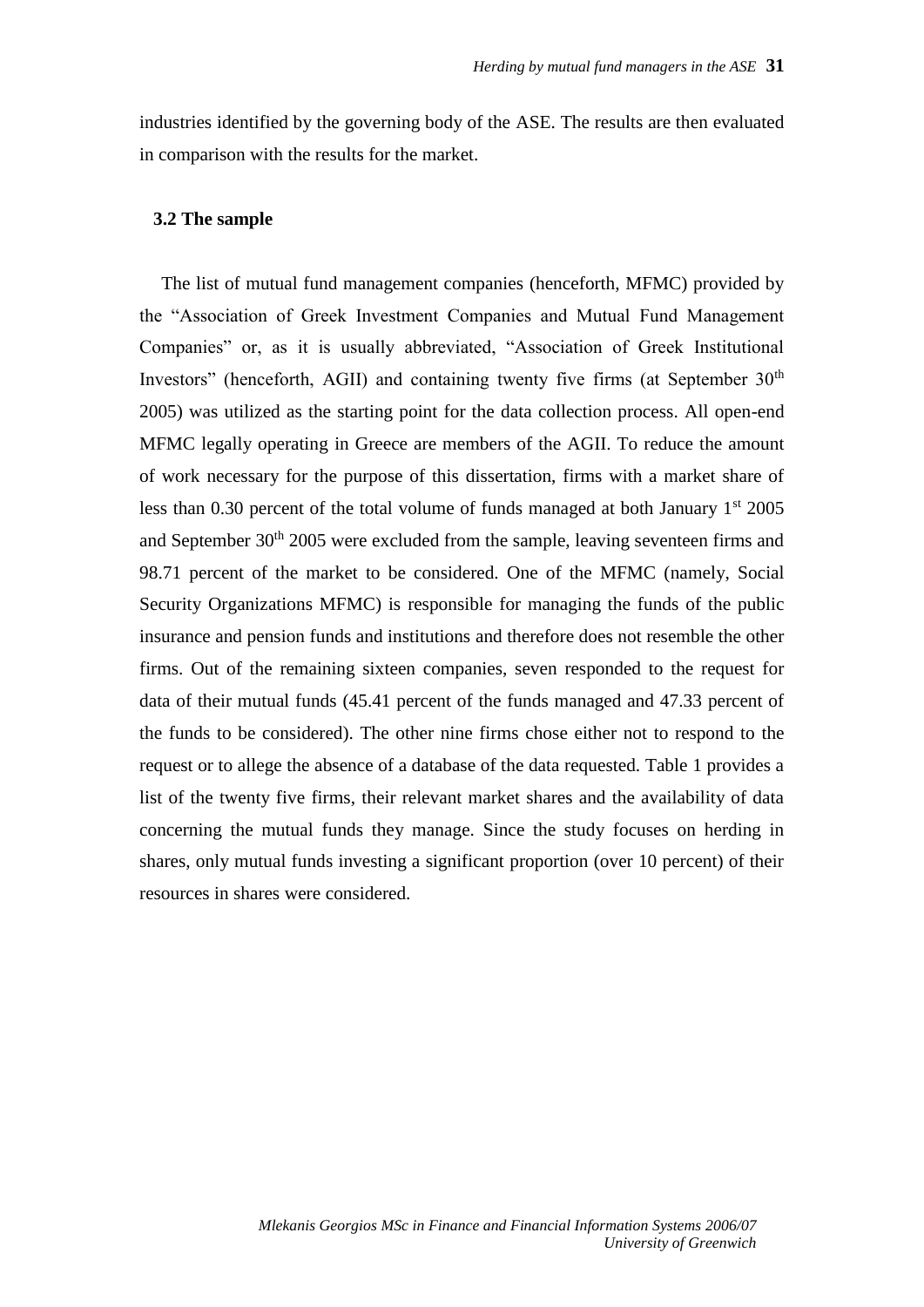industries identified by the governing body of the ASE. The results are then evaluated in comparison with the results for the market.

### 3.2 The sample

The list of mutual fund management companies (henceforth, MFMC) provided by the "Association of Greek Investment Companies and Mutual Fund Management Companies" or, as it is usually abbreviated, "Association of Greek Institutional Investors" (henceforth, AGII) and containing twenty five firms (at September 30th 2005) was utilized as the starting point for the data collection process. All open-end MFMC legally operating in Greece are members of the AGII. To reduce the amount of work necessary for the purpose of this dissertation, firms with a market share of less than 0.30 percent of the total volume of funds managed at both January 1st 2005 and September 30th 2005 were excluded from the sample, leaving seventeen firms and 98.71 percent of the market to be considered. One of the MFMC (namely, Social Security Organizations MFMC) is responsible for managing the funds of the public insurance and pension funds and institutions and therefore does not resemble the other firms. Out of the remaining sixteen companies, seven responded to the request for data of their mutual funds (45.41 percent of the funds managed and 47.33 percent of the funds to be considered). The other nine firms chose either not to respond to the request or to allege the absence of a database of the data requested. Table 1 provides a list of the twenty five firms, their relevant market shares and the availability of data concerning the mutual funds they manage. Since the study focuses on herding in shares, only mutual funds investing a significant proportion (over 10 percent) of their resources in shares were considered.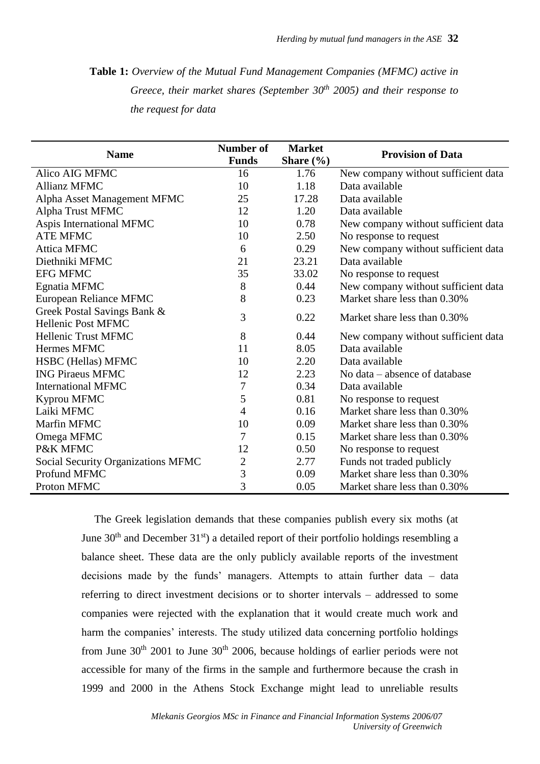**Table 1:** *Overview of the Mutual Fund Management Companies (MFMC) active in Greece, their market shares (September 30th 2005) and their response to the request for data*

| Name | Number of Funds | Market Share (%) | Provision of Data |
|---|---|---|---|
| Alico AIG MFMC | 16 | 1.76 | New company without sufficient data |
| Allianz MFMC | 10 | 1.18 | Data available |
| Alpha Asset Management MFMC | 25 | 17.28 | Data available |
| Alpha Trust MFMC | 12 | 1.20 | Data available |
| Aspis International MFMC | 10 | 0.78 | New company without sufficient data |
| ATE MFMC | 10 | 2.50 | No response to request |
| Attica MFMC | 6 | 0.29 | New company without sufficient data |
| Diethniki MFMC | 21 | 23.21 | Data available |
| EFG MFMC | 35 | 33.02 | No response to request |
| Egnatia MFMC | 8 | 0.44 | New company without sufficient data |
| European Reliance MFMC | 8 | 0.23 | Market share less than 0.30% |
| Greek Postal Savings Bank & Hellenic Post MFMC | 3 | 0.22 | Market share less than 0.30% |
| Hellenic Trust MFMC | 8 | 0.44 | New company without sufficient data |
| Hermes MFMC | 11 | 8.05 | Data available |
| HSBC (Hellas) MFMC | 10 | 2.20 | Data available |
| ING Piraeus MFMC | 12 | 2.23 | No data – absence of database |
| International MFMC | 7 | 0.34 | Data available |
| Kyprou MFMC | 5 | 0.81 | No response to request |
| Laiki MFMC | 4 | 0.16 | Market share less than 0.30% |
| Marfin MFMC | 10 | 0.09 | Market share less than 0.30% |
| Omega MFMC | 7 | 0.15 | Market share less than 0.30% |
| P&K MFMC | 12 | 0.50 | No response to request |
| Social Security Organizations MFMC | 2 | 2.77 | Funds not traded publicly |
| Profund MFMC | 3 | 0.09 | Market share less than 0.30% |
| Proton MFMC | 3 | 0.05 | Market share less than 0.30% |

The Greek legislation demands that these companies publish every six moths (at June 30th and December 31st) a detailed report of their portfolio holdings resembling a balance sheet. These data are the only publicly available reports of the investment decisions made by the funds' managers. Attempts to attain further data – data referring to direct investment decisions or to shorter intervals – addressed to some companies were rejected with the explanation that it would create much work and harm the companies' interests. The study utilized data concerning portfolio holdings from June 30th 2001 to June 30th 2006, because holdings of earlier periods were not accessible for many of the firms in the sample and furthermore because the crash in 1999 and 2000 in the Athens Stock Exchange might lead to unreliable results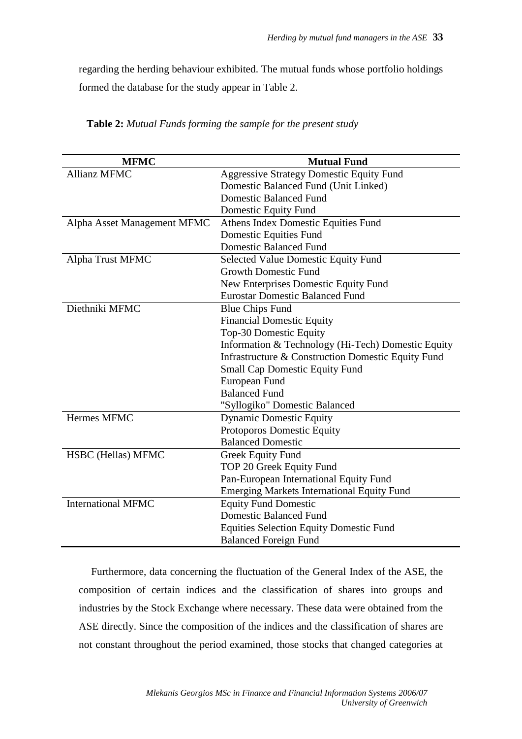regarding the herding behaviour exhibited. The mutual funds whose portfolio holdings formed the database for the study appear in Table 2.

**Table 2:** *Mutual Funds forming the sample for the present study*

| MFMC | Mutual Fund |
|---|---|
| Allianz MFMC | Aggressive Strategy Domestic Equity Fund |
| | Domestic Balanced Fund (Unit Linked) |
| | Domestic Balanced Fund |
| | Domestic Equity Fund |
| Alpha Asset Management MFMC | Athens Index Domestic Equities Fund |
| | Domestic Equities Fund |
| | Domestic Balanced Fund |
| Alpha Trust MFMC | Selected Value Domestic Equity Fund |
| | Growth Domestic Fund |
| | New Enterprises Domestic Equity Fund |
| | Eurostar Domestic Balanced Fund |
| Diethniki MFMC | Blue Chips Fund |
| | Financial Domestic Equity |
| | Top-30 Domestic Equity |
| | Information & Technology (Hi-Tech) Domestic Equity |
| | Infrastructure & Construction Domestic Equity Fund |
| | Small Cap Domestic Equity Fund |
| | European Fund |
| | Balanced Fund |
| | "Syllogiko" Domestic Balanced |
| Hermes MFMC | Dynamic Domestic Equity |
| | Protoporos Domestic Equity |
| | Balanced Domestic |
| HSBC (Hellas) MFMC | Greek Equity Fund |
| | TOP 20 Greek Equity Fund |
| | Pan-European International Equity Fund |
| | Emerging Markets International Equity Fund |
| International MFMC | Equity Fund Domestic |
| | Domestic Balanced Fund |
| | Equities Selection Equity Domestic Fund |
| | Balanced Foreign Fund |

Furthermore, data concerning the fluctuation of the General Index of the ASE, the composition of certain indices and the classification of shares into groups and industries by the Stock Exchange where necessary. These data were obtained from the ASE directly. Since the composition of the indices and the classification of shares are not constant throughout the period examined, those stocks that changed categories at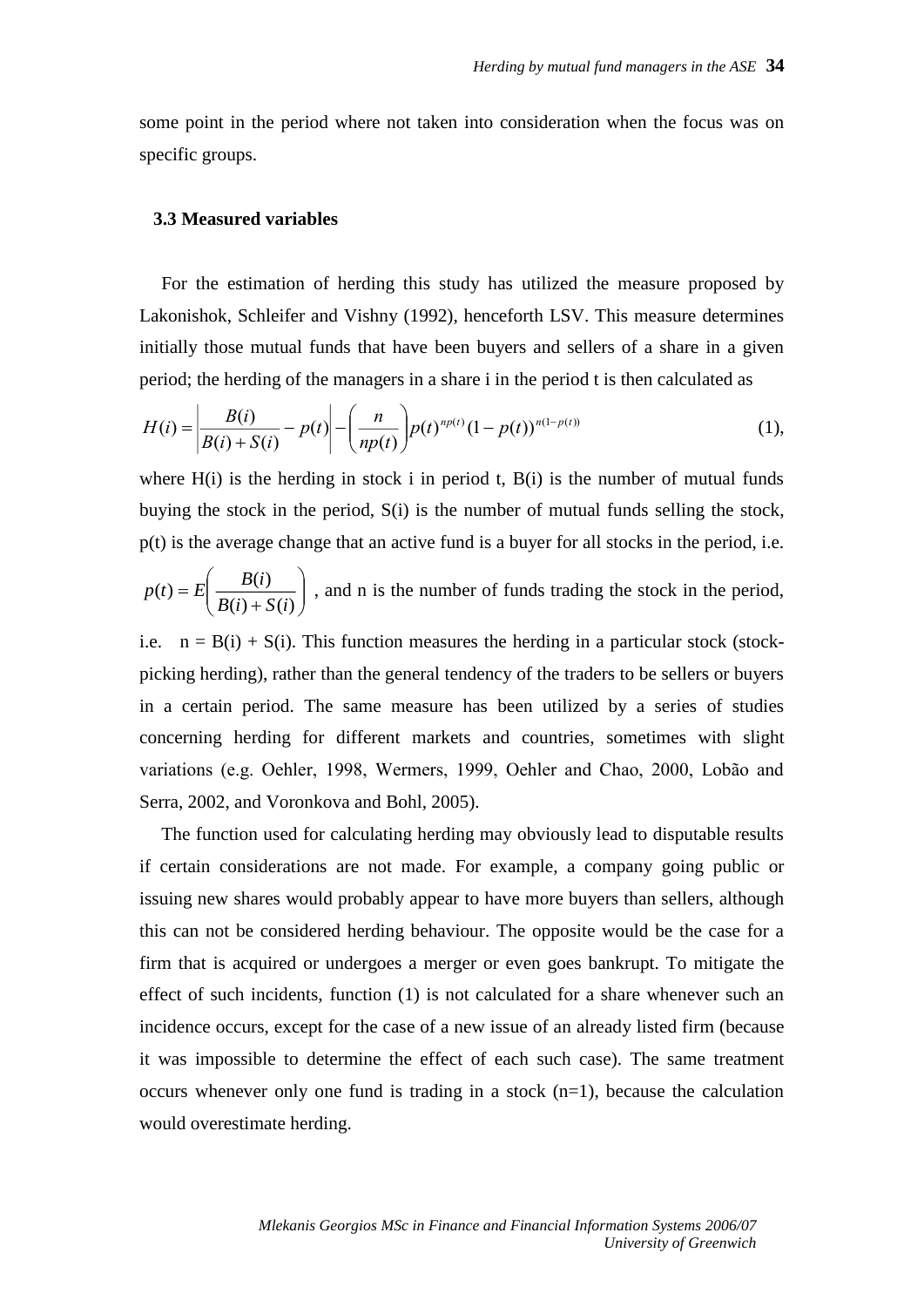some point in the period where not taken into consideration when the focus was on specific groups.

### 3.3 Measured variables

For the estimation of herding this study has utilized the measure proposed by Lakonishok, Schleifer and Vishny (1992), henceforth LSV. This measure determines initially those mutual funds that have been buyers and sellers of a share in a given period; the herding of the managers in a share i in the period t is then calculated as

$$H(i) = \left| \frac{B(i)}{B(i)+S(i)} - p(t) \right| - \binom{n}{np(t)} p(t)^{np(t)} (1-p(t))^{n(1-p(t))} \tag{1},$$

where H(i) is the herding in stock i in period t, B(i) is the number of mutual funds buying the stock in the period, S(i) is the number of mutual funds selling the stock, p(t) is the average change that an active fund is a buyer for all stocks in the period, i.e. $p(t) = E\left( \frac{B(i)}{B(i)+S(i)} \right)$, and n is the number of funds trading the stock in the period, i.e. $n = B(i) + S(i)$. This function measures the herding in a particular stock (stock-picking herding), rather than the general tendency of the traders to be sellers or buyers in a certain period. The same measure has been utilized by a series of studies concerning herding for different markets and countries, sometimes with slight variations (e.g. Oehler, 1998, Wermers, 1999, Oehler and Chao, 2000, Lobão and Serra, 2002, and Voronkova and Bohl, 2005).

The function used for calculating herding may obviously lead to disputable results if certain considerations are not made. For example, a company going public or issuing new shares would probably appear to have more buyers than sellers, although this can not be considered herding behaviour. The opposite would be the case for a firm that is acquired or undergoes a merger or even goes bankrupt. To mitigate the effect of such incidents, function (1) is not calculated for a share whenever such an incidence occurs, except for the case of a new issue of an already listed firm (because it was impossible to determine the effect of each such case). The same treatment occurs whenever only one fund is trading in a stock (n=1), because the calculation would overestimate herding.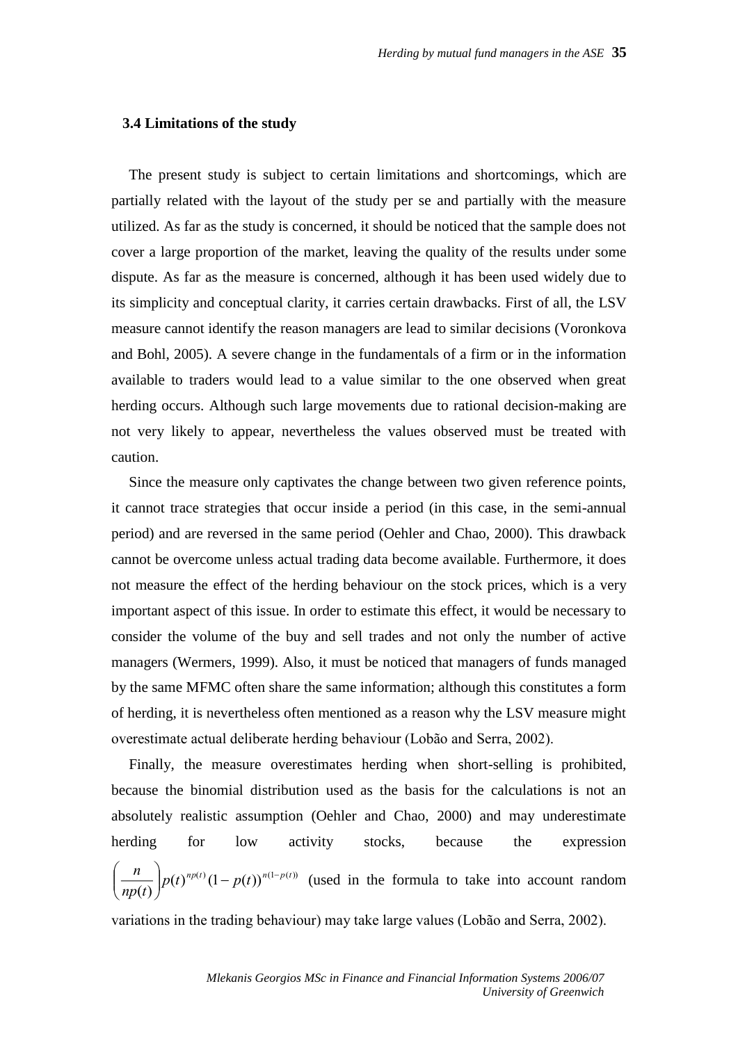### 3.4 Limitations of the study

The present study is subject to certain limitations and shortcomings, which are partially related with the layout of the study per se and partially with the measure utilized. As far as the study is concerned, it should be noticed that the sample does not cover a large proportion of the market, leaving the quality of the results under some dispute. As far as the measure is concerned, although it has been used widely due to its simplicity and conceptual clarity, it carries certain drawbacks. First of all, the LSV measure cannot identify the reason managers are lead to similar decisions (Voronkova and Bohl, 2005). A severe change in the fundamentals of a firm or in the information available to traders would lead to a value similar to the one observed when great herding occurs. Although such large movements due to rational decision-making are not very likely to appear, nevertheless the values observed must be treated with caution.

Since the measure only captivates the change between two given reference points, it cannot trace strategies that occur inside a period (in this case, in the semi-annual period) and are reversed in the same period (Oehler and Chao, 2000). This drawback cannot be overcome unless actual trading data become available. Furthermore, it does not measure the effect of the herding behaviour on the stock prices, which is a very important aspect of this issue. In order to estimate this effect, it would be necessary to consider the volume of the buy and sell trades and not only the number of active managers (Wermers, 1999). Also, it must be noticed that managers of funds managed by the same MFMC often share the same information; although this constitutes a form of herding, it is nevertheless often mentioned as a reason why the LSV measure might overestimate actual deliberate herding behaviour (Lobão and Serra, 2002).

Finally, the measure overestimates herding when short-selling is prohibited, because the binomial distribution used as the basis for the calculations is not an absolutely realistic assumption (Oehler and Chao, 2000) and may underestimate herding for low activity stocks, because the expression $\left(\frac{n}{np(t)}\right)p(t)^{np(t)}(1-p(t))^{n(1-p(t))}$ (used in the formula to take into account random variations in the trading behaviour) may take large values (Lobão and Serra, 2002).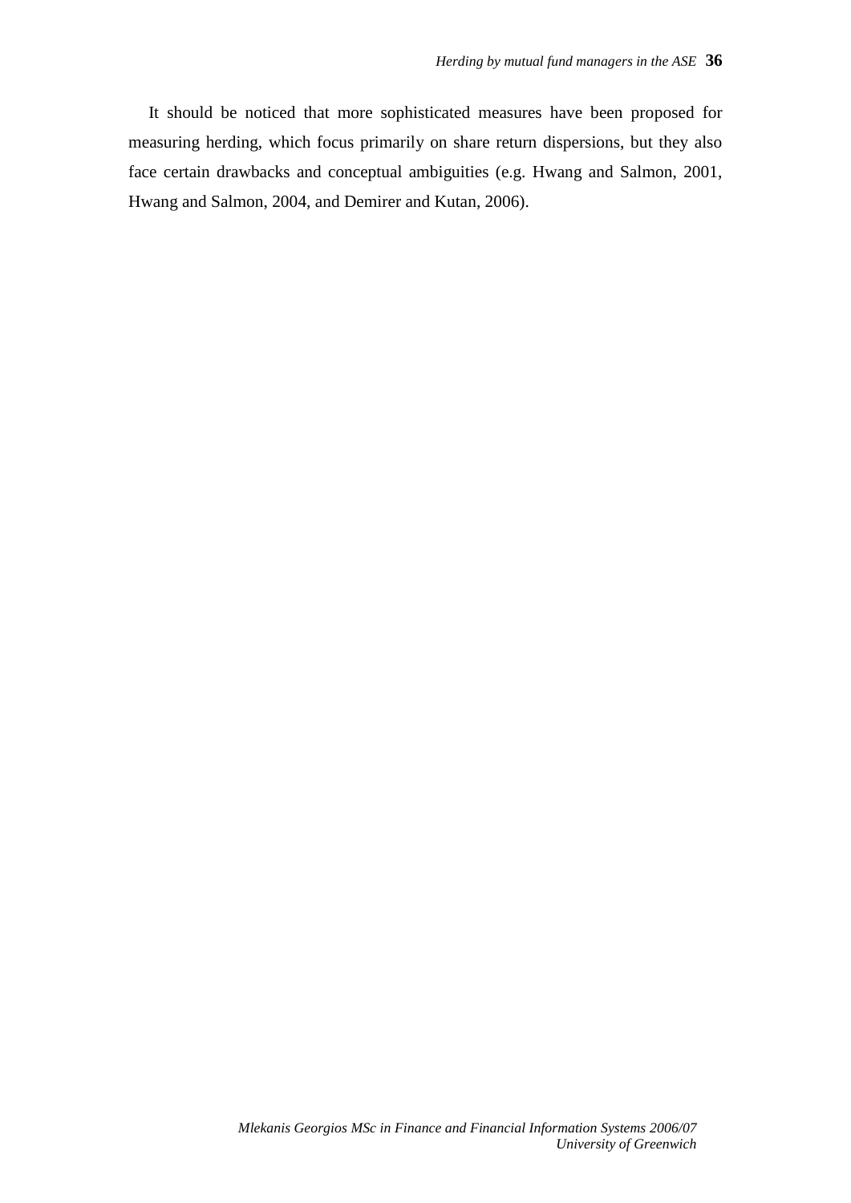It should be noticed that more sophisticated measures have been proposed for measuring herding, which focus primarily on share return dispersions, but they also face certain drawbacks and conceptual ambiguities (e.g. Hwang and Salmon, 2001, Hwang and Salmon, 2004, and Demirer and Kutan, 2006).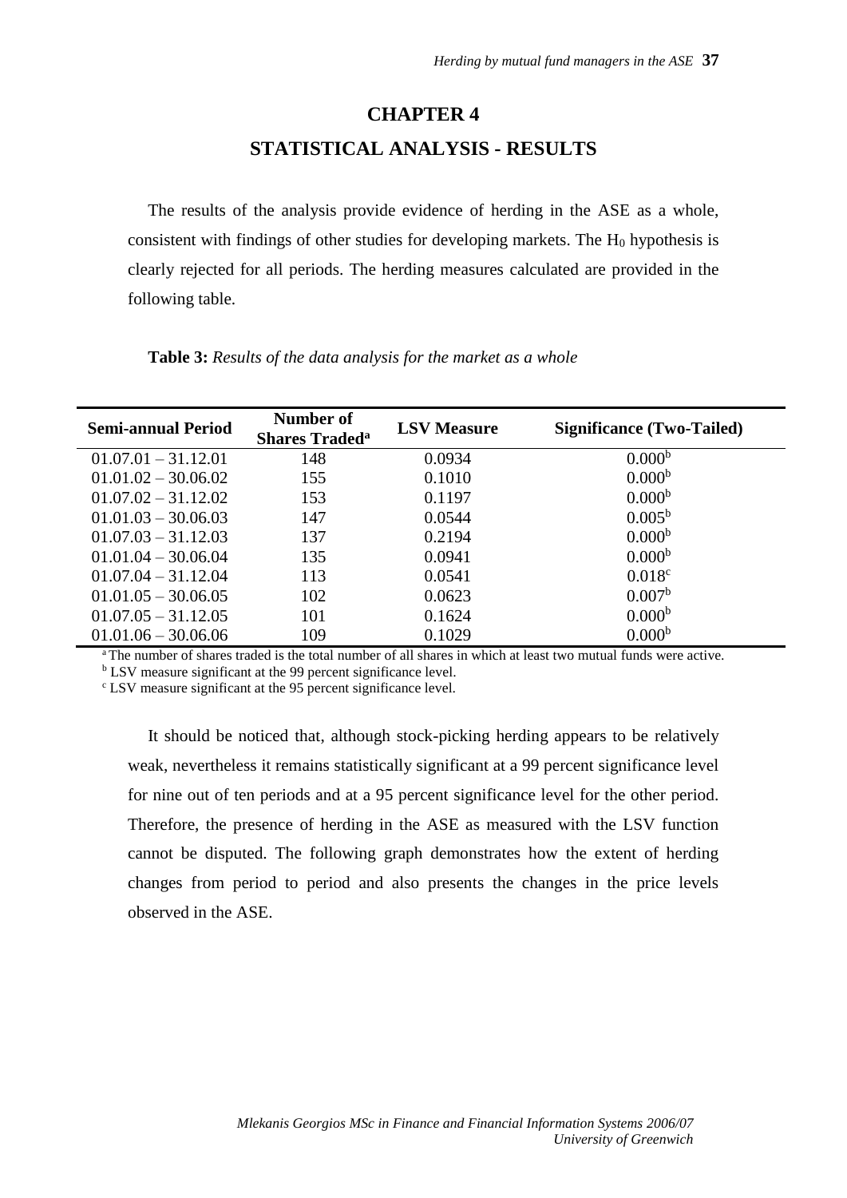# CHAPTER 4

## STATISTICAL ANALYSIS - RESULTS

The results of the analysis provide evidence of herding in the ASE as a whole, consistent with findings of other studies for developing markets. The $H_0$ hypothesis is clearly rejected for all periods. The herding measures calculated are provided in the following table.

**Table 3:** *Results of the data analysis for the market as a whole*

| Semi-annual Period | Number of Shares Traded[a] | LSV Measure | Significance (Two-Tailed) |
|---|---|---|---|
| 01.07.01 – 31.12.01 | 148 | 0.0934 | 0.000[b] |
| 01.01.02 – 30.06.02 | 155 | 0.1010 | 0.000[b] |
| 01.07.02 – 31.12.02 | 153 | 0.1197 | 0.000[b] |
| 01.01.03 – 30.06.03 | 147 | 0.0544 | 0.005[b] |
| 01.07.03 – 31.12.03 | 137 | 0.2194 | 0.000[b] |
| 01.01.04 – 30.06.04 | 135 | 0.0941 | 0.000[b] |
| 01.07.04 – 31.12.04 | 113 | 0.0541 | 0.018[c] |
| 01.01.05 – 30.06.05 | 102 | 0.0623 | 0.007[b] |
| 01.07.05 – 31.12.05 | 101 | 0.1624 | 0.000[b] |
| 01.01.06 – 30.06.06 | 109 | 0.1029 | 0.000[b] |

[a] The number of shares traded is the total number of all shares in which at least two mutual funds were active.
[b] LSV measure significant at the 99 percent significance level.
[c] LSV measure significant at the 95 percent significance level.

It should be noticed that, although stock-picking herding appears to be relatively weak, nevertheless it remains statistically significant at a 99 percent significance level for nine out of ten periods and at a 95 percent significance level for the other period. Therefore, the presence of herding in the ASE as measured with the LSV function cannot be disputed. The following graph demonstrates how the extent of herding changes from period to period and also presents the changes in the price levels observed in the ASE.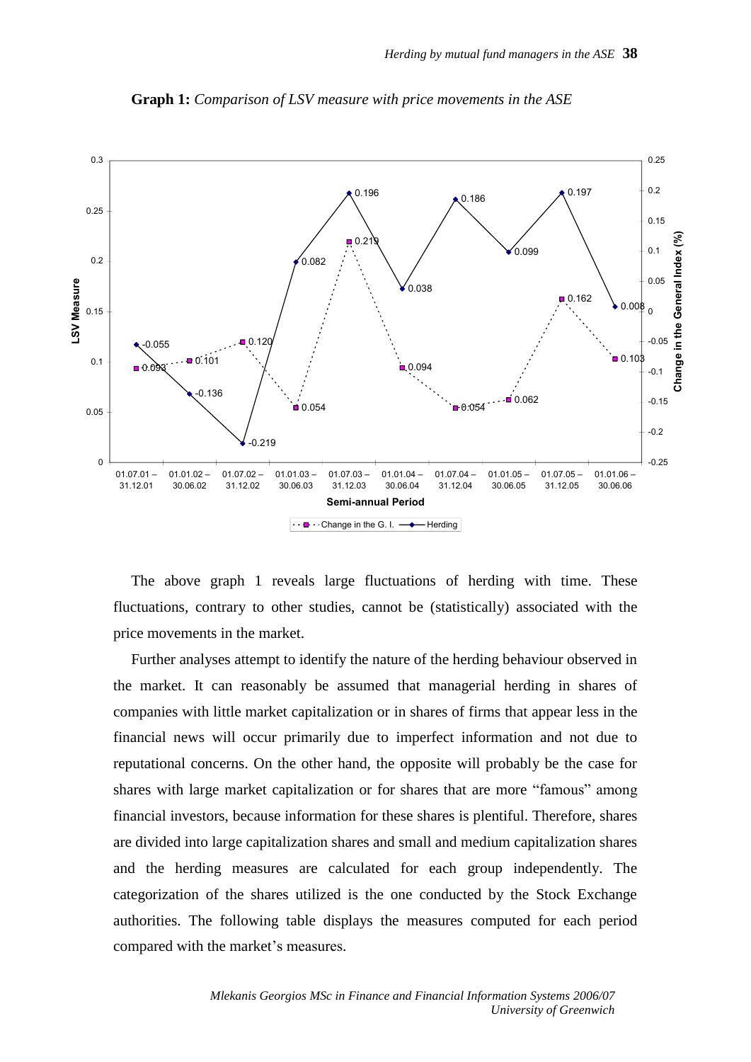**Graph 1:** *Comparison of LSV measure with price movements in the ASE*

The above graph 1 reveals large fluctuations of herding with time. These fluctuations, contrary to other studies, cannot be (statistically) associated with the price movements in the market.

Further analyses attempt to identify the nature of the herding behaviour observed in the market. It can reasonably be assumed that managerial herding in shares of companies with little market capitalization or in shares of firms that appear less in the financial news will occur primarily due to imperfect information and not due to reputational concerns. On the other hand, the opposite will probably be the case for shares with large market capitalization or for shares that are more "famous" among financial investors, because information for these shares is plentiful. Therefore, shares are divided into large capitalization shares and small and medium capitalization shares and the herding measures are calculated for each group independently. The categorization of the shares utilized is the one conducted by the Stock Exchange authorities. The following table displays the measures computed for each period compared with the market's measures.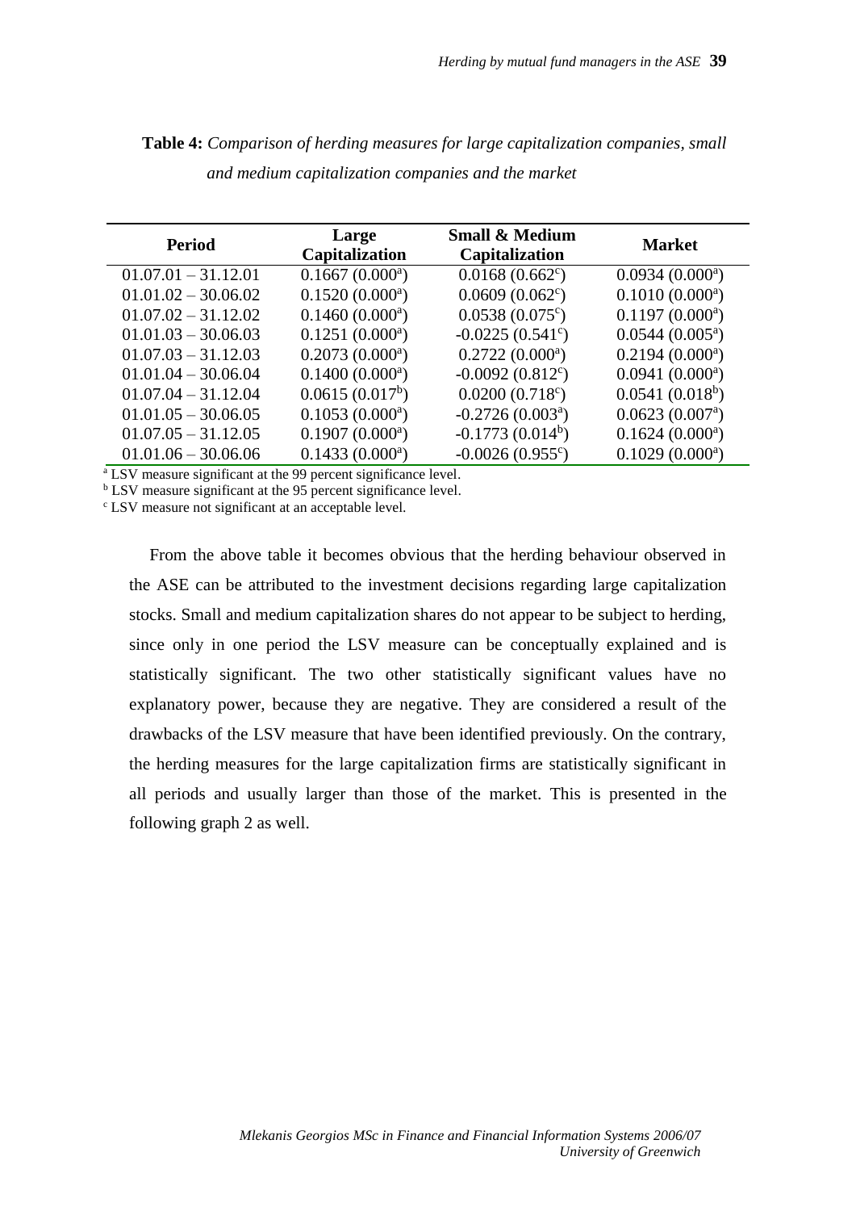**Table 4:** *Comparison of herding measures for large capitalization companies, small and medium capitalization companies and the market*

| Period | Large Capitalization | Small & Medium Capitalization | Market |
|---|---|---|---|
| 01.07.01 – 31.12.01 | 0.1667 (0.000[a]) | 0.0168 (0.662[c]) | 0.0934 (0.000[a]) |
| 01.01.02 – 30.06.02 | 0.1520 (0.000[a]) | 0.0609 (0.062[c]) | 0.1010 (0.000[a]) |
| 01.07.02 – 31.12.02 | 0.1460 (0.000[a]) | 0.0538 (0.075[c]) | 0.1197 (0.000[a]) |
| 01.01.03 – 30.06.03 | 0.1251 (0.000[a]) | -0.0225 (0.541[c]) | 0.0544 (0.005[a]) |
| 01.07.03 – 31.12.03 | 0.2073 (0.000[a]) | 0.2722 (0.000[a]) | 0.2194 (0.000[a]) |
| 01.01.04 – 30.06.04 | 0.1400 (0.000[a]) | -0.0092 (0.812[c]) | 0.0941 (0.000[a]) |
| 01.07.04 – 31.12.04 | 0.0615 (0.017[b]) | 0.0200 (0.718[c]) | 0.0541 (0.018[b]) |
| 01.01.05 – 30.06.05 | 0.1053 (0.000[a]) | -0.2726 (0.003[a]) | 0.0623 (0.007[a]) |
| 01.07.05 – 31.12.05 | 0.1907 (0.000[a]) | -0.1773 (0.014[b]) | 0.1624 (0.000[a]) |
| 01.01.06 – 30.06.06 | 0.1433 (0.000[a]) | -0.0026 (0.955[c]) | 0.1029 (0.000[a]) |

[a] LSV measure significant at the 99 percent significance level.
[b] LSV measure significant at the 95 percent significance level.
[c] LSV measure not significant at an acceptable level.

From the above table it becomes obvious that the herding behaviour observed in the ASE can be attributed to the investment decisions regarding large capitalization stocks. Small and medium capitalization shares do not appear to be subject to herding, since only in one period the LSV measure can be conceptually explained and is statistically significant. The two other statistically significant values have no explanatory power, because they are negative. They are considered a result of the drawbacks of the LSV measure that have been identified previously. On the contrary, the herding measures for the large capitalization firms are statistically significant in all periods and usually larger than those of the market. This is presented in the following graph 2 as well.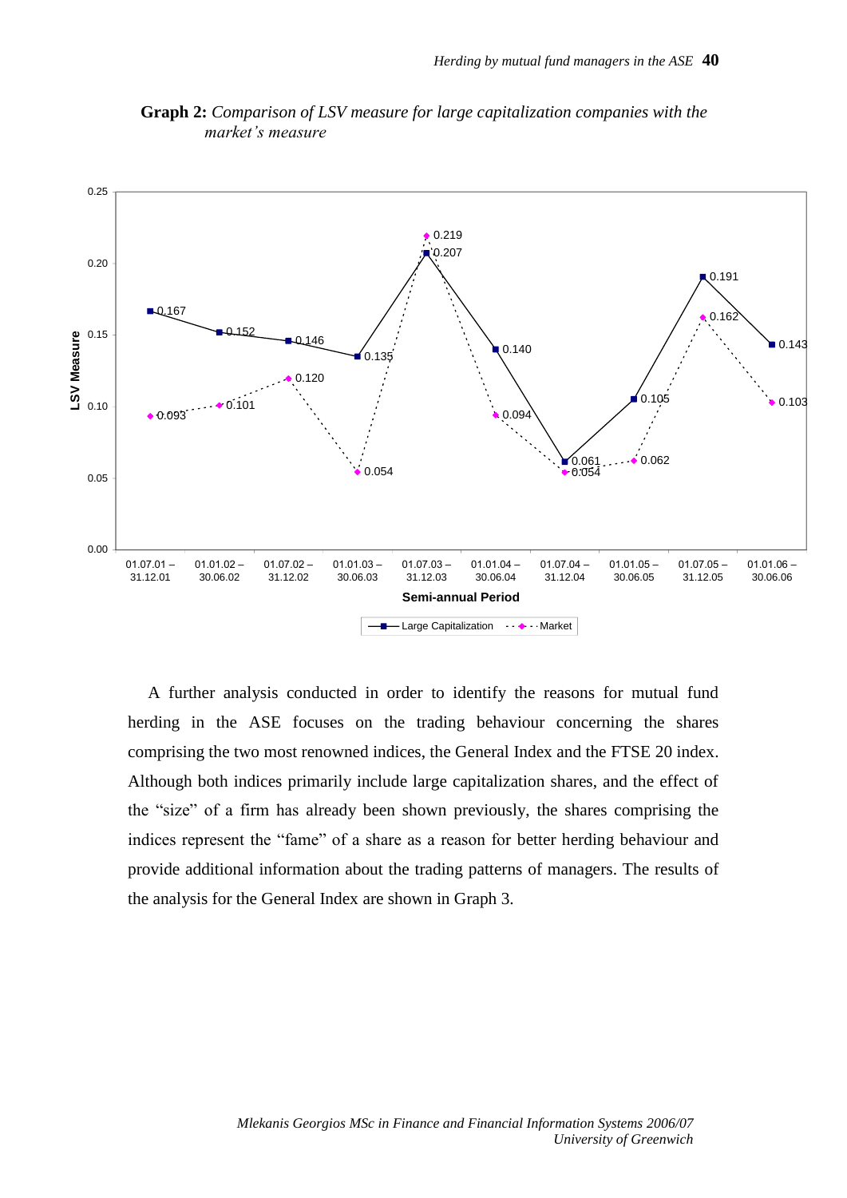**Graph 2:** *Comparison of LSV measure for large capitalization companies with the market's measure*

| Semi-annual Period | Large Capitalization | Market |
|---|---|---|
| 01.07.01 – 31.12.01 | 0.167 | 0.093 |
| 01.01.02 – 30.06.02 | 0.152 | 0.101 |
| 01.07.02 – 31.12.02 | 0.146 | 0.120 |
| 01.01.03 – 30.06.03 | 0.135 | 0.054 |
| 01.07.03 – 31.12.03 | 0.207 | 0.219 |
| 01.01.04 – 30.06.04 | 0.140 | 0.094 |
| 01.07.04 – 31.12.04 | 0.061 | 0.054 |
| 01.01.05 – 30.06.05 | 0.105 | 0.062 |
| 01.07.05 – 31.12.05 | 0.191 | 0.162 |
| 01.01.06 – 30.06.06 | 0.143 | 0.103 |

A further analysis conducted in order to identify the reasons for mutual fund herding in the ASE focuses on the trading behaviour concerning the shares comprising the two most renowned indices, the General Index and the FTSE 20 index. Although both indices primarily include large capitalization shares, and the effect of the "size" of a firm has already been shown previously, the shares comprising the indices represent the "fame" of a share as a reason for better herding behaviour and provide additional information about the trading patterns of managers. The results of the analysis for the General Index are shown in Graph 3.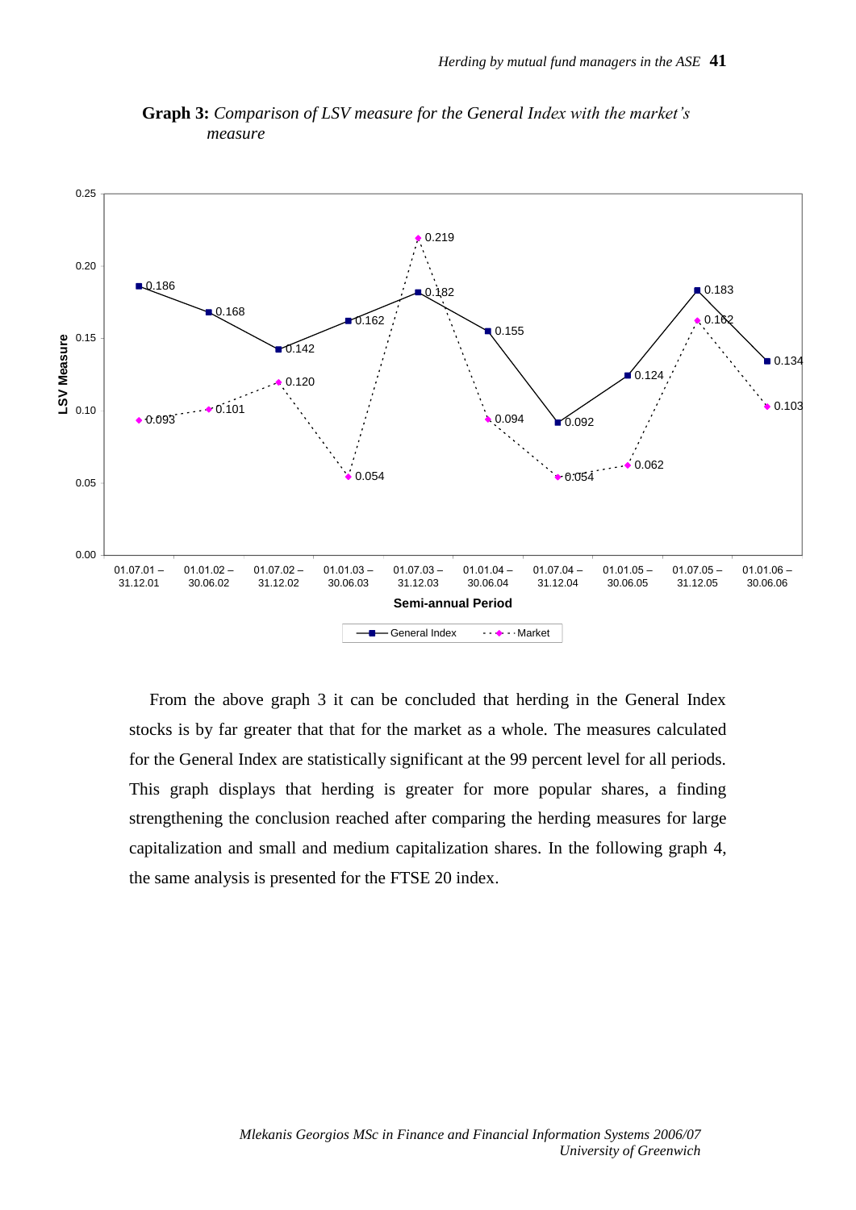**Graph 3:** *Comparison of LSV measure for the General Index with the market's measure*

| Semi-annual Period | General Index | Market |
|---|---|---|
| 01.07.01 – 31.12.01 | 0.186 | 0.093 |
| 01.01.02 – 30.06.02 | 0.168 | 0.101 |
| 01.07.02 – 31.12.02 | 0.142 | 0.120 |
| 01.01.03 – 30.06.03 | 0.162 | 0.054 |
| 01.07.03 – 31.12.03 | 0.182 | 0.219 |
| 01.01.04 – 30.06.04 | 0.155 | 0.094 |
| 01.07.04 – 31.12.04 | 0.092 | 0.054 |
| 01.01.05 – 30.06.05 | 0.124 | 0.062 |
| 01.07.05 – 31.12.05 | 0.183 | 0.162 |
| 01.01.06 – 30.06.06 | 0.134 | 0.103 |

From the above graph 3 it can be concluded that herding in the General Index stocks is by far greater that that for the market as a whole. The measures calculated for the General Index are statistically significant at the 99 percent level for all periods. This graph displays that herding is greater for more popular shares, a finding strengthening the conclusion reached after comparing the herding measures for large capitalization and small and medium capitalization shares. In the following graph 4, the same analysis is presented for the FTSE 20 index.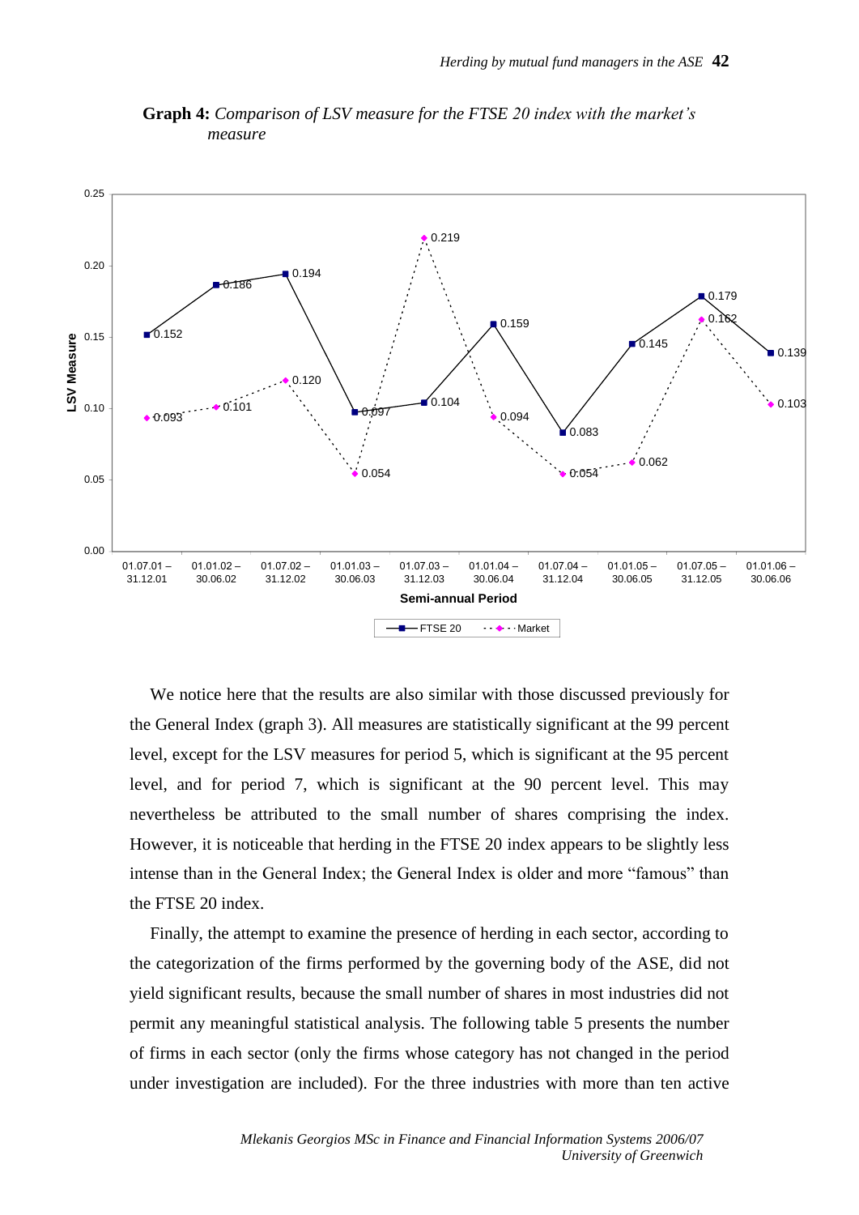**Graph 4:** *Comparison of LSV measure for the FTSE 20 index with the market's measure*

| Semi-annual Period | FTSE 20 | Market |
|---|---|---|
| 01.07.01 – 31.12.01 | 0.152 | 0.093 |
| 01.01.02 – 30.06.02 | 0.186 | 0.101 |
| 01.07.02 – 31.12.02 | 0.194 | 0.120 |
| 01.01.03 – 30.06.03 | 0.097 | 0.054 |
| 01.07.03 – 31.12.03 | 0.104 | 0.219 |
| 01.01.04 – 30.06.04 | 0.159 | 0.094 |
| 01.07.04 – 31.12.04 | 0.083 | 0.054 |
| 01.01.05 – 30.06.05 | 0.145 | 0.062 |
| 01.07.05 – 31.12.05 | 0.179 | 0.162 |
| 01.01.06 – 30.06.06 | 0.139 | 0.103 |

We notice here that the results are also similar with those discussed previously for the General Index (graph 3). All measures are statistically significant at the 99 percent level, except for the LSV measures for period 5, which is significant at the 95 percent level, and for period 7, which is significant at the 90 percent level. This may nevertheless be attributed to the small number of shares comprising the index. However, it is noticeable that herding in the FTSE 20 index appears to be slightly less intense than in the General Index; the General Index is older and more "famous" than the FTSE 20 index.

Finally, the attempt to examine the presence of herding in each sector, according to the categorization of the firms performed by the governing body of the ASE, did not yield significant results, because the small number of shares in most industries did not permit any meaningful statistical analysis. The following table 5 presents the number of firms in each sector (only the firms whose category has not changed in the period under investigation are included). For the three industries with more than ten active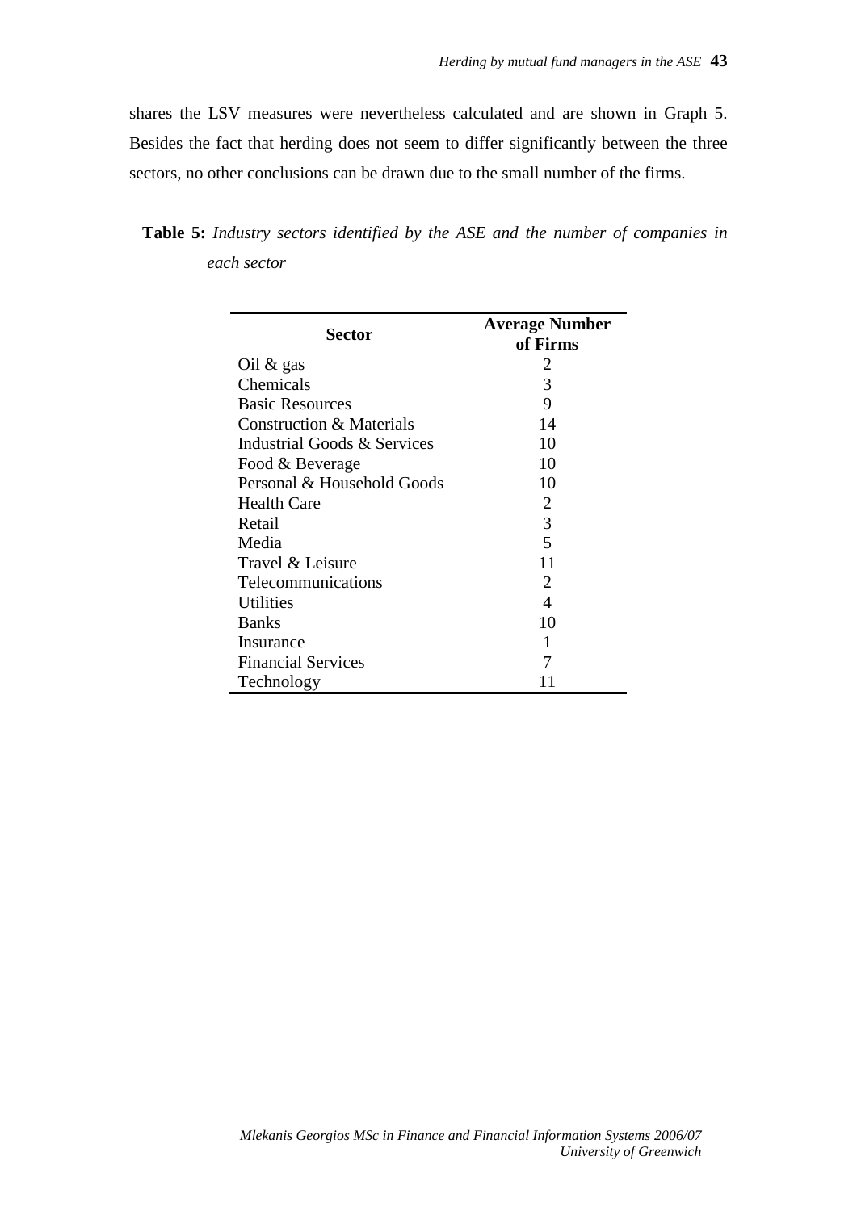shares the LSV measures were nevertheless calculated and are shown in Graph 5. Besides the fact that herding does not seem to differ significantly between the three sectors, no other conclusions can be drawn due to the small number of the firms.

**Table 5:** *Industry sectors identified by the ASE and the number of companies in each sector*

| Sector | Average Number of Firms |
|---|---|
| Oil & gas | 2 |
| Chemicals | 3 |
| Basic Resources | 9 |
| Construction & Materials | 14 |
| Industrial Goods & Services | 10 |
| Food & Beverage | 10 |
| Personal & Household Goods | 10 |
| Health Care | 2 |
| Retail | 3 |
| Media | 5 |
| Travel & Leisure | 11 |
| Telecommunications | 2 |
| Utilities | 4 |
| Banks | 10 |
| Insurance | 1 |
| Financial Services | 7 |
| Technology | 11 |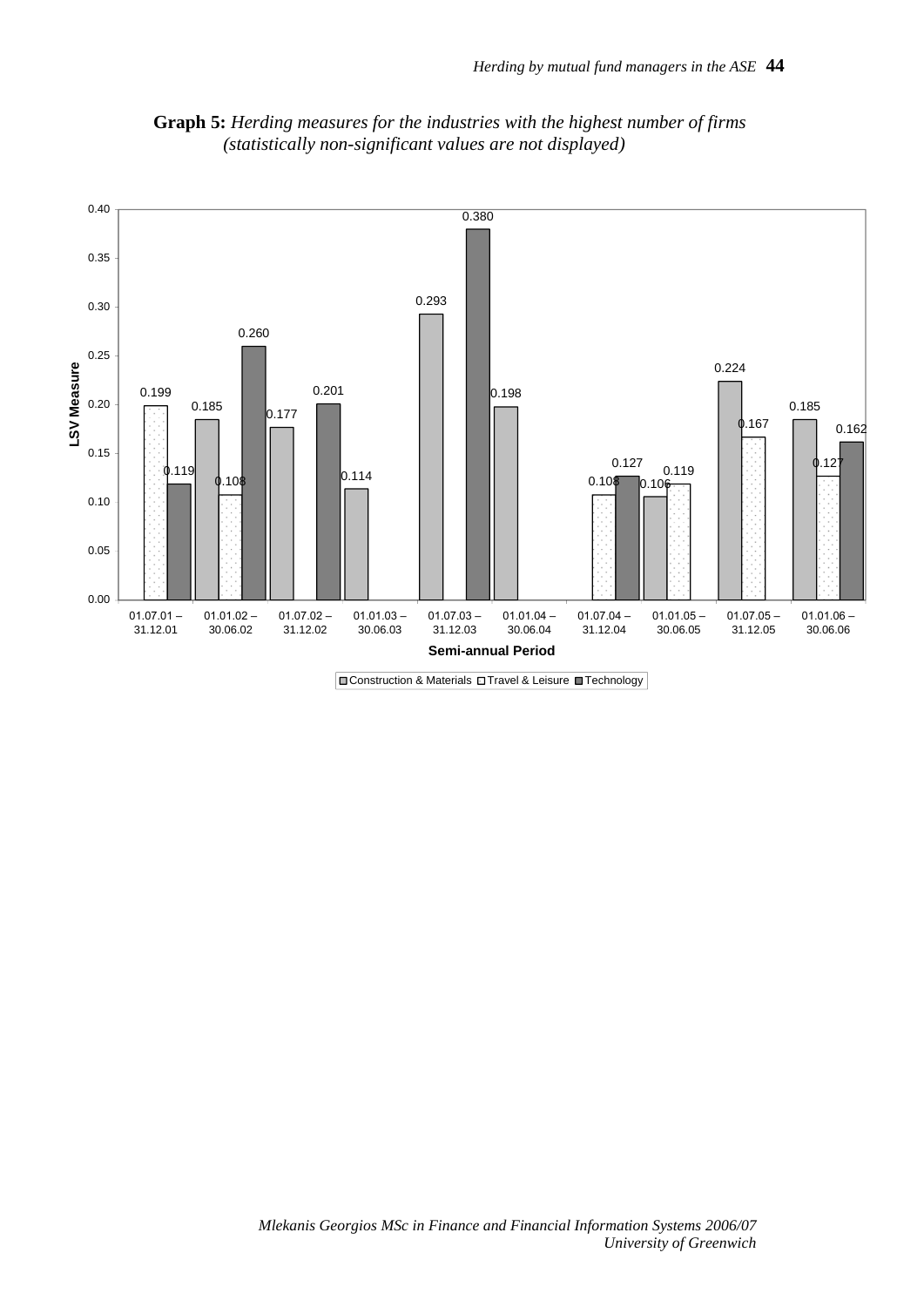**Graph 5:** *Herding measures for the industries with the highest number of firms (statistically non-significant values are not displayed)*

| Semi-annual Period | Construction & Materials | Travel & Leisure | Technology |
|---|---|---|---|
| 01.07.01 – 31.12.01 | | 0.199 | 0.119 |
| 01.01.02 – 30.06.02 | 0.185 | 0.108 | 0.260 |
| 01.07.02 – 31.12.02 | 0.177 | | 0.201 |
| 01.01.03 – 30.06.03 | 0.114 | | |
| 01.07.03 – 31.12.03 | 0.293 | | 0.380 |
| 01.01.04 – 30.06.04 | 0.198 | | |
| 01.07.04 – 31.12.04 | | 0.108 | 0.127 |
| 01.01.05 – 30.06.05 | 0.106 | 0.119 | |
| 01.07.05 – 31.12.05 | 0.224 | 0.167 | |
| 01.01.06 – 30.06.06 | 0.185 | 0.127 | 0.162 |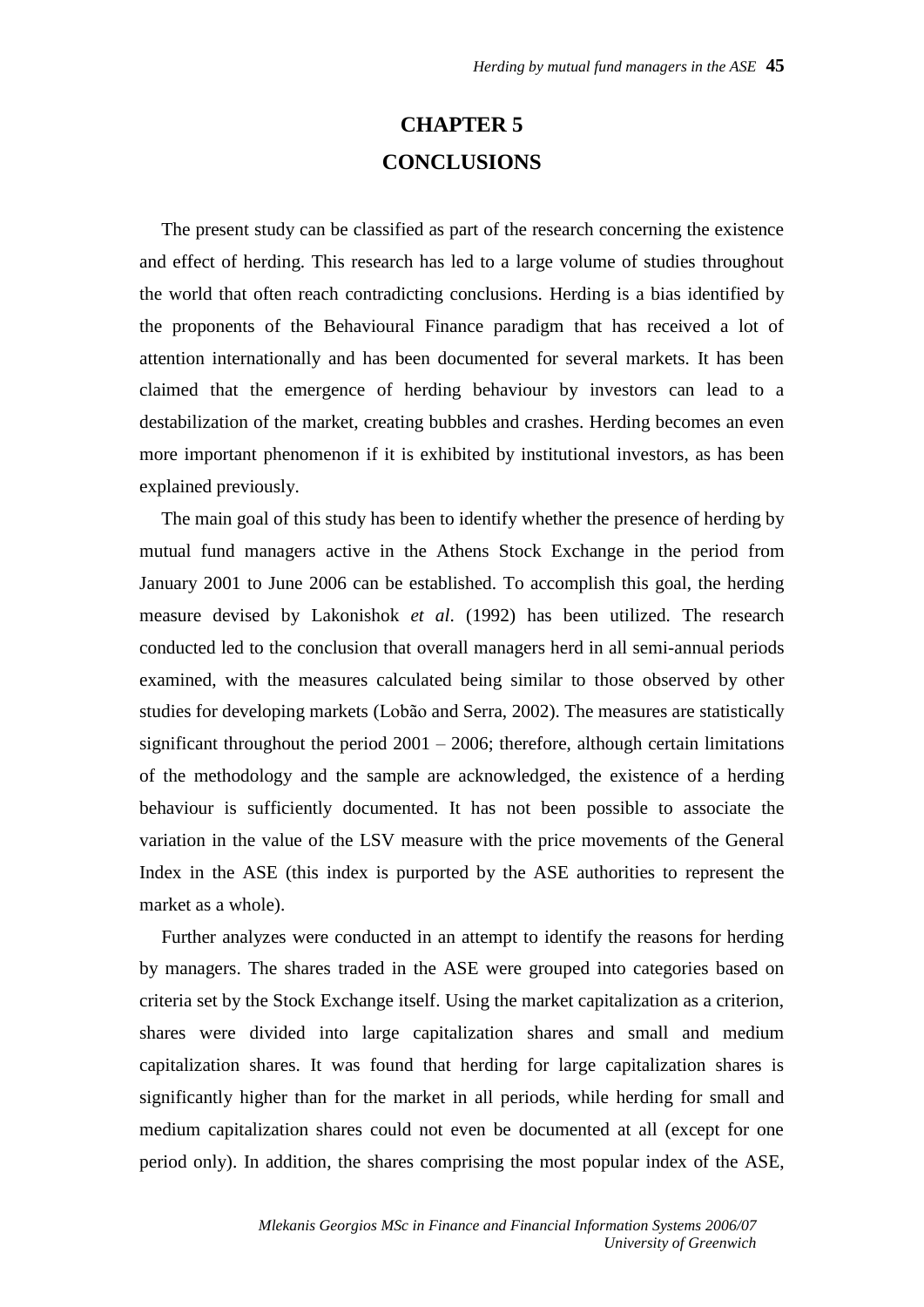# CHAPTER 5
# CONCLUSIONS

The present study can be classified as part of the research concerning the existence and effect of herding. This research has led to a large volume of studies throughout the world that often reach contradicting conclusions. Herding is a bias identified by the proponents of the Behavioural Finance paradigm that has received a lot of attention internationally and has been documented for several markets. It has been claimed that the emergence of herding behaviour by investors can lead to a destabilization of the market, creating bubbles and crashes. Herding becomes an even more important phenomenon if it is exhibited by institutional investors, as has been explained previously.

The main goal of this study has been to identify whether the presence of herding by mutual fund managers active in the Athens Stock Exchange in the period from January 2001 to June 2006 can be established. To accomplish this goal, the herding measure devised by Lakonishok *et al*. (1992) has been utilized. The research conducted led to the conclusion that overall managers herd in all semi-annual periods examined, with the measures calculated being similar to those observed by other studies for developing markets (Lobão and Serra, 2002). The measures are statistically significant throughout the period 2001 – 2006; therefore, although certain limitations of the methodology and the sample are acknowledged, the existence of a herding behaviour is sufficiently documented. It has not been possible to associate the variation in the value of the LSV measure with the price movements of the General Index in the ASE (this index is purported by the ASE authorities to represent the market as a whole).

Further analyzes were conducted in an attempt to identify the reasons for herding by managers. The shares traded in the ASE were grouped into categories based on criteria set by the Stock Exchange itself. Using the market capitalization as a criterion, shares were divided into large capitalization shares and small and medium capitalization shares. It was found that herding for large capitalization shares is significantly higher than for the market in all periods, while herding for small and medium capitalization shares could not even be documented at all (except for one period only). In addition, the shares comprising the most popular index of the ASE,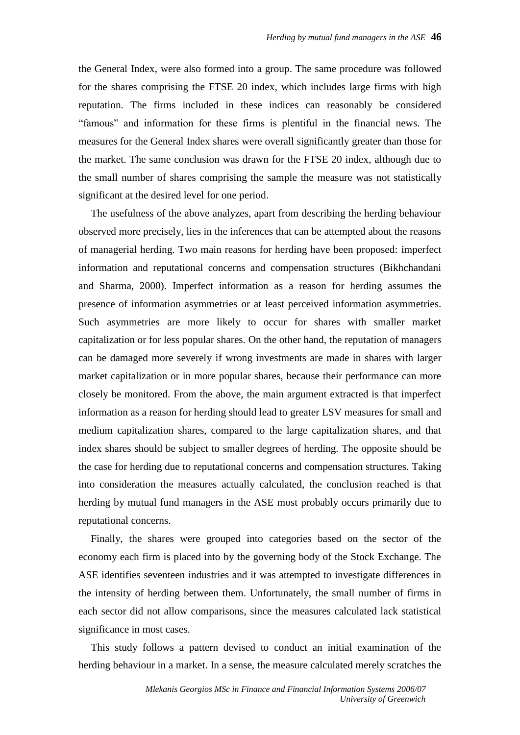the General Index, were also formed into a group. The same procedure was followed for the shares comprising the FTSE 20 index, which includes large firms with high reputation. The firms included in these indices can reasonably be considered "famous" and information for these firms is plentiful in the financial news. The measures for the General Index shares were overall significantly greater than those for the market. The same conclusion was drawn for the FTSE 20 index, although due to the small number of shares comprising the sample the measure was not statistically significant at the desired level for one period.

The usefulness of the above analyzes, apart from describing the herding behaviour observed more precisely, lies in the inferences that can be attempted about the reasons of managerial herding. Two main reasons for herding have been proposed: imperfect information and reputational concerns and compensation structures (Bikhchandani and Sharma, 2000). Imperfect information as a reason for herding assumes the presence of information asymmetries or at least perceived information asymmetries. Such asymmetries are more likely to occur for shares with smaller market capitalization or for less popular shares. On the other hand, the reputation of managers can be damaged more severely if wrong investments are made in shares with larger market capitalization or in more popular shares, because their performance can more closely be monitored. From the above, the main argument extracted is that imperfect information as a reason for herding should lead to greater LSV measures for small and medium capitalization shares, compared to the large capitalization shares, and that index shares should be subject to smaller degrees of herding. The opposite should be the case for herding due to reputational concerns and compensation structures. Taking into consideration the measures actually calculated, the conclusion reached is that herding by mutual fund managers in the ASE most probably occurs primarily due to reputational concerns.

Finally, the shares were grouped into categories based on the sector of the economy each firm is placed into by the governing body of the Stock Exchange. The ASE identifies seventeen industries and it was attempted to investigate differences in the intensity of herding between them. Unfortunately, the small number of firms in each sector did not allow comparisons, since the measures calculated lack statistical significance in most cases.

This study follows a pattern devised to conduct an initial examination of the herding behaviour in a market. In a sense, the measure calculated merely scratches the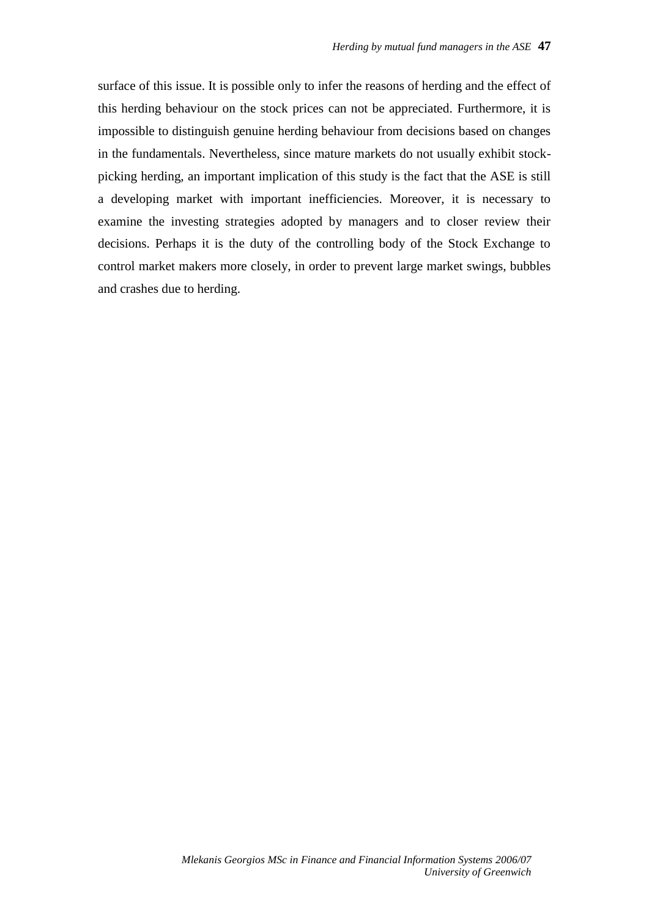surface of this issue. It is possible only to infer the reasons of herding and the effect of this herding behaviour on the stock prices can not be appreciated. Furthermore, it is impossible to distinguish genuine herding behaviour from decisions based on changes in the fundamentals. Nevertheless, since mature markets do not usually exhibit stock-picking herding, an important implication of this study is the fact that the ASE is still a developing market with important inefficiencies. Moreover, it is necessary to examine the investing strategies adopted by managers and to closer review their decisions. Perhaps it is the duty of the controlling body of the Stock Exchange to control market makers more closely, in order to prevent large market swings, bubbles and crashes due to herding.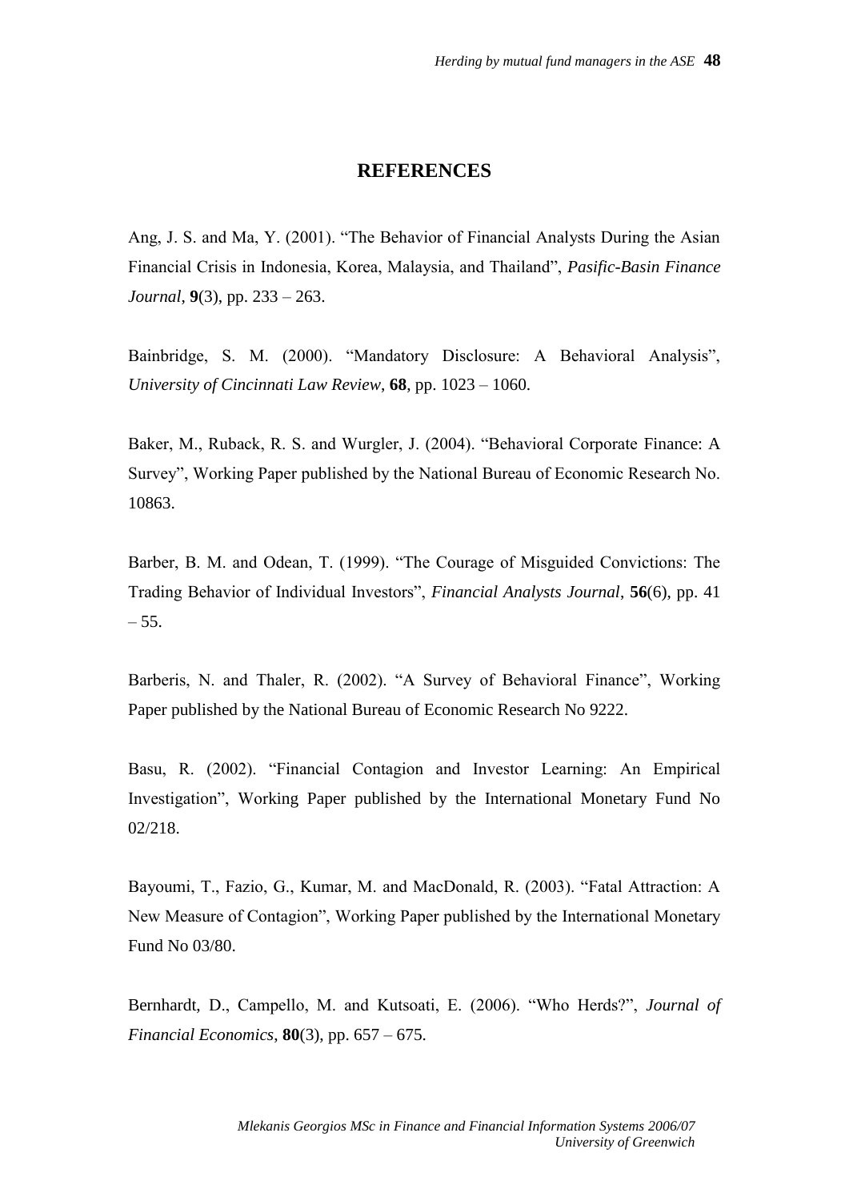## REFERENCES

Ang, J. S. and Ma, Y. (2001). "The Behavior of Financial Analysts During the Asian Financial Crisis in Indonesia, Korea, Malaysia, and Thailand", *Pasific-Basin Finance Journal*, **9**(3), pp. 233 – 263.

Bainbridge, S. M. (2000). "Mandatory Disclosure: A Behavioral Analysis", *University of Cincinnati Law Review*, **68**, pp. 1023 – 1060.

Baker, M., Ruback, R. S. and Wurgler, J. (2004). "Behavioral Corporate Finance: A Survey", Working Paper published by the National Bureau of Economic Research No. 10863.

Barber, B. M. and Odean, T. (1999). "The Courage of Misguided Convictions: The Trading Behavior of Individual Investors", *Financial Analysts Journal*, **56**(6), pp. 41 – 55.

Barberis, N. and Thaler, R. (2002). "A Survey of Behavioral Finance", Working Paper published by the National Bureau of Economic Research No 9222.

Basu, R. (2002). "Financial Contagion and Investor Learning: An Empirical Investigation", Working Paper published by the International Monetary Fund No 02/218.

Bayoumi, T., Fazio, G., Kumar, M. and MacDonald, R. (2003). "Fatal Attraction: A New Measure of Contagion", Working Paper published by the International Monetary Fund No 03/80.

Bernhardt, D., Campello, M. and Kutsoati, E. (2006). "Who Herds?", *Journal of Financial Economics*, **80**(3), pp. 657 – 675.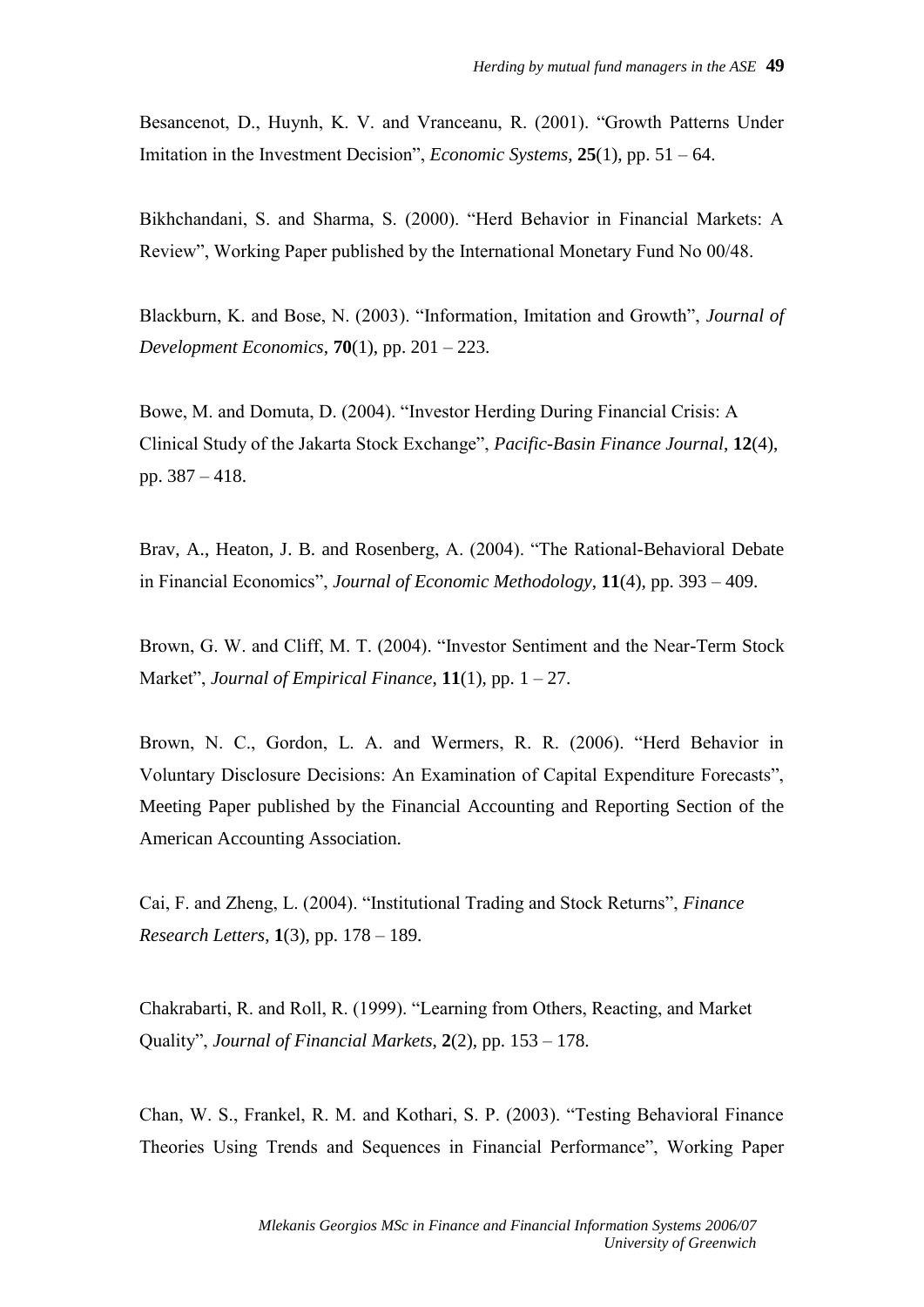Besancenot, D., Huynh, K. V. and Vranceanu, R. (2001). "Growth Patterns Under Imitation in the Investment Decision", *Economic Systems*, **25**(1), pp. 51 – 64.

Bikhchandani, S. and Sharma, S. (2000). "Herd Behavior in Financial Markets: A Review", Working Paper published by the International Monetary Fund No 00/48.

Blackburn, K. and Bose, N. (2003). "Information, Imitation and Growth", *Journal of Development Economics*, **70**(1), pp. 201 – 223.

Bowe, M. and Domuta, D. (2004). "Investor Herding During Financial Crisis: A Clinical Study of the Jakarta Stock Exchange", *Pacific-Basin Finance Journal*, **12**(4), pp. 387 – 418.

Brav, A., Heaton, J. B. and Rosenberg, A. (2004). "The Rational-Behavioral Debate in Financial Economics", *Journal of Economic Methodology*, **11**(4), pp. 393 – 409.

Brown, G. W. and Cliff, M. T. (2004). "Investor Sentiment and the Near-Term Stock Market", *Journal of Empirical Finance*, **11**(1), pp. 1 – 27.

Brown, N. C., Gordon, L. A. and Wermers, R. R. (2006). "Herd Behavior in Voluntary Disclosure Decisions: An Examination of Capital Expenditure Forecasts", Meeting Paper published by the Financial Accounting and Reporting Section of the American Accounting Association.

Cai, F. and Zheng, L. (2004). "Institutional Trading and Stock Returns", *Finance Research Letters*, **1**(3), pp. 178 – 189.

Chakrabarti, R. and Roll, R. (1999). "Learning from Others, Reacting, and Market Quality", *Journal of Financial Markets*, **2**(2), pp. 153 – 178.

Chan, W. S., Frankel, R. M. and Kothari, S. P. (2003). "Testing Behavioral Finance Theories Using Trends and Sequences in Financial Performance", Working Paper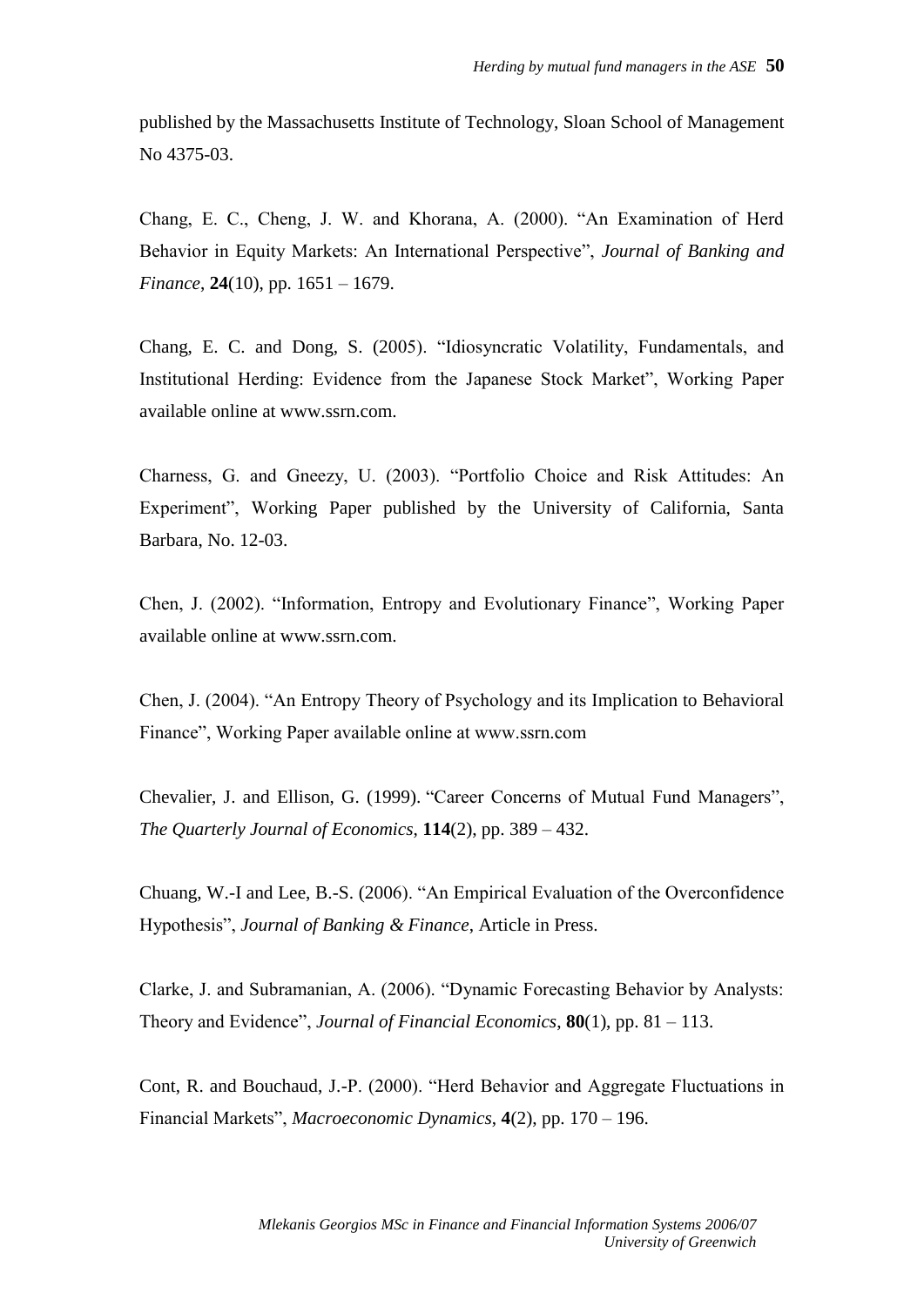published by the Massachusetts Institute of Technology, Sloan School of Management No 4375-03.

Chang, E. C., Cheng, J. W. and Khorana, A. (2000). "An Examination of Herd Behavior in Equity Markets: An International Perspective", *Journal of Banking and Finance*, **24**(10), pp. 1651 – 1679.

Chang, E. C. and Dong, S. (2005). "Idiosyncratic Volatility, Fundamentals, and Institutional Herding: Evidence from the Japanese Stock Market", Working Paper available online at www.ssrn.com.

Charness, G. and Gneezy, U. (2003). "Portfolio Choice and Risk Attitudes: An Experiment", Working Paper published by the University of California, Santa Barbara, No. 12-03.

Chen, J. (2002). "Information, Entropy and Evolutionary Finance", Working Paper available online at www.ssrn.com.

Chen, J. (2004). "An Entropy Theory of Psychology and its Implication to Behavioral Finance", Working Paper available online at www.ssrn.com

Chevalier, J. and Ellison, G. (1999). "Career Concerns of Mutual Fund Managers", *The Quarterly Journal of Economics*, **114**(2), pp. 389 – 432.

Chuang, W.-I and Lee, B.-S. (2006). "An Empirical Evaluation of the Overconfidence Hypothesis", *Journal of Banking & Finance*, Article in Press.

Clarke, J. and Subramanian, A. (2006). "Dynamic Forecasting Behavior by Analysts: Theory and Evidence", *Journal of Financial Economics*, **80**(1), pp. 81 – 113.

Cont, R. and Bouchaud, J.-P. (2000). "Herd Behavior and Aggregate Fluctuations in Financial Markets", *Macroeconomic Dynamics*, **4**(2), pp. 170 – 196.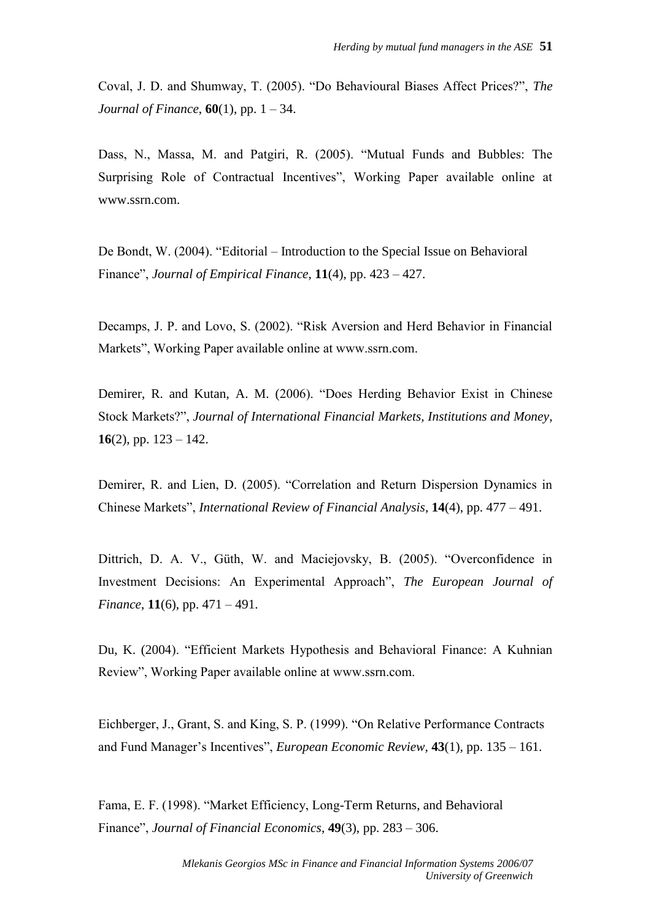Coval, J. D. and Shumway, T. (2005). "Do Behavioural Biases Affect Prices?", *The Journal of Finance*, **60**(1), pp. 1 – 34.

Dass, N., Massa, M. and Patgiri, R. (2005). "Mutual Funds and Bubbles: The Surprising Role of Contractual Incentives", Working Paper available online at www.ssrn.com.

De Bondt, W. (2004). "Editorial – Introduction to the Special Issue on Behavioral Finance", *Journal of Empirical Finance*, **11**(4), pp. 423 – 427.

Decamps, J. P. and Lovo, S. (2002). "Risk Aversion and Herd Behavior in Financial Markets", Working Paper available online at www.ssrn.com.

Demirer, R. and Kutan, A. M. (2006). "Does Herding Behavior Exist in Chinese Stock Markets?", *Journal of International Financial Markets, Institutions and Money*, **16**(2), pp. 123 – 142.

Demirer, R. and Lien, D. (2005). "Correlation and Return Dispersion Dynamics in Chinese Markets", *International Review of Financial Analysis*, **14**(4), pp. 477 – 491.

Dittrich, D. A. V., Güth, W. and Maciejovsky, B. (2005). "Overconfidence in Investment Decisions: An Experimental Approach", *The European Journal of Finance*, **11**(6), pp. 471 – 491.

Du, K. (2004). "Efficient Markets Hypothesis and Behavioral Finance: A Kuhnian Review", Working Paper available online at www.ssrn.com.

Eichberger, J., Grant, S. and King, S. P. (1999). "On Relative Performance Contracts and Fund Manager's Incentives", *European Economic Review*, **43**(1), pp. 135 – 161.

Fama, E. F. (1998). "Market Efficiency, Long-Term Returns, and Behavioral Finance", *Journal of Financial Economics*, **49**(3), pp. 283 – 306.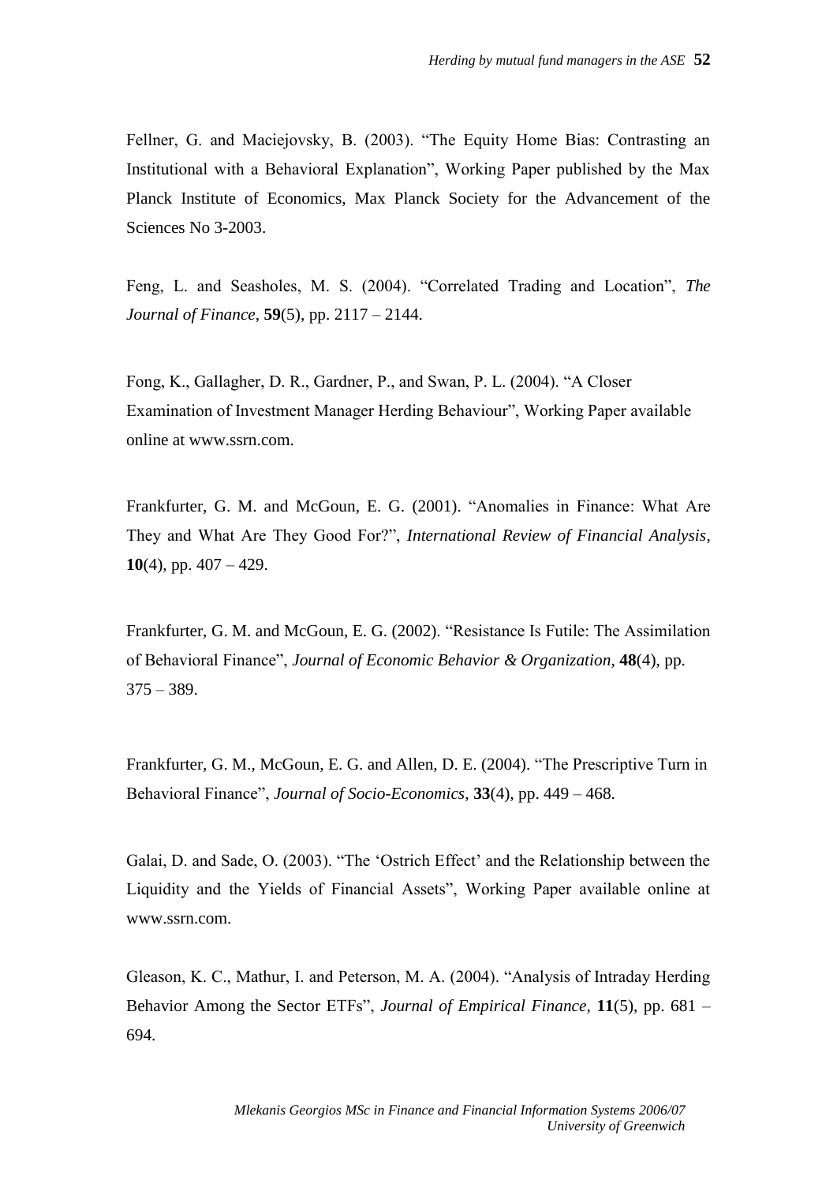Fellner, G. and Maciejovsky, B. (2003). "The Equity Home Bias: Contrasting an Institutional with a Behavioral Explanation", Working Paper published by the Max Planck Institute of Economics, Max Planck Society for the Advancement of the Sciences No 3-2003.

Feng, L. and Seasholes, M. S. (2004). "Correlated Trading and Location", *The Journal of Finance*, **59**(5), pp. 2117 – 2144.

Fong, K., Gallagher, D. R., Gardner, P., and Swan, P. L. (2004). "A Closer Examination of Investment Manager Herding Behaviour", Working Paper available online at www.ssrn.com.

Frankfurter, G. M. and McGoun, E. G. (2001). "Anomalies in Finance: What Are They and What Are They Good For?", *International Review of Financial Analysis*, **10**(4), pp. 407 – 429.

Frankfurter, G. M. and McGoun, E. G. (2002). "Resistance Is Futile: The Assimilation of Behavioral Finance", *Journal of Economic Behavior & Organization*, **48**(4), pp. 375 – 389.

Frankfurter, G. M., McGoun, E. G. and Allen, D. E. (2004). "The Prescriptive Turn in Behavioral Finance", *Journal of Socio-Economics*, **33**(4), pp. 449 – 468.

Galai, D. and Sade, O. (2003). "The 'Ostrich Effect' and the Relationship between the Liquidity and the Yields of Financial Assets", Working Paper available online at www.ssrn.com.

Gleason, K. C., Mathur, I. and Peterson, M. A. (2004). "Analysis of Intraday Herding Behavior Among the Sector ETFs", *Journal of Empirical Finance*, **11**(5), pp. 681 – 694.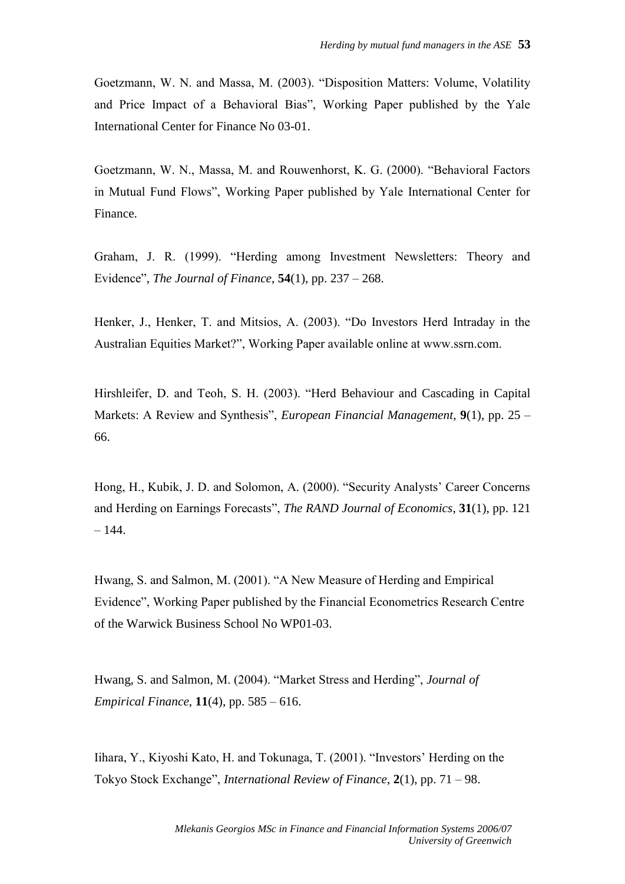Goetzmann, W. N. and Massa, M. (2003). "Disposition Matters: Volume, Volatility and Price Impact of a Behavioral Bias", Working Paper published by the Yale International Center for Finance No 03-01.

Goetzmann, W. N., Massa, M. and Rouwenhorst, K. G. (2000). "Behavioral Factors in Mutual Fund Flows", Working Paper published by Yale International Center for Finance.

Graham, J. R. (1999). "Herding among Investment Newsletters: Theory and Evidence", *The Journal of Finance*, **54**(1), pp. 237 – 268.

Henker, J., Henker, T. and Mitsios, A. (2003). "Do Investors Herd Intraday in the Australian Equities Market?", Working Paper available online at www.ssrn.com.

Hirshleifer, D. and Teoh, S. H. (2003). "Herd Behaviour and Cascading in Capital Markets: A Review and Synthesis", *European Financial Management*, **9**(1), pp. 25 – 66.

Hong, H., Kubik, J. D. and Solomon, A. (2000). "Security Analysts' Career Concerns and Herding on Earnings Forecasts", *The RAND Journal of Economics*, **31**(1), pp. 121 – 144.

Hwang, S. and Salmon, M. (2001). "A New Measure of Herding and Empirical Evidence", Working Paper published by the Financial Econometrics Research Centre of the Warwick Business School No WP01-03.

Hwang, S. and Salmon, M. (2004). "Market Stress and Herding", *Journal of Empirical Finance*, **11**(4), pp. 585 – 616.

Iihara, Y., Kiyoshi Kato, H. and Tokunaga, T. (2001). "Investors' Herding on the Tokyo Stock Exchange", *International Review of Finance*, **2**(1), pp. 71 – 98.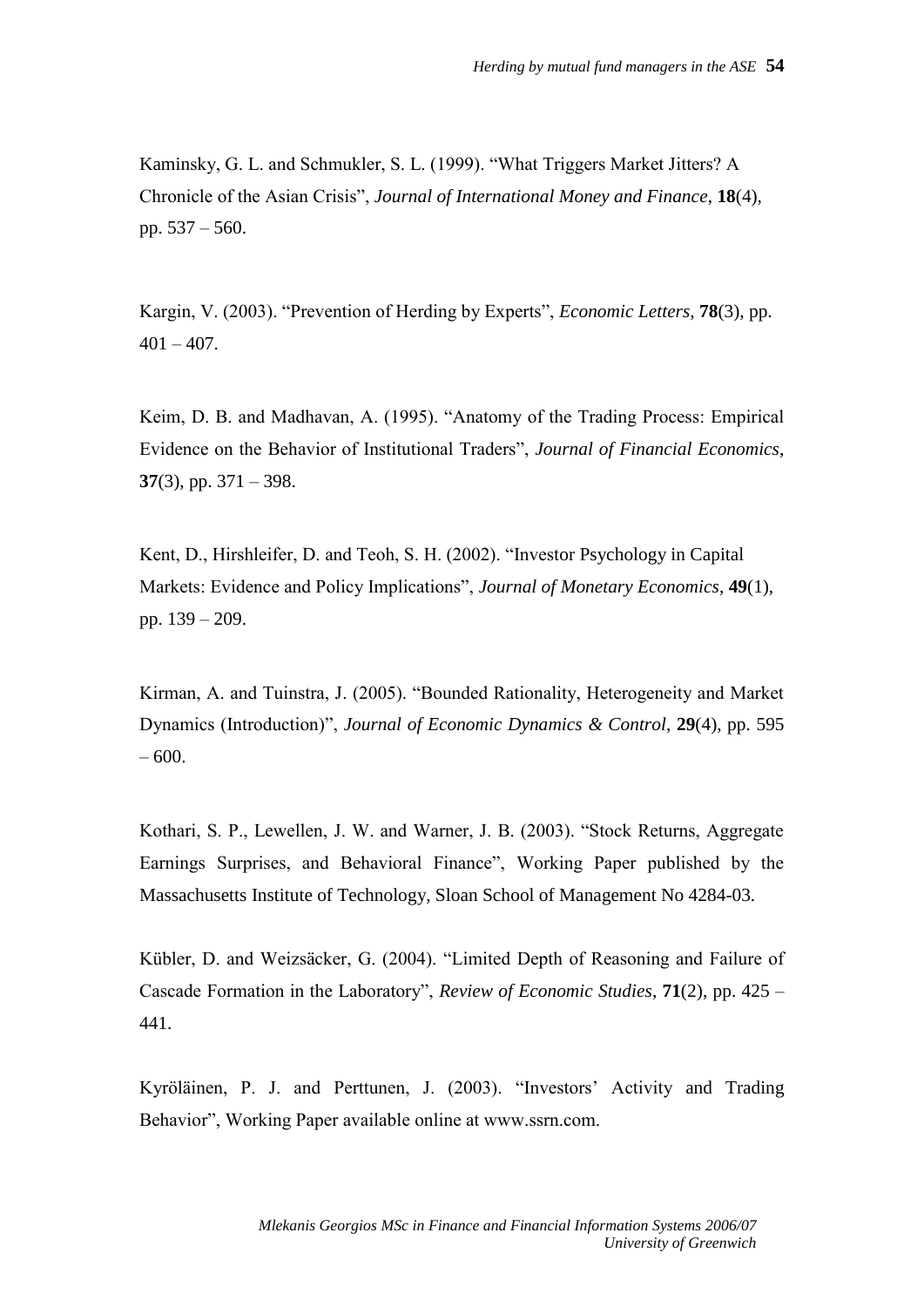Kaminsky, G. L. and Schmukler, S. L. (1999). "What Triggers Market Jitters? A Chronicle of the Asian Crisis", *Journal of International Money and Finance*, **18**(4), pp. 537 – 560.

Kargin, V. (2003). "Prevention of Herding by Experts", *Economic Letters*, **78**(3), pp. 401 – 407.

Keim, D. B. and Madhavan, A. (1995). "Anatomy of the Trading Process: Empirical Evidence on the Behavior of Institutional Traders", *Journal of Financial Economics*, **37**(3), pp. 371 – 398.

Kent, D., Hirshleifer, D. and Teoh, S. H. (2002). "Investor Psychology in Capital Markets: Evidence and Policy Implications", *Journal of Monetary Economics*, **49**(1), pp. 139 – 209.

Kirman, A. and Tuinstra, J. (2005). "Bounded Rationality, Heterogeneity and Market Dynamics (Introduction)", *Journal of Economic Dynamics & Control*, **29**(4), pp. 595 – 600.

Kothari, S. P., Lewellen, J. W. and Warner, J. B. (2003). "Stock Returns, Aggregate Earnings Surprises, and Behavioral Finance", Working Paper published by the Massachusetts Institute of Technology, Sloan School of Management No 4284-03.

Kübler, D. and Weizsäcker, G. (2004). "Limited Depth of Reasoning and Failure of Cascade Formation in the Laboratory", *Review of Economic Studies*, **71**(2), pp. 425 – 441.

Kyröläinen, P. J. and Perttunen, J. (2003). "Investors' Activity and Trading Behavior", Working Paper available online at www.ssrn.com.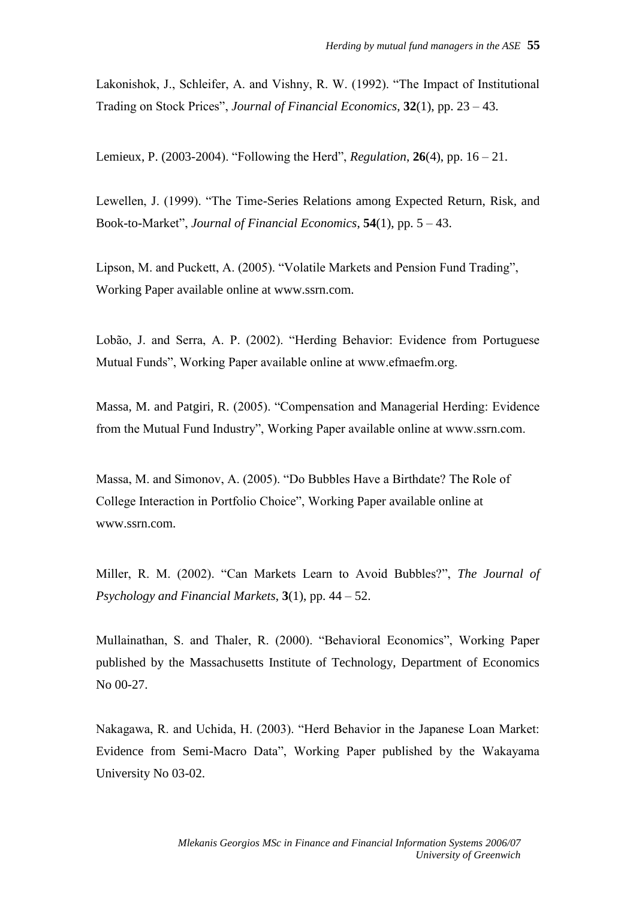Lakonishok, J., Schleifer, A. and Vishny, R. W. (1992). "The Impact of Institutional Trading on Stock Prices", *Journal of Financial Economics*, **32**(1), pp. 23 – 43.

Lemieux, P. (2003-2004). "Following the Herd", *Regulation*, **26**(4), pp. 16 – 21.

Lewellen, J. (1999). "The Time-Series Relations among Expected Return, Risk, and Book-to-Market", *Journal of Financial Economics*, **54**(1), pp. 5 – 43.

Lipson, M. and Puckett, A. (2005). "Volatile Markets and Pension Fund Trading", Working Paper available online at www.ssrn.com.

Lobão, J. and Serra, A. P. (2002). "Herding Behavior: Evidence from Portuguese Mutual Funds", Working Paper available online at www.efmaefm.org.

Massa, M. and Patgiri, R. (2005). "Compensation and Managerial Herding: Evidence from the Mutual Fund Industry", Working Paper available online at www.ssrn.com.

Massa, M. and Simonov, A. (2005). "Do Bubbles Have a Birthdate? The Role of College Interaction in Portfolio Choice", Working Paper available online at www.ssrn.com.

Miller, R. M. (2002). "Can Markets Learn to Avoid Bubbles?", *The Journal of Psychology and Financial Markets*, **3**(1), pp. 44 – 52.

Mullainathan, S. and Thaler, R. (2000). "Behavioral Economics", Working Paper published by the Massachusetts Institute of Technology, Department of Economics No 00-27.

Nakagawa, R. and Uchida, H. (2003). "Herd Behavior in the Japanese Loan Market: Evidence from Semi-Macro Data", Working Paper published by the Wakayama University No 03-02.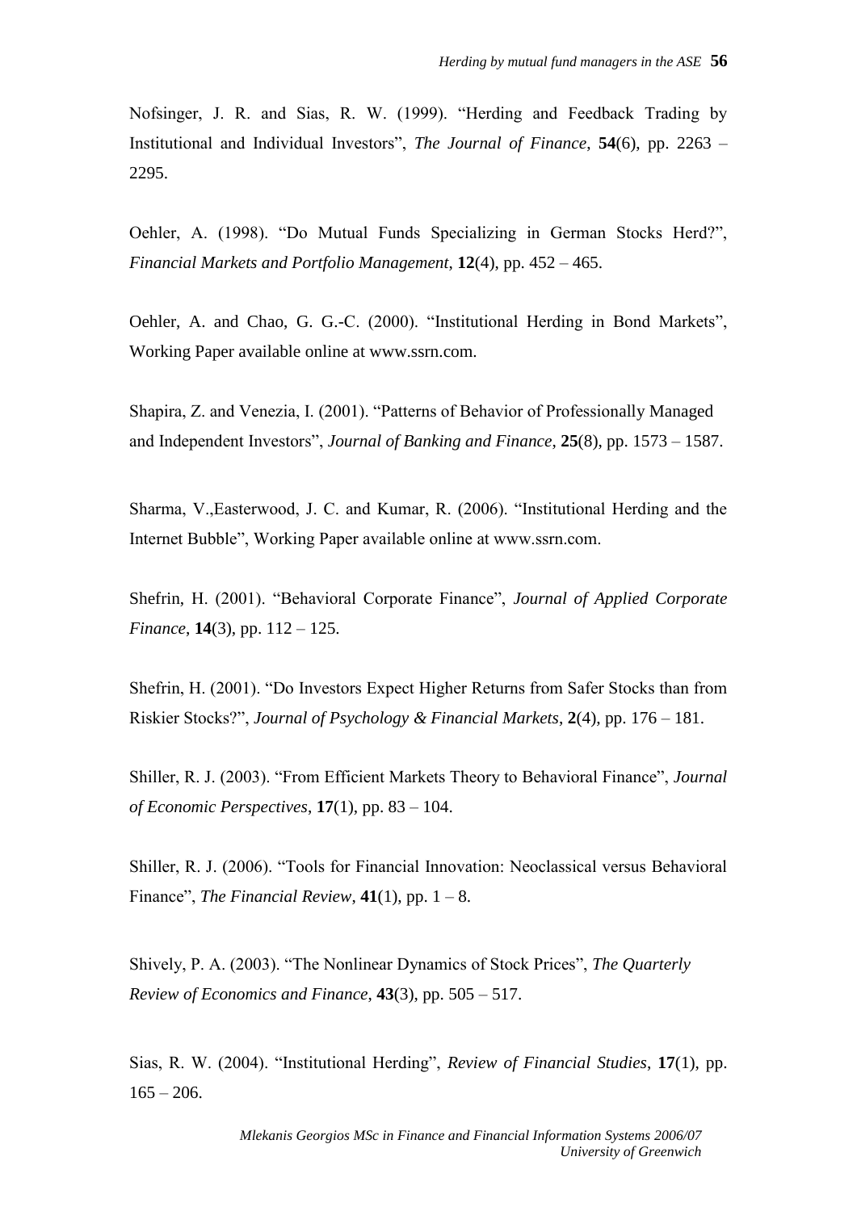Nofsinger, J. R. and Sias, R. W. (1999). "Herding and Feedback Trading by Institutional and Individual Investors", *The Journal of Finance*, **54**(6), pp. 2263 – 2295.

Oehler, A. (1998). "Do Mutual Funds Specializing in German Stocks Herd?", *Financial Markets and Portfolio Management*, **12**(4), pp. 452 – 465.

Oehler, A. and Chao, G. G.-C. (2000). "Institutional Herding in Bond Markets", Working Paper available online at www.ssrn.com.

Shapira, Z. and Venezia, I. (2001). "Patterns of Behavior of Professionally Managed and Independent Investors", *Journal of Banking and Finance*, **25**(8), pp. 1573 – 1587.

Sharma, V.,Easterwood, J. C. and Kumar, R. (2006). "Institutional Herding and the Internet Bubble", Working Paper available online at www.ssrn.com.

Shefrin, H. (2001). "Behavioral Corporate Finance", *Journal of Applied Corporate Finance*, **14**(3), pp. 112 – 125.

Shefrin, H. (2001). "Do Investors Expect Higher Returns from Safer Stocks than from Riskier Stocks?", *Journal of Psychology & Financial Markets*, **2**(4), pp. 176 – 181.

Shiller, R. J. (2003). "From Efficient Markets Theory to Behavioral Finance", *Journal of Economic Perspectives*, **17**(1), pp. 83 – 104.

Shiller, R. J. (2006). "Tools for Financial Innovation: Neoclassical versus Behavioral Finance", *The Financial Review*, **41**(1), pp. 1 – 8.

Shively, P. A. (2003). "The Nonlinear Dynamics of Stock Prices", *The Quarterly Review of Economics and Finance*, **43**(3), pp. 505 – 517.

Sias, R. W. (2004). "Institutional Herding", *Review of Financial Studies*, **17**(1), pp. 165 – 206.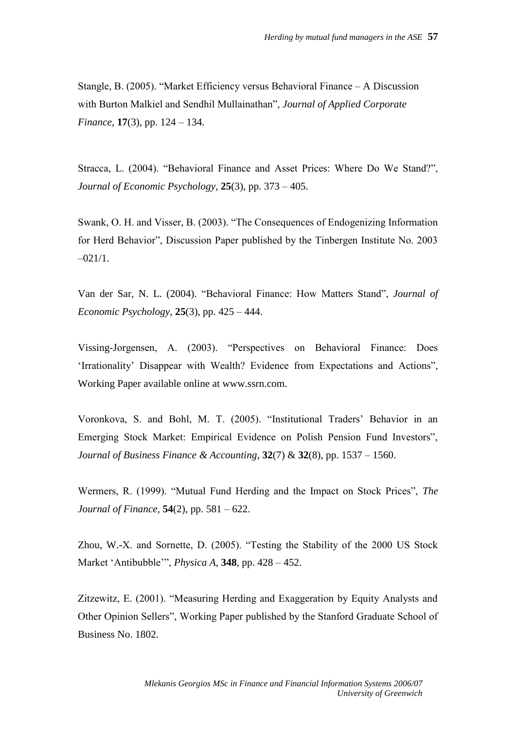Stangle, B. (2005). "Market Efficiency versus Behavioral Finance – A Discussion with Burton Malkiel and Sendhil Mullainathan", *Journal of Applied Corporate Finance*, **17**(3), pp. 124 – 134.

Stracca, L. (2004). "Behavioral Finance and Asset Prices: Where Do We Stand?", *Journal of Economic Psychology*, **25**(3), pp. 373 – 405.

Swank, O. H. and Visser, B. (2003). "The Consequences of Endogenizing Information for Herd Behavior", Discussion Paper published by the Tinbergen Institute No. 2003 –021/1.

Van der Sar, N. L. (2004). "Behavioral Finance: How Matters Stand", *Journal of Economic Psychology*, **25**(3), pp. 425 – 444.

Vissing-Jorgensen, A. (2003). "Perspectives on Behavioral Finance: Does 'Irrationality' Disappear with Wealth? Evidence from Expectations and Actions", Working Paper available online at www.ssrn.com.

Voronkova, S. and Bohl, M. T. (2005). "Institutional Traders' Behavior in an Emerging Stock Market: Empirical Evidence on Polish Pension Fund Investors", *Journal of Business Finance & Accounting*, **32**(7) & **32**(8), pp. 1537 – 1560.

Wermers, R. (1999). "Mutual Fund Herding and the Impact on Stock Prices", *The Journal of Finance*, **54**(2), pp. 581 – 622.

Zhou, W.-X. and Sornette, D. (2005). "Testing the Stability of the 2000 US Stock Market 'Antibubble'", *Physica A*, **348**, pp. 428 – 452.

Zitzewitz, E. (2001). "Measuring Herding and Exaggeration by Equity Analysts and Other Opinion Sellers", Working Paper published by the Stanford Graduate School of Business No. 1802.